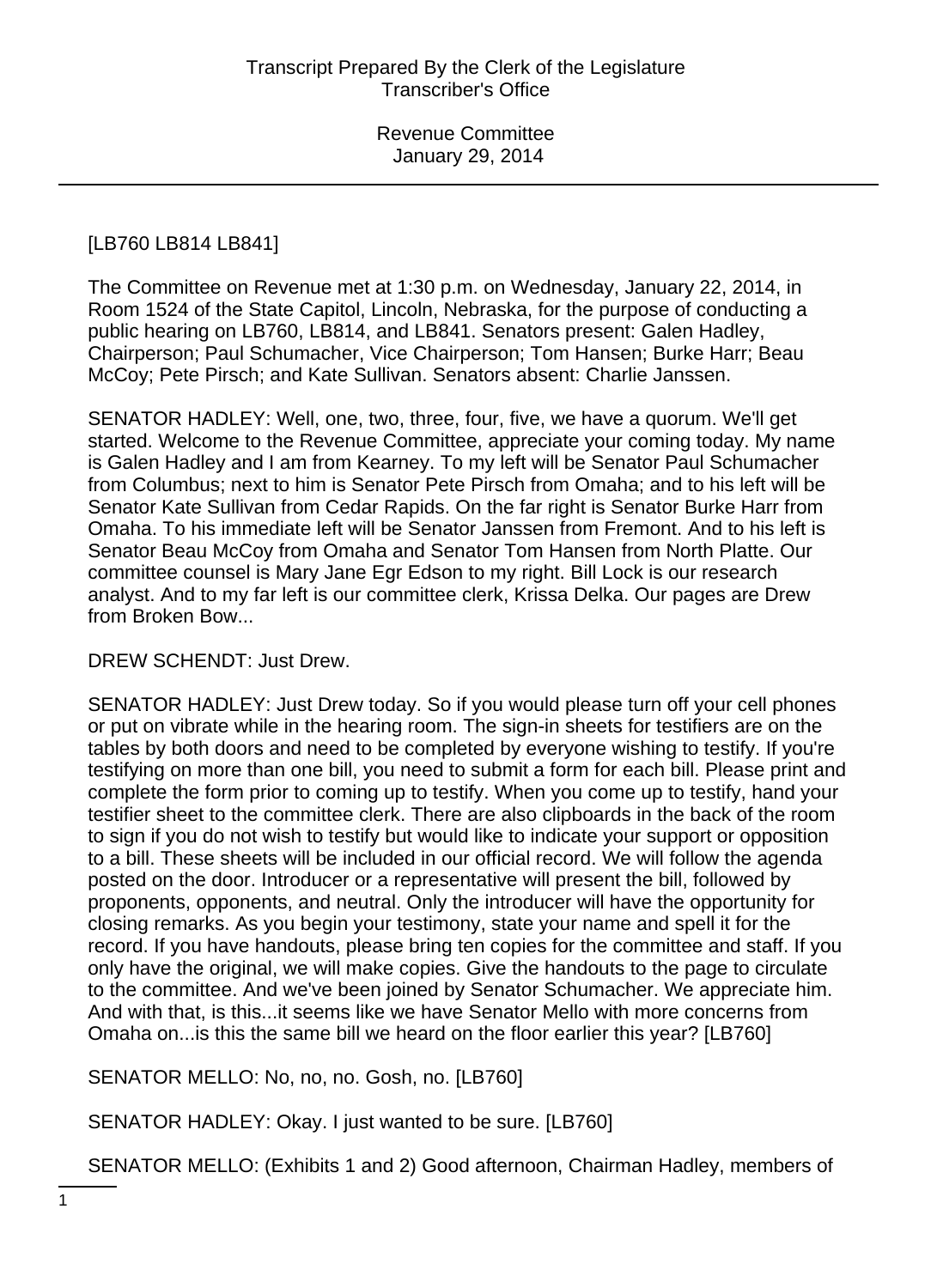[LB760 LB814 LB841]

The Committee on Revenue met at 1:30 p.m. on Wednesday, January 22, 2014, in Room 1524 of the State Capitol, Lincoln, Nebraska, for the purpose of conducting a public hearing on LB760, LB814, and LB841. Senators present: Galen Hadley, Chairperson; Paul Schumacher, Vice Chairperson; Tom Hansen; Burke Harr; Beau McCoy; Pete Pirsch; and Kate Sullivan. Senators absent: Charlie Janssen.

SENATOR HADLEY: Well, one, two, three, four, five, we have a quorum. We'll get started. Welcome to the Revenue Committee, appreciate your coming today. My name is Galen Hadley and I am from Kearney. To my left will be Senator Paul Schumacher from Columbus; next to him is Senator Pete Pirsch from Omaha; and to his left will be Senator Kate Sullivan from Cedar Rapids. On the far right is Senator Burke Harr from Omaha. To his immediate left will be Senator Janssen from Fremont. And to his left is Senator Beau McCoy from Omaha and Senator Tom Hansen from North Platte. Our committee counsel is Mary Jane Egr Edson to my right. Bill Lock is our research analyst. And to my far left is our committee clerk, Krissa Delka. Our pages are Drew from Broken Bow...

DREW SCHENDT: Just Drew.

SENATOR HADLEY: Just Drew today. So if you would please turn off your cell phones or put on vibrate while in the hearing room. The sign-in sheets for testifiers are on the tables by both doors and need to be completed by everyone wishing to testify. If you're testifying on more than one bill, you need to submit a form for each bill. Please print and complete the form prior to coming up to testify. When you come up to testify, hand your testifier sheet to the committee clerk. There are also clipboards in the back of the room to sign if you do not wish to testify but would like to indicate your support or opposition to a bill. These sheets will be included in our official record. We will follow the agenda posted on the door. Introducer or a representative will present the bill, followed by proponents, opponents, and neutral. Only the introducer will have the opportunity for closing remarks. As you begin your testimony, state your name and spell it for the record. If you have handouts, please bring ten copies for the committee and staff. If you only have the original, we will make copies. Give the handouts to the page to circulate to the committee. And we've been joined by Senator Schumacher. We appreciate him. And with that, is this...it seems like we have Senator Mello with more concerns from Omaha on...is this the same bill we heard on the floor earlier this year? [LB760]

SENATOR MELLO: No, no, no. Gosh, no. [LB760]

SENATOR HADLEY: Okay. I just wanted to be sure. [LB760]

SENATOR MELLO: (Exhibits 1 and 2) Good afternoon, Chairman Hadley, members of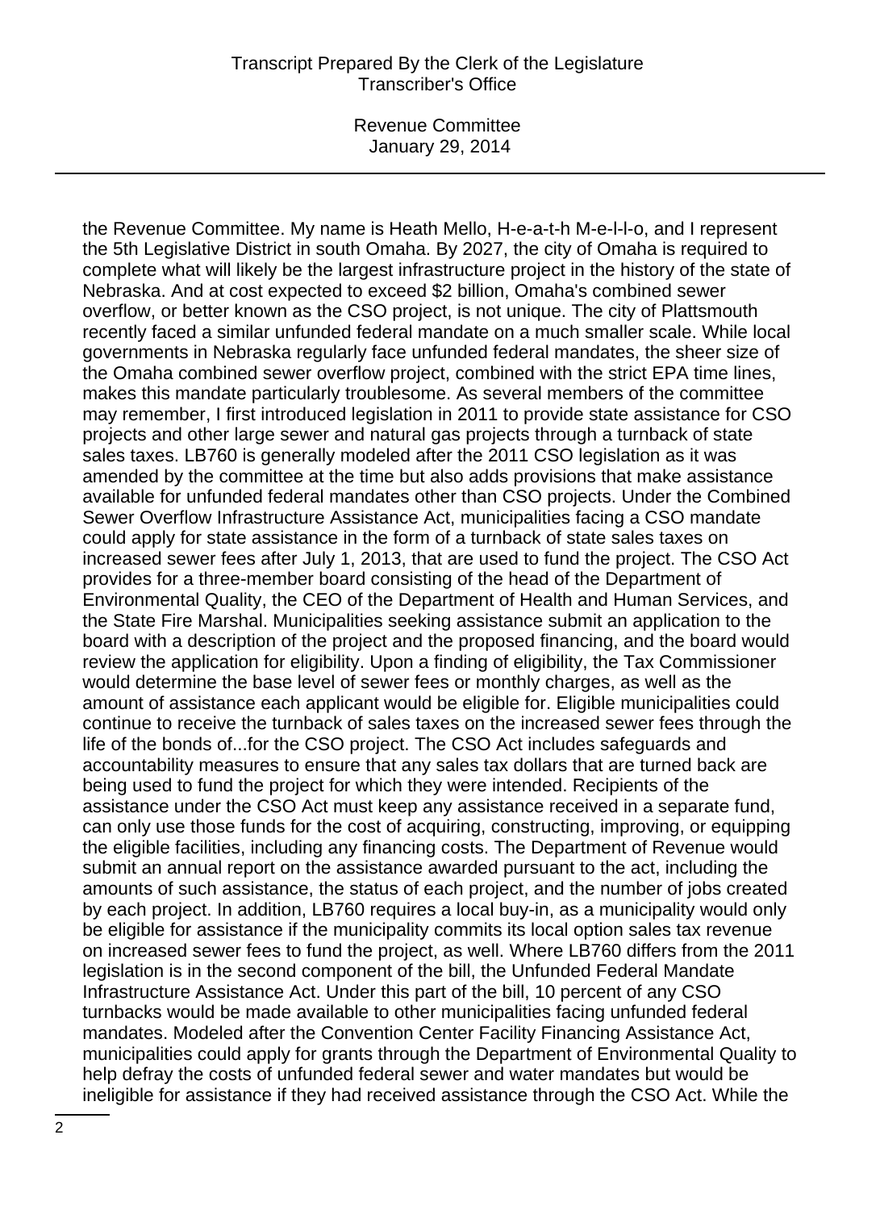the Revenue Committee. My name is Heath Mello, H-e-a-t-h M-e-l-l-o, and I represent the 5th Legislative District in south Omaha. By 2027, the city of Omaha is required to complete what will likely be the largest infrastructure project in the history of the state of Nebraska. And at cost expected to exceed $2 billion, Omaha's combined sewer overflow, or better known as the CSO project, is not unique. The city of Plattsmouth recently faced a similar unfunded federal mandate on a much smaller scale. While local governments in Nebraska regularly face unfunded federal mandates, the sheer size of the Omaha combined sewer overflow project, combined with the strict EPA time lines, makes this mandate particularly troublesome. As several members of the committee may remember, I first introduced legislation in 2011 to provide state assistance for CSO projects and other large sewer and natural gas projects through a turnback of state sales taxes. LB760 is generally modeled after the 2011 CSO legislation as it was amended by the committee at the time but also adds provisions that make assistance available for unfunded federal mandates other than CSO projects. Under the Combined Sewer Overflow Infrastructure Assistance Act, municipalities facing a CSO mandate could apply for state assistance in the form of a turnback of state sales taxes on increased sewer fees after July 1, 2013, that are used to fund the project. The CSO Act provides for a three-member board consisting of the head of the Department of Environmental Quality, the CEO of the Department of Health and Human Services, and the State Fire Marshal. Municipalities seeking assistance submit an application to the board with a description of the project and the proposed financing, and the board would review the application for eligibility. Upon a finding of eligibility, the Tax Commissioner would determine the base level of sewer fees or monthly charges, as well as the amount of assistance each applicant would be eligible for. Eligible municipalities could continue to receive the turnback of sales taxes on the increased sewer fees through the life of the bonds of...for the CSO project. The CSO Act includes safeguards and accountability measures to ensure that any sales tax dollars that are turned back are being used to fund the project for which they were intended. Recipients of the assistance under the CSO Act must keep any assistance received in a separate fund, can only use those funds for the cost of acquiring, constructing, improving, or equipping the eligible facilities, including any financing costs. The Department of Revenue would submit an annual report on the assistance awarded pursuant to the act, including the amounts of such assistance, the status of each project, and the number of jobs created by each project. In addition, LB760 requires a local buy-in, as a municipality would only be eligible for assistance if the municipality commits its local option sales tax revenue on increased sewer fees to fund the project, as well. Where LB760 differs from the 2011 legislation is in the second component of the bill, the Unfunded Federal Mandate Infrastructure Assistance Act. Under this part of the bill, 10 percent of any CSO turnbacks would be made available to other municipalities facing unfunded federal mandates. Modeled after the Convention Center Facility Financing Assistance Act, municipalities could apply for grants through the Department of Environmental Quality to help defray the costs of unfunded federal sewer and water mandates but would be ineligible for assistance if they had received assistance through the CSO Act. While the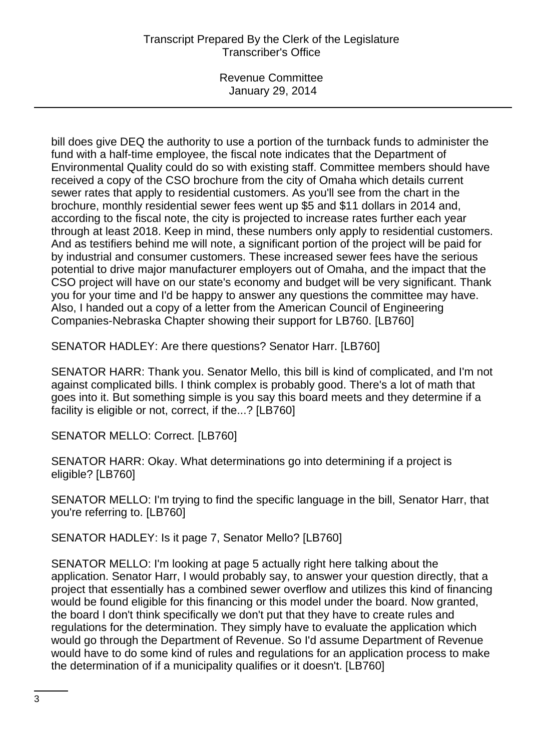bill does give DEQ the authority to use a portion of the turnback funds to administer the fund with a half-time employee, the fiscal note indicates that the Department of Environmental Quality could do so with existing staff. Committee members should have received a copy of the CSO brochure from the city of Omaha which details current sewer rates that apply to residential customers. As you'll see from the chart in the brochure, monthly residential sewer fees went up $5 and $11 dollars in 2014 and, according to the fiscal note, the city is projected to increase rates further each year through at least 2018. Keep in mind, these numbers only apply to residential customers. And as testifiers behind me will note, a significant portion of the project will be paid for by industrial and consumer customers. These increased sewer fees have the serious potential to drive major manufacturer employers out of Omaha, and the impact that the CSO project will have on our state's economy and budget will be very significant. Thank you for your time and I'd be happy to answer any questions the committee may have. Also, I handed out a copy of a letter from the American Council of Engineering Companies-Nebraska Chapter showing their support for LB760. [LB760]

SENATOR HADLEY: Are there questions? Senator Harr. [LB760]

SENATOR HARR: Thank you. Senator Mello, this bill is kind of complicated, and I'm not against complicated bills. I think complex is probably good. There's a lot of math that goes into it. But something simple is you say this board meets and they determine if a facility is eligible or not, correct, if the...? [LB760]

SENATOR MELLO: Correct. [LB760]

SENATOR HARR: Okay. What determinations go into determining if a project is eligible? [LB760]

SENATOR MELLO: I'm trying to find the specific language in the bill, Senator Harr, that you're referring to. [LB760]

SENATOR HADLEY: Is it page 7, Senator Mello? [LB760]

SENATOR MELLO: I'm looking at page 5 actually right here talking about the application. Senator Harr, I would probably say, to answer your question directly, that a project that essentially has a combined sewer overflow and utilizes this kind of financing would be found eligible for this financing or this model under the board. Now granted, the board I don't think specifically we don't put that they have to create rules and regulations for the determination. They simply have to evaluate the application which would go through the Department of Revenue. So I'd assume Department of Revenue would have to do some kind of rules and regulations for an application process to make the determination of if a municipality qualifies or it doesn't. [LB760]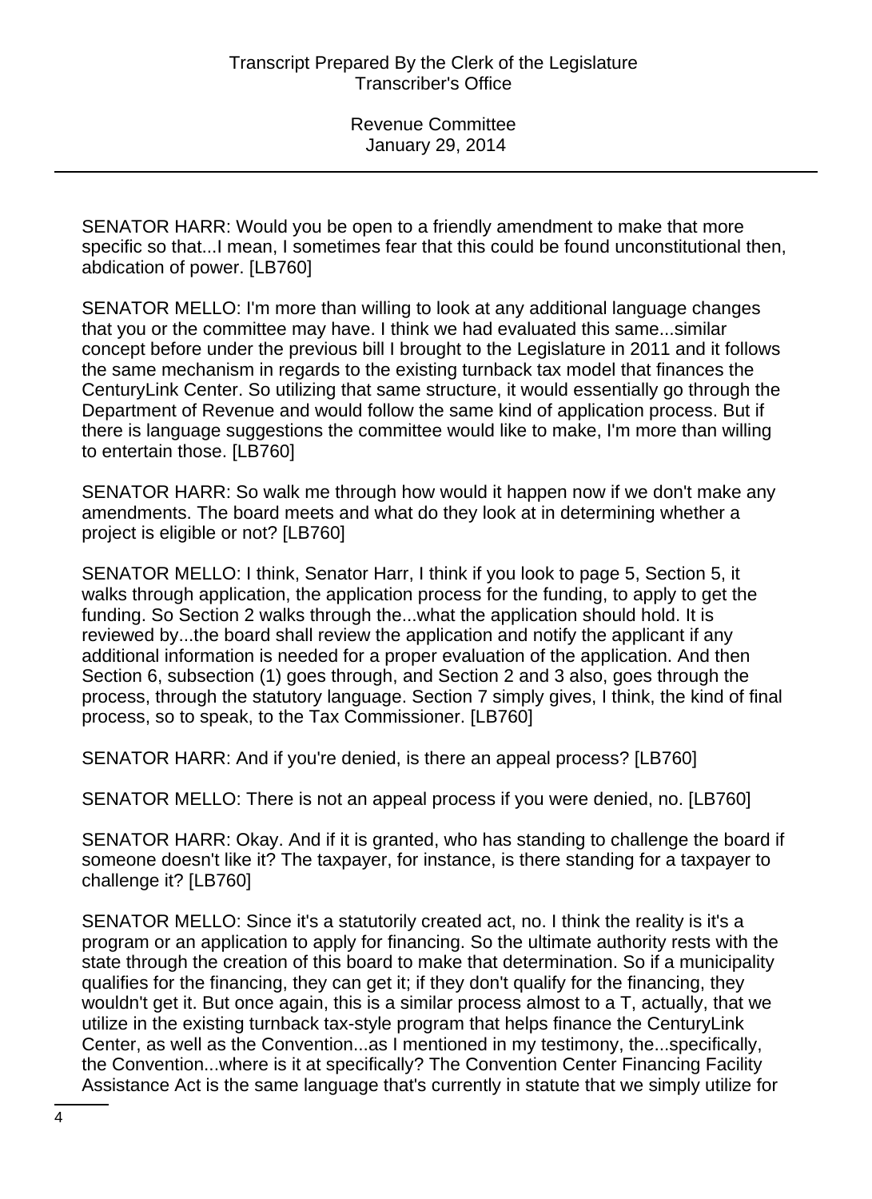SENATOR HARR: Would you be open to a friendly amendment to make that more specific so that...I mean, I sometimes fear that this could be found unconstitutional then, abdication of power. [LB760]

SENATOR MELLO: I'm more than willing to look at any additional language changes that you or the committee may have. I think we had evaluated this same...similar concept before under the previous bill I brought to the Legislature in 2011 and it follows the same mechanism in regards to the existing turnback tax model that finances the CenturyLink Center. So utilizing that same structure, it would essentially go through the Department of Revenue and would follow the same kind of application process. But if there is language suggestions the committee would like to make, I'm more than willing to entertain those. [LB760]

SENATOR HARR: So walk me through how would it happen now if we don't make any amendments. The board meets and what do they look at in determining whether a project is eligible or not? [LB760]

SENATOR MELLO: I think, Senator Harr, I think if you look to page 5, Section 5, it walks through application, the application process for the funding, to apply to get the funding. So Section 2 walks through the...what the application should hold. It is reviewed by...the board shall review the application and notify the applicant if any additional information is needed for a proper evaluation of the application. And then Section 6, subsection (1) goes through, and Section 2 and 3 also, goes through the process, through the statutory language. Section 7 simply gives, I think, the kind of final process, so to speak, to the Tax Commissioner. [LB760]

SENATOR HARR: And if you're denied, is there an appeal process? [LB760]

SENATOR MELLO: There is not an appeal process if you were denied, no. [LB760]

SENATOR HARR: Okay. And if it is granted, who has standing to challenge the board if someone doesn't like it? The taxpayer, for instance, is there standing for a taxpayer to challenge it? [LB760]

SENATOR MELLO: Since it's a statutorily created act, no. I think the reality is it's a program or an application to apply for financing. So the ultimate authority rests with the state through the creation of this board to make that determination. So if a municipality qualifies for the financing, they can get it; if they don't qualify for the financing, they wouldn't get it. But once again, this is a similar process almost to a T, actually, that we utilize in the existing turnback tax-style program that helps finance the CenturyLink Center, as well as the Convention...as I mentioned in my testimony, the...specifically, the Convention...where is it at specifically? The Convention Center Financing Facility Assistance Act is the same language that's currently in statute that we simply utilize for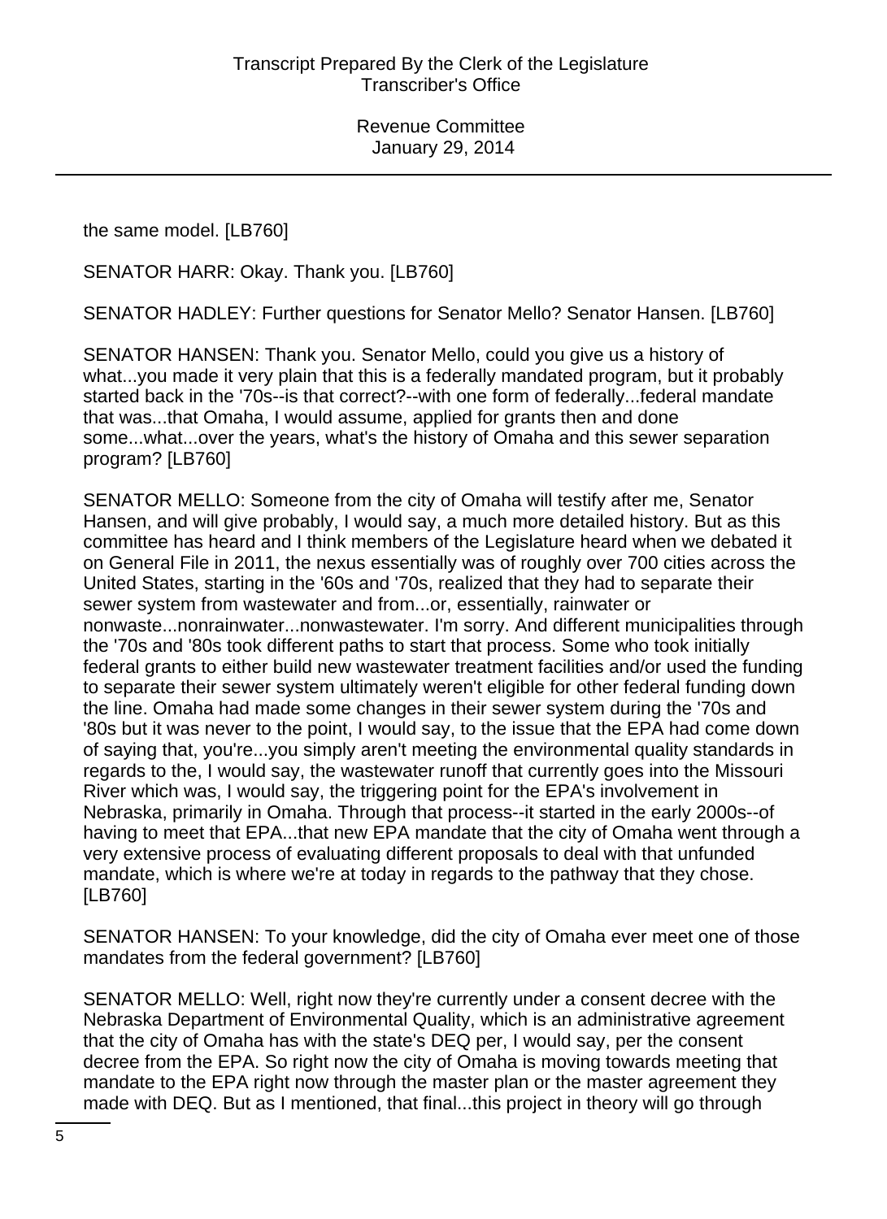the same model. [LB760]

SENATOR HARR: Okay. Thank you. [LB760]

SENATOR HADLEY: Further questions for Senator Mello? Senator Hansen. [LB760]

SENATOR HANSEN: Thank you. Senator Mello, could you give us a history of what...you made it very plain that this is a federally mandated program, but it probably started back in the '70s--is that correct?--with one form of federally...federal mandate that was...that Omaha, I would assume, applied for grants then and done some...what...over the years, what's the history of Omaha and this sewer separation program? [LB760]

SENATOR MELLO: Someone from the city of Omaha will testify after me, Senator Hansen, and will give probably, I would say, a much more detailed history. But as this committee has heard and I think members of the Legislature heard when we debated it on General File in 2011, the nexus essentially was of roughly over 700 cities across the United States, starting in the '60s and '70s, realized that they had to separate their sewer system from wastewater and from...or, essentially, rainwater or nonwaste...nonrainwater...nonwastewater. I'm sorry. And different municipalities through the '70s and '80s took different paths to start that process. Some who took initially federal grants to either build new wastewater treatment facilities and/or used the funding to separate their sewer system ultimately weren't eligible for other federal funding down the line. Omaha had made some changes in their sewer system during the '70s and '80s but it was never to the point, I would say, to the issue that the EPA had come down of saying that, you're...you simply aren't meeting the environmental quality standards in regards to the, I would say, the wastewater runoff that currently goes into the Missouri River which was, I would say, the triggering point for the EPA's involvement in Nebraska, primarily in Omaha. Through that process--it started in the early 2000s--of having to meet that EPA...that new EPA mandate that the city of Omaha went through a very extensive process of evaluating different proposals to deal with that unfunded mandate, which is where we're at today in regards to the pathway that they chose. [LB760]

SENATOR HANSEN: To your knowledge, did the city of Omaha ever meet one of those mandates from the federal government? [LB760]

SENATOR MELLO: Well, right now they're currently under a consent decree with the Nebraska Department of Environmental Quality, which is an administrative agreement that the city of Omaha has with the state's DEQ per, I would say, per the consent decree from the EPA. So right now the city of Omaha is moving towards meeting that mandate to the EPA right now through the master plan or the master agreement they made with DEQ. But as I mentioned, that final...this project in theory will go through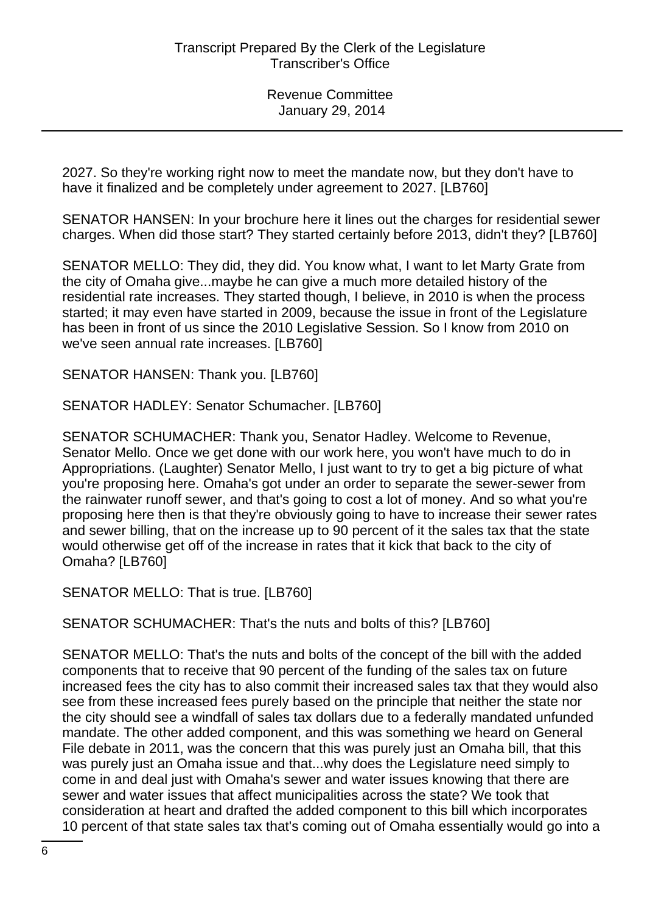2027. So they're working right now to meet the mandate now, but they don't have to have it finalized and be completely under agreement to 2027. [LB760]

SENATOR HANSEN: In your brochure here it lines out the charges for residential sewer charges. When did those start? They started certainly before 2013, didn't they? [LB760]

SENATOR MELLO: They did, they did. You know what, I want to let Marty Grate from the city of Omaha give...maybe he can give a much more detailed history of the residential rate increases. They started though, I believe, in 2010 is when the process started; it may even have started in 2009, because the issue in front of the Legislature has been in front of us since the 2010 Legislative Session. So I know from 2010 on we've seen annual rate increases. [LB760]

SENATOR HANSEN: Thank you. [LB760]

SENATOR HADLEY: Senator Schumacher. [LB760]

SENATOR SCHUMACHER: Thank you, Senator Hadley. Welcome to Revenue, Senator Mello. Once we get done with our work here, you won't have much to do in Appropriations. (Laughter) Senator Mello, I just want to try to get a big picture of what you're proposing here. Omaha's got under an order to separate the sewer-sewer from the rainwater runoff sewer, and that's going to cost a lot of money. And so what you're proposing here then is that they're obviously going to have to increase their sewer rates and sewer billing, that on the increase up to 90 percent of it the sales tax that the state would otherwise get off of the increase in rates that it kick that back to the city of Omaha? [LB760]

SENATOR MELLO: That is true. [LB760]

SENATOR SCHUMACHER: That's the nuts and bolts of this? [LB760]

SENATOR MELLO: That's the nuts and bolts of the concept of the bill with the added components that to receive that 90 percent of the funding of the sales tax on future increased fees the city has to also commit their increased sales tax that they would also see from these increased fees purely based on the principle that neither the state nor the city should see a windfall of sales tax dollars due to a federally mandated unfunded mandate. The other added component, and this was something we heard on General File debate in 2011, was the concern that this was purely just an Omaha bill, that this was purely just an Omaha issue and that...why does the Legislature need simply to come in and deal just with Omaha's sewer and water issues knowing that there are sewer and water issues that affect municipalities across the state? We took that consideration at heart and drafted the added component to this bill which incorporates 10 percent of that state sales tax that's coming out of Omaha essentially would go into a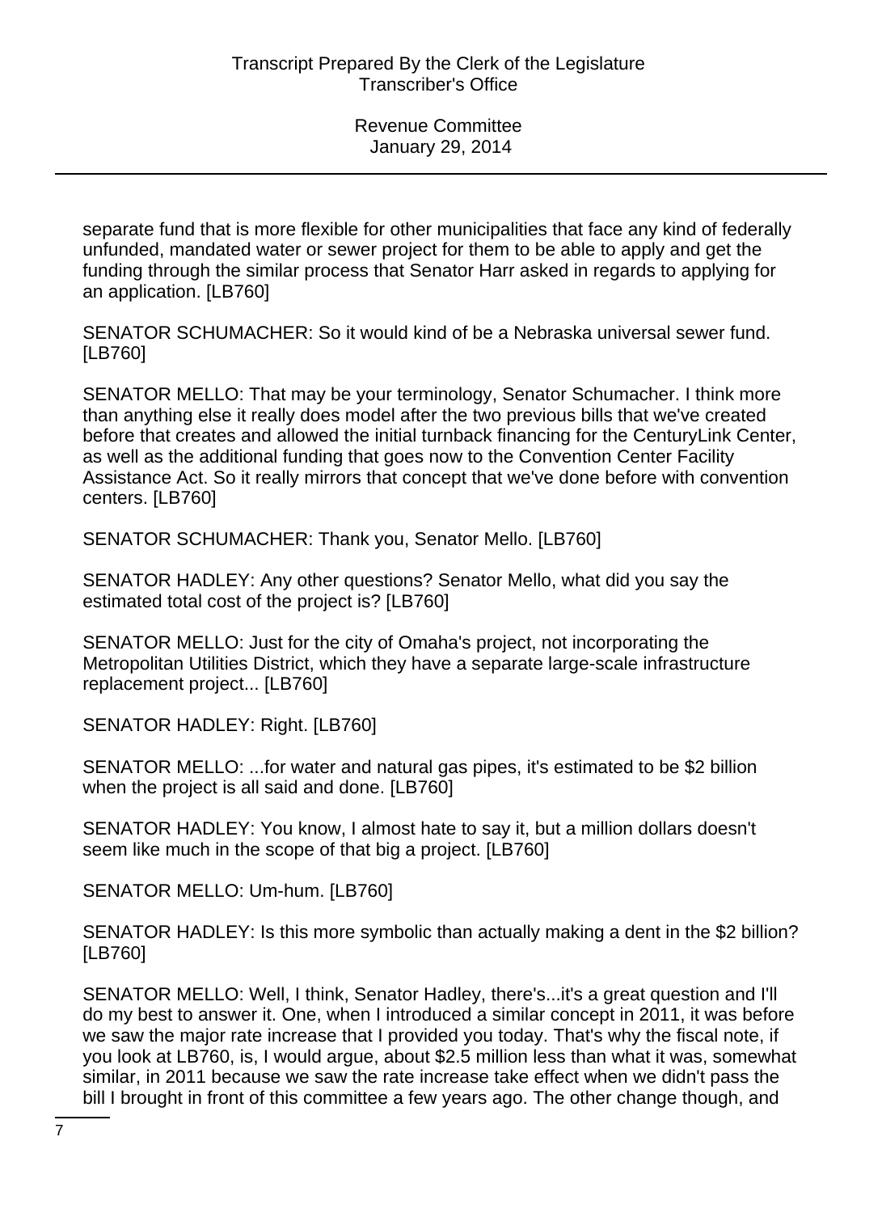separate fund that is more flexible for other municipalities that face any kind of federally unfunded, mandated water or sewer project for them to be able to apply and get the funding through the similar process that Senator Harr asked in regards to applying for an application. [LB760]

SENATOR SCHUMACHER: So it would kind of be a Nebraska universal sewer fund. [LB760]

SENATOR MELLO: That may be your terminology, Senator Schumacher. I think more than anything else it really does model after the two previous bills that we've created before that creates and allowed the initial turnback financing for the CenturyLink Center, as well as the additional funding that goes now to the Convention Center Facility Assistance Act. So it really mirrors that concept that we've done before with convention centers. [LB760]

SENATOR SCHUMACHER: Thank you, Senator Mello. [LB760]

SENATOR HADLEY: Any other questions? Senator Mello, what did you say the estimated total cost of the project is? [LB760]

SENATOR MELLO: Just for the city of Omaha's project, not incorporating the Metropolitan Utilities District, which they have a separate large-scale infrastructure replacement project... [LB760]

SENATOR HADLEY: Right. [LB760]

SENATOR MELLO: ...for water and natural gas pipes, it's estimated to be $2 billion when the project is all said and done. [LB760]

SENATOR HADLEY: You know, I almost hate to say it, but a million dollars doesn't seem like much in the scope of that big a project. [LB760]

SENATOR MELLO: Um-hum. [LB760]

SENATOR HADLEY: Is this more symbolic than actually making a dent in the $2 billion? [LB760]

SENATOR MELLO: Well, I think, Senator Hadley, there's...it's a great question and I'll do my best to answer it. One, when I introduced a similar concept in 2011, it was before we saw the major rate increase that I provided you today. That's why the fiscal note, if you look at LB760, is, I would argue, about $2.5 million less than what it was, somewhat similar, in 2011 because we saw the rate increase take effect when we didn't pass the bill I brought in front of this committee a few years ago. The other change though, and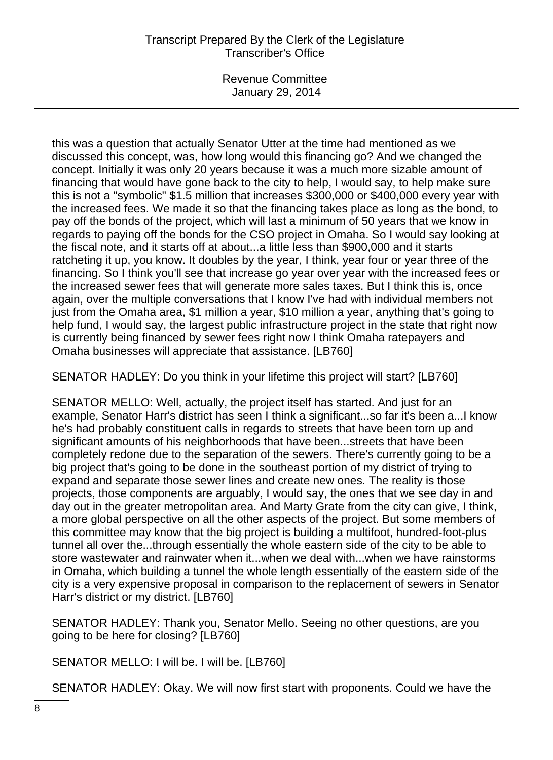this was a question that actually Senator Utter at the time had mentioned as we discussed this concept, was, how long would this financing go? And we changed the concept. Initially it was only 20 years because it was a much more sizable amount of financing that would have gone back to the city to help, I would say, to help make sure this is not a "symbolic" $1.5 million that increases $300,000 or $400,000 every year with the increased fees. We made it so that the financing takes place as long as the bond, to pay off the bonds of the project, which will last a minimum of 50 years that we know in regards to paying off the bonds for the CSO project in Omaha. So I would say looking at the fiscal note, and it starts off at about...a little less than $900,000 and it starts ratcheting it up, you know. It doubles by the year, I think, year four or year three of the financing. So I think you'll see that increase go year over year with the increased fees or the increased sewer fees that will generate more sales taxes. But I think this is, once again, over the multiple conversations that I know I've had with individual members not just from the Omaha area, $1 million a year, $10 million a year, anything that's going to help fund, I would say, the largest public infrastructure project in the state that right now is currently being financed by sewer fees right now I think Omaha ratepayers and Omaha businesses will appreciate that assistance. [LB760]

SENATOR HADLEY: Do you think in your lifetime this project will start? [LB760]

SENATOR MELLO: Well, actually, the project itself has started. And just for an example, Senator Harr's district has seen I think a significant...so far it's been a...I know he's had probably constituent calls in regards to streets that have been torn up and significant amounts of his neighborhoods that have been...streets that have been completely redone due to the separation of the sewers. There's currently going to be a big project that's going to be done in the southeast portion of my district of trying to expand and separate those sewer lines and create new ones. The reality is those projects, those components are arguably, I would say, the ones that we see day in and day out in the greater metropolitan area. And Marty Grate from the city can give, I think, a more global perspective on all the other aspects of the project. But some members of this committee may know that the big project is building a multifoot, hundred-foot-plus tunnel all over the...through essentially the whole eastern side of the city to be able to store wastewater and rainwater when it...when we deal with...when we have rainstorms in Omaha, which building a tunnel the whole length essentially of the eastern side of the city is a very expensive proposal in comparison to the replacement of sewers in Senator Harr's district or my district. [LB760]

SENATOR HADLEY: Thank you, Senator Mello. Seeing no other questions, are you going to be here for closing? [LB760]

SENATOR MELLO: I will be. I will be. [LB760]

SENATOR HADLEY: Okay. We will now first start with proponents. Could we have the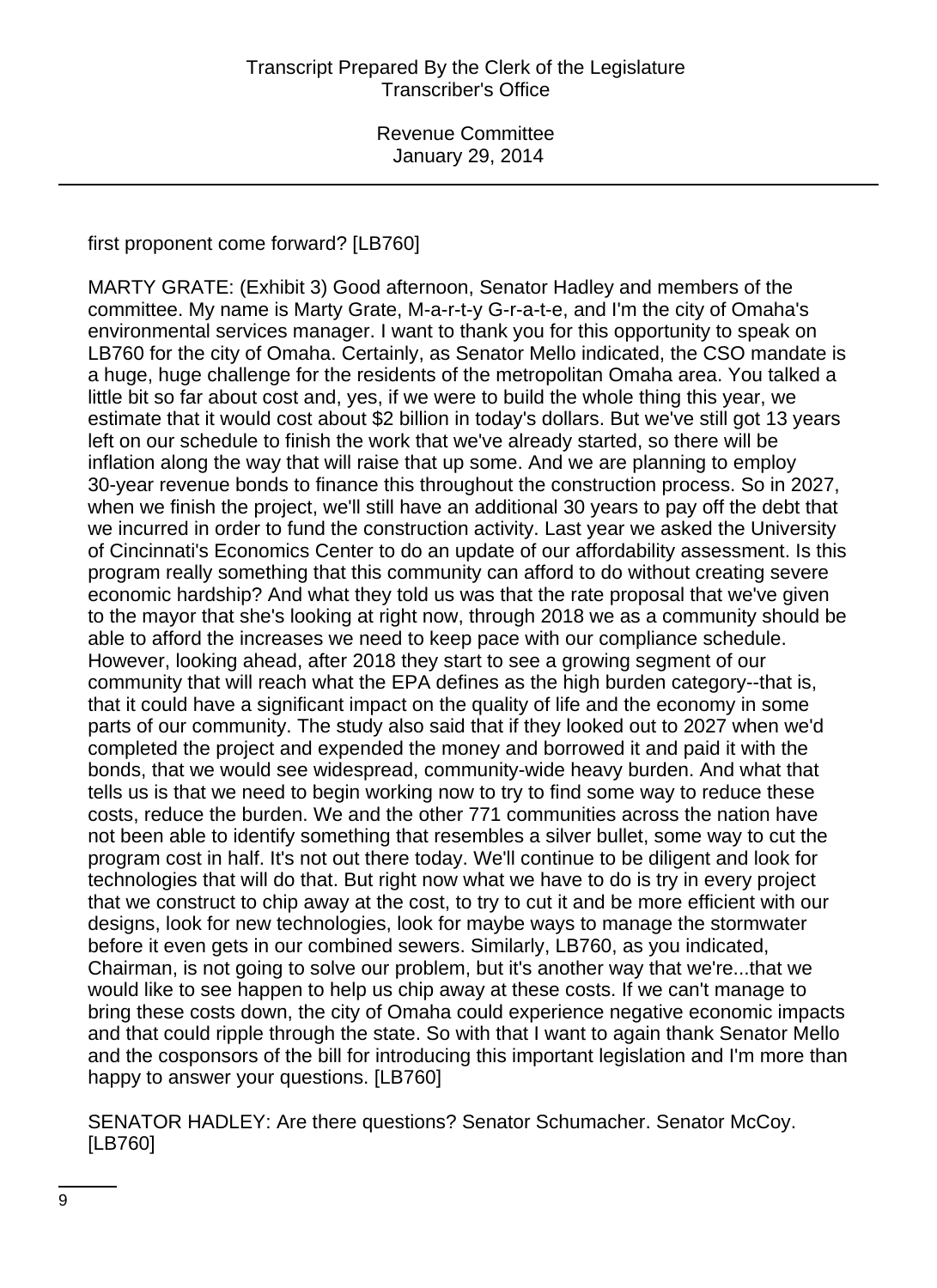first proponent come forward? [LB760]

MARTY GRATE: (Exhibit 3) Good afternoon, Senator Hadley and members of the committee. My name is Marty Grate, M-a-r-t-y G-r-a-t-e, and I'm the city of Omaha's environmental services manager. I want to thank you for this opportunity to speak on LB760 for the city of Omaha. Certainly, as Senator Mello indicated, the CSO mandate is a huge, huge challenge for the residents of the metropolitan Omaha area. You talked a little bit so far about cost and, yes, if we were to build the whole thing this year, we estimate that it would cost about $2 billion in today's dollars. But we've still got 13 years left on our schedule to finish the work that we've already started, so there will be inflation along the way that will raise that up some. And we are planning to employ 30-year revenue bonds to finance this throughout the construction process. So in 2027, when we finish the project, we'll still have an additional 30 years to pay off the debt that we incurred in order to fund the construction activity. Last year we asked the University of Cincinnati's Economics Center to do an update of our affordability assessment. Is this program really something that this community can afford to do without creating severe economic hardship? And what they told us was that the rate proposal that we've given to the mayor that she's looking at right now, through 2018 we as a community should be able to afford the increases we need to keep pace with our compliance schedule. However, looking ahead, after 2018 they start to see a growing segment of our community that will reach what the EPA defines as the high burden category--that is, that it could have a significant impact on the quality of life and the economy in some parts of our community. The study also said that if they looked out to 2027 when we'd completed the project and expended the money and borrowed it and paid it with the bonds, that we would see widespread, community-wide heavy burden. And what that tells us is that we need to begin working now to try to find some way to reduce these costs, reduce the burden. We and the other 771 communities across the nation have not been able to identify something that resembles a silver bullet, some way to cut the program cost in half. It's not out there today. We'll continue to be diligent and look for technologies that will do that. But right now what we have to do is try in every project that we construct to chip away at the cost, to try to cut it and be more efficient with our designs, look for new technologies, look for maybe ways to manage the stormwater before it even gets in our combined sewers. Similarly, LB760, as you indicated, Chairman, is not going to solve our problem, but it's another way that we're...that we would like to see happen to help us chip away at these costs. If we can't manage to bring these costs down, the city of Omaha could experience negative economic impacts and that could ripple through the state. So with that I want to again thank Senator Mello and the cosponsors of the bill for introducing this important legislation and I'm more than happy to answer your questions. [LB760]

SENATOR HADLEY: Are there questions? Senator Schumacher. Senator McCoy. [LB760]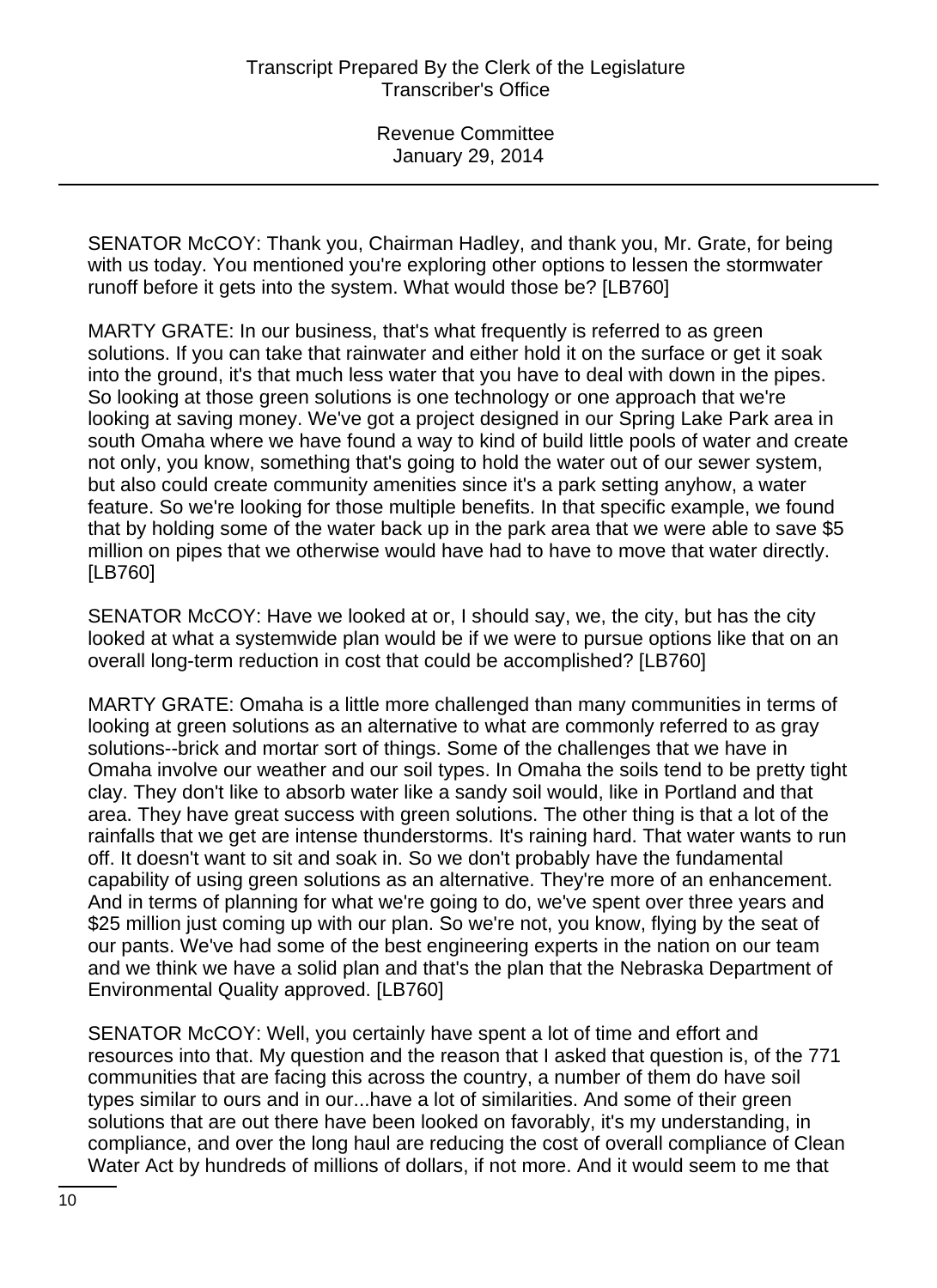SENATOR McCOY: Thank you, Chairman Hadley, and thank you, Mr. Grate, for being with us today. You mentioned you're exploring other options to lessen the stormwater runoff before it gets into the system. What would those be? [LB760]

MARTY GRATE: In our business, that's what frequently is referred to as green solutions. If you can take that rainwater and either hold it on the surface or get it soak into the ground, it's that much less water that you have to deal with down in the pipes. So looking at those green solutions is one technology or one approach that we're looking at saving money. We've got a project designed in our Spring Lake Park area in south Omaha where we have found a way to kind of build little pools of water and create not only, you know, something that's going to hold the water out of our sewer system, but also could create community amenities since it's a park setting anyhow, a water feature. So we're looking for those multiple benefits. In that specific example, we found that by holding some of the water back up in the park area that we were able to save $5 million on pipes that we otherwise would have had to have to move that water directly. [LB760]

SENATOR McCOY: Have we looked at or, I should say, we, the city, but has the city looked at what a systemwide plan would be if we were to pursue options like that on an overall long-term reduction in cost that could be accomplished? [LB760]

MARTY GRATE: Omaha is a little more challenged than many communities in terms of looking at green solutions as an alternative to what are commonly referred to as gray solutions--brick and mortar sort of things. Some of the challenges that we have in Omaha involve our weather and our soil types. In Omaha the soils tend to be pretty tight clay. They don't like to absorb water like a sandy soil would, like in Portland and that area. They have great success with green solutions. The other thing is that a lot of the rainfalls that we get are intense thunderstorms. It's raining hard. That water wants to run off. It doesn't want to sit and soak in. So we don't probably have the fundamental capability of using green solutions as an alternative. They're more of an enhancement. And in terms of planning for what we're going to do, we've spent over three years and $25 million just coming up with our plan. So we're not, you know, flying by the seat of our pants. We've had some of the best engineering experts in the nation on our team and we think we have a solid plan and that's the plan that the Nebraska Department of Environmental Quality approved. [LB760]

SENATOR McCOY: Well, you certainly have spent a lot of time and effort and resources into that. My question and the reason that I asked that question is, of the 771 communities that are facing this across the country, a number of them do have soil types similar to ours and in our...have a lot of similarities. And some of their green solutions that are out there have been looked on favorably, it's my understanding, in compliance, and over the long haul are reducing the cost of overall compliance of Clean Water Act by hundreds of millions of dollars, if not more. And it would seem to me that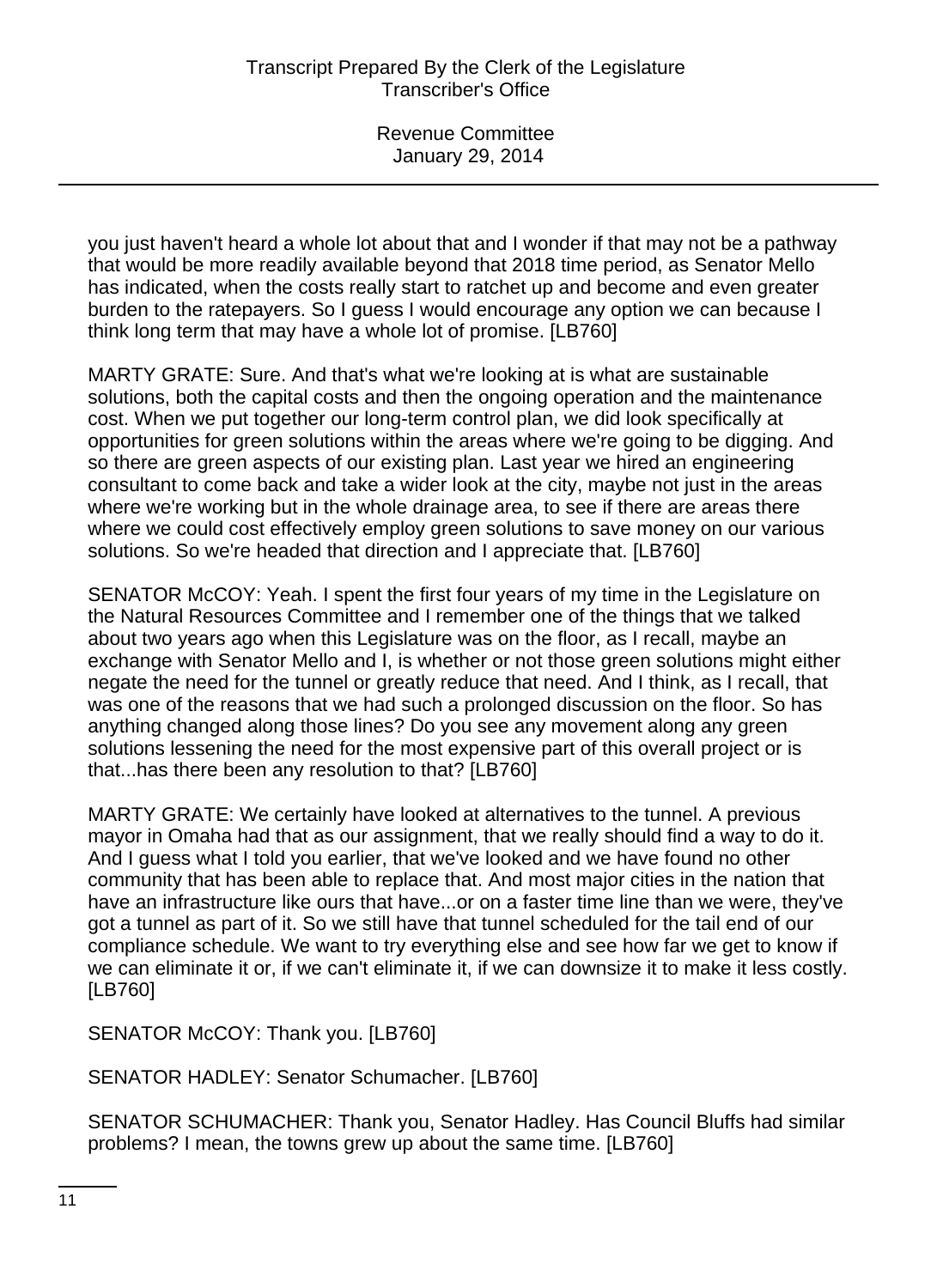you just haven't heard a whole lot about that and I wonder if that may not be a pathway that would be more readily available beyond that 2018 time period, as Senator Mello has indicated, when the costs really start to ratchet up and become and even greater burden to the ratepayers. So I guess I would encourage any option we can because I think long term that may have a whole lot of promise. [LB760]

MARTY GRATE: Sure. And that's what we're looking at is what are sustainable solutions, both the capital costs and then the ongoing operation and the maintenance cost. When we put together our long-term control plan, we did look specifically at opportunities for green solutions within the areas where we're going to be digging. And so there are green aspects of our existing plan. Last year we hired an engineering consultant to come back and take a wider look at the city, maybe not just in the areas where we're working but in the whole drainage area, to see if there are areas there where we could cost effectively employ green solutions to save money on our various solutions. So we're headed that direction and I appreciate that. [LB760]

SENATOR McCOY: Yeah. I spent the first four years of my time in the Legislature on the Natural Resources Committee and I remember one of the things that we talked about two years ago when this Legislature was on the floor, as I recall, maybe an exchange with Senator Mello and I, is whether or not those green solutions might either negate the need for the tunnel or greatly reduce that need. And I think, as I recall, that was one of the reasons that we had such a prolonged discussion on the floor. So has anything changed along those lines? Do you see any movement along any green solutions lessening the need for the most expensive part of this overall project or is that...has there been any resolution to that? [LB760]

MARTY GRATE: We certainly have looked at alternatives to the tunnel. A previous mayor in Omaha had that as our assignment, that we really should find a way to do it. And I guess what I told you earlier, that we've looked and we have found no other community that has been able to replace that. And most major cities in the nation that have an infrastructure like ours that have...or on a faster time line than we were, they've got a tunnel as part of it. So we still have that tunnel scheduled for the tail end of our compliance schedule. We want to try everything else and see how far we get to know if we can eliminate it or, if we can't eliminate it, if we can downsize it to make it less costly. [LB760]

SENATOR McCOY: Thank you. [LB760]

SENATOR HADLEY: Senator Schumacher. [LB760]

SENATOR SCHUMACHER: Thank you, Senator Hadley. Has Council Bluffs had similar problems? I mean, the towns grew up about the same time. [LB760]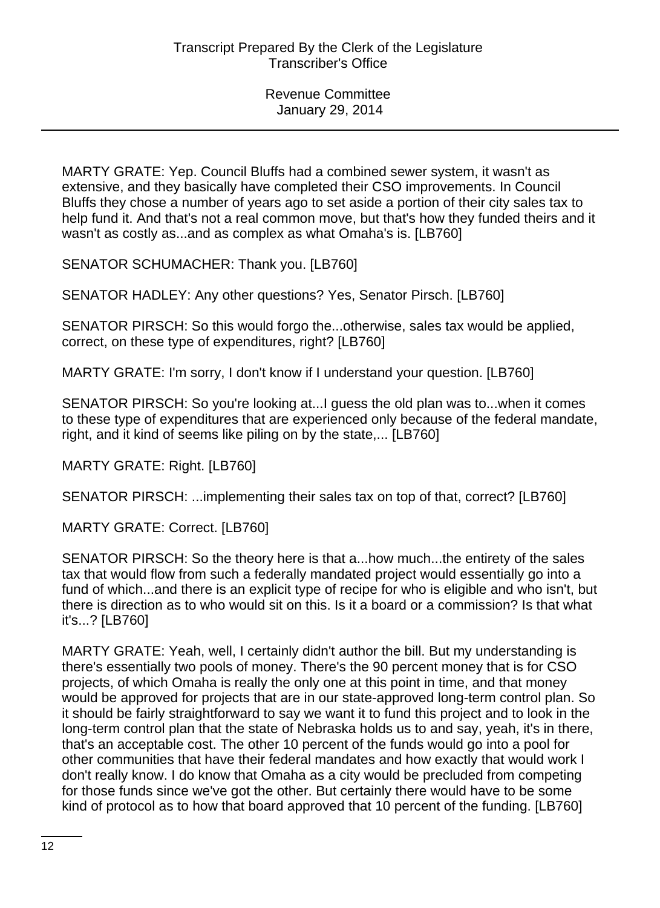MARTY GRATE: Yep. Council Bluffs had a combined sewer system, it wasn't as extensive, and they basically have completed their CSO improvements. In Council Bluffs they chose a number of years ago to set aside a portion of their city sales tax to help fund it. And that's not a real common move, but that's how they funded theirs and it wasn't as costly as...and as complex as what Omaha's is. [LB760]

SENATOR SCHUMACHER: Thank you. [LB760]

SENATOR HADLEY: Any other questions? Yes, Senator Pirsch. [LB760]

SENATOR PIRSCH: So this would forgo the...otherwise, sales tax would be applied, correct, on these type of expenditures, right? [LB760]

MARTY GRATE: I'm sorry, I don't know if I understand your question. [LB760]

SENATOR PIRSCH: So you're looking at...I guess the old plan was to...when it comes to these type of expenditures that are experienced only because of the federal mandate, right, and it kind of seems like piling on by the state,... [LB760]

MARTY GRATE: Right. [LB760]

SENATOR PIRSCH: ...implementing their sales tax on top of that, correct? [LB760]

MARTY GRATE: Correct. [LB760]

SENATOR PIRSCH: So the theory here is that a...how much...the entirety of the sales tax that would flow from such a federally mandated project would essentially go into a fund of which...and there is an explicit type of recipe for who is eligible and who isn't, but there is direction as to who would sit on this. Is it a board or a commission? Is that what it's...? [LB760]

MARTY GRATE: Yeah, well, I certainly didn't author the bill. But my understanding is there's essentially two pools of money. There's the 90 percent money that is for CSO projects, of which Omaha is really the only one at this point in time, and that money would be approved for projects that are in our state-approved long-term control plan. So it should be fairly straightforward to say we want it to fund this project and to look in the long-term control plan that the state of Nebraska holds us to and say, yeah, it's in there, that's an acceptable cost. The other 10 percent of the funds would go into a pool for other communities that have their federal mandates and how exactly that would work I don't really know. I do know that Omaha as a city would be precluded from competing for those funds since we've got the other. But certainly there would have to be some kind of protocol as to how that board approved that 10 percent of the funding. [LB760]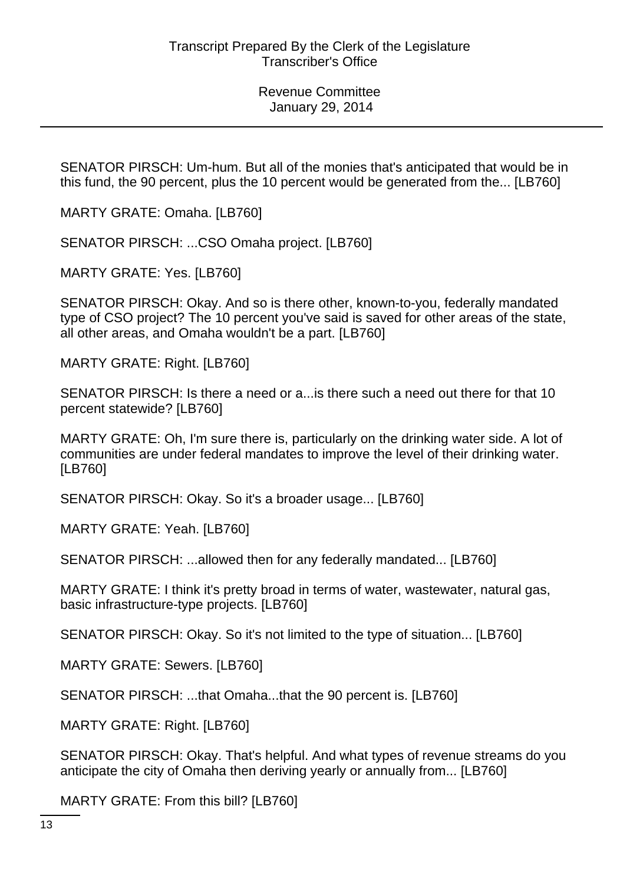SENATOR PIRSCH: Um-hum. But all of the monies that's anticipated that would be in this fund, the 90 percent, plus the 10 percent would be generated from the... [LB760]

MARTY GRATE: Omaha. [LB760]

SENATOR PIRSCH: ...CSO Omaha project. [LB760]

MARTY GRATE: Yes. [LB760]

SENATOR PIRSCH: Okay. And so is there other, known-to-you, federally mandated type of CSO project? The 10 percent you've said is saved for other areas of the state, all other areas, and Omaha wouldn't be a part. [LB760]

MARTY GRATE: Right. [LB760]

SENATOR PIRSCH: Is there a need or a...is there such a need out there for that 10 percent statewide? [LB760]

MARTY GRATE: Oh, I'm sure there is, particularly on the drinking water side. A lot of communities are under federal mandates to improve the level of their drinking water. [LB760]

SENATOR PIRSCH: Okay. So it's a broader usage... [LB760]

MARTY GRATE: Yeah. [LB760]

SENATOR PIRSCH: ...allowed then for any federally mandated... [LB760]

MARTY GRATE: I think it's pretty broad in terms of water, wastewater, natural gas, basic infrastructure-type projects. [LB760]

SENATOR PIRSCH: Okay. So it's not limited to the type of situation... [LB760]

MARTY GRATE: Sewers. [LB760]

SENATOR PIRSCH: ...that Omaha...that the 90 percent is. [LB760]

MARTY GRATE: Right. [LB760]

SENATOR PIRSCH: Okay. That's helpful. And what types of revenue streams do you anticipate the city of Omaha then deriving yearly or annually from... [LB760]

MARTY GRATE: From this bill? [LB760]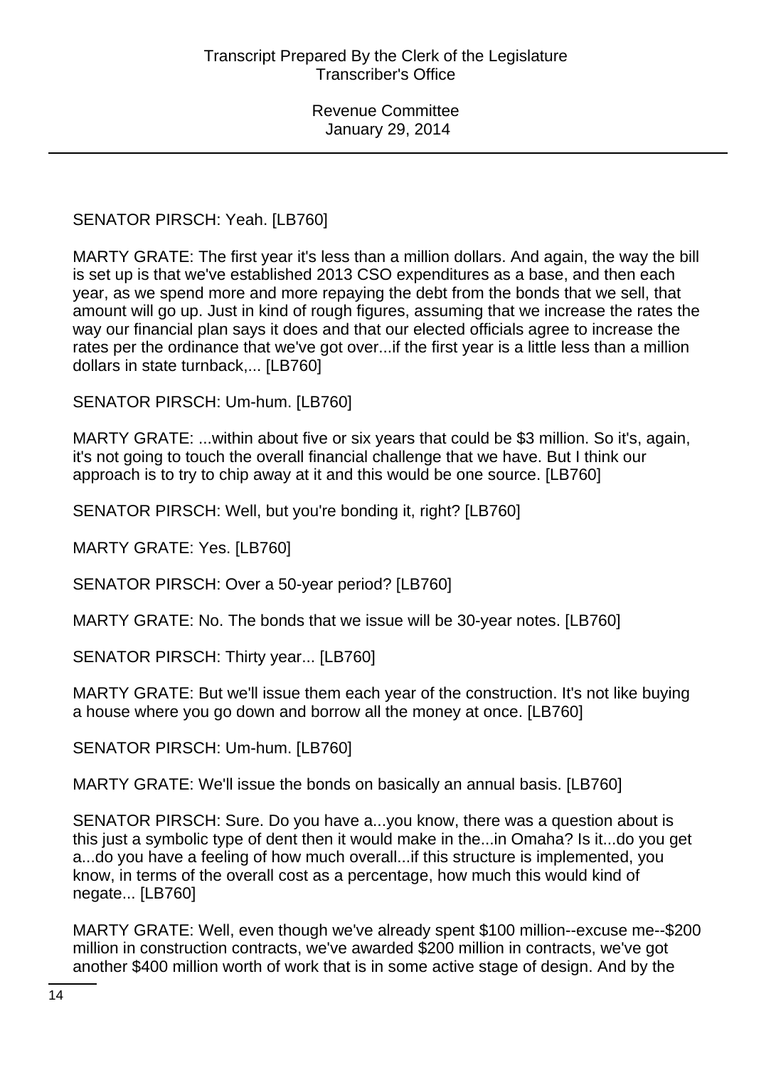SENATOR PIRSCH: Yeah. [LB760]

MARTY GRATE: The first year it's less than a million dollars. And again, the way the bill is set up is that we've established 2013 CSO expenditures as a base, and then each year, as we spend more and more repaying the debt from the bonds that we sell, that amount will go up. Just in kind of rough figures, assuming that we increase the rates the way our financial plan says it does and that our elected officials agree to increase the rates per the ordinance that we've got over...if the first year is a little less than a million dollars in state turnback,... [LB760]

SENATOR PIRSCH: Um-hum. [LB760]

MARTY GRATE: ...within about five or six years that could be $3 million. So it's, again, it's not going to touch the overall financial challenge that we have. But I think our approach is to try to chip away at it and this would be one source. [LB760]

SENATOR PIRSCH: Well, but you're bonding it, right? [LB760]

MARTY GRATE: Yes. [LB760]

SENATOR PIRSCH: Over a 50-year period? [LB760]

MARTY GRATE: No. The bonds that we issue will be 30-year notes. [LB760]

SENATOR PIRSCH: Thirty year... [LB760]

MARTY GRATE: But we'll issue them each year of the construction. It's not like buying a house where you go down and borrow all the money at once. [LB760]

SENATOR PIRSCH: Um-hum. [LB760]

MARTY GRATE: We'll issue the bonds on basically an annual basis. [LB760]

SENATOR PIRSCH: Sure. Do you have a...you know, there was a question about is this just a symbolic type of dent then it would make in the...in Omaha? Is it...do you get a...do you have a feeling of how much overall...if this structure is implemented, you know, in terms of the overall cost as a percentage, how much this would kind of negate... [LB760]

MARTY GRATE: Well, even though we've already spent $100 million--excuse me--$200 million in construction contracts, we've awarded $200 million in contracts, we've got another $400 million worth of work that is in some active stage of design. And by the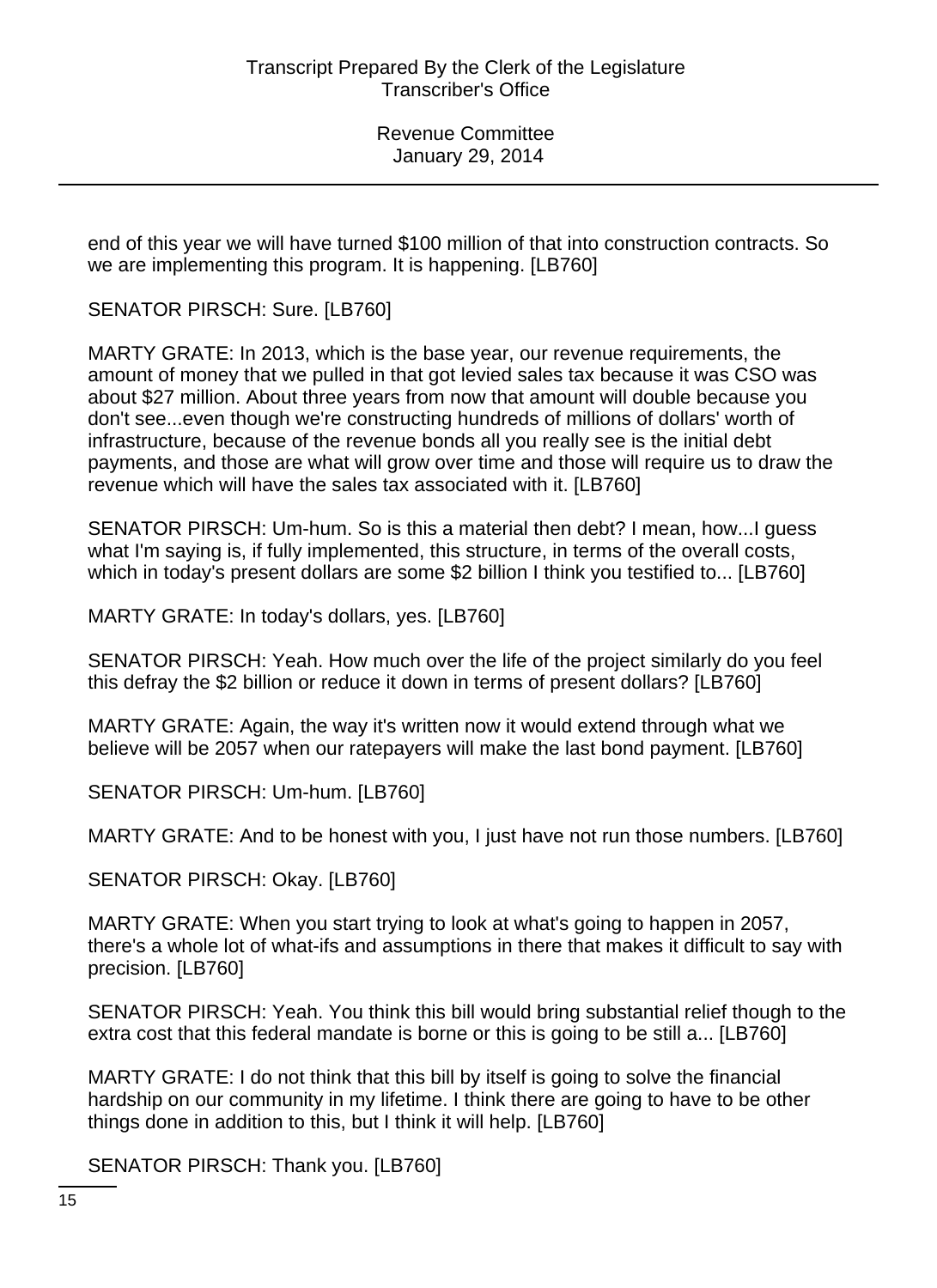end of this year we will have turned $100 million of that into construction contracts. So we are implementing this program. It is happening. [LB760]

SENATOR PIRSCH: Sure. [LB760]

MARTY GRATE: In 2013, which is the base year, our revenue requirements, the amount of money that we pulled in that got levied sales tax because it was CSO was about $27 million. About three years from now that amount will double because you don't see...even though we're constructing hundreds of millions of dollars' worth of infrastructure, because of the revenue bonds all you really see is the initial debt payments, and those are what will grow over time and those will require us to draw the revenue which will have the sales tax associated with it. [LB760]

SENATOR PIRSCH: Um-hum. So is this a material then debt? I mean, how...I guess what I'm saying is, if fully implemented, this structure, in terms of the overall costs, which in today's present dollars are some $2 billion I think you testified to... [LB760]

MARTY GRATE: In today's dollars, yes. [LB760]

SENATOR PIRSCH: Yeah. How much over the life of the project similarly do you feel this defray the $2 billion or reduce it down in terms of present dollars? [LB760]

MARTY GRATE: Again, the way it's written now it would extend through what we believe will be 2057 when our ratepayers will make the last bond payment. [LB760]

SENATOR PIRSCH: Um-hum. [LB760]

MARTY GRATE: And to be honest with you, I just have not run those numbers. [LB760]

SENATOR PIRSCH: Okay. [LB760]

MARTY GRATE: When you start trying to look at what's going to happen in 2057, there's a whole lot of what-ifs and assumptions in there that makes it difficult to say with precision. [LB760]

SENATOR PIRSCH: Yeah. You think this bill would bring substantial relief though to the extra cost that this federal mandate is borne or this is going to be still a... [LB760]

MARTY GRATE: I do not think that this bill by itself is going to solve the financial hardship on our community in my lifetime. I think there are going to have to be other things done in addition to this, but I think it will help. [LB760]

SENATOR PIRSCH: Thank you. [LB760]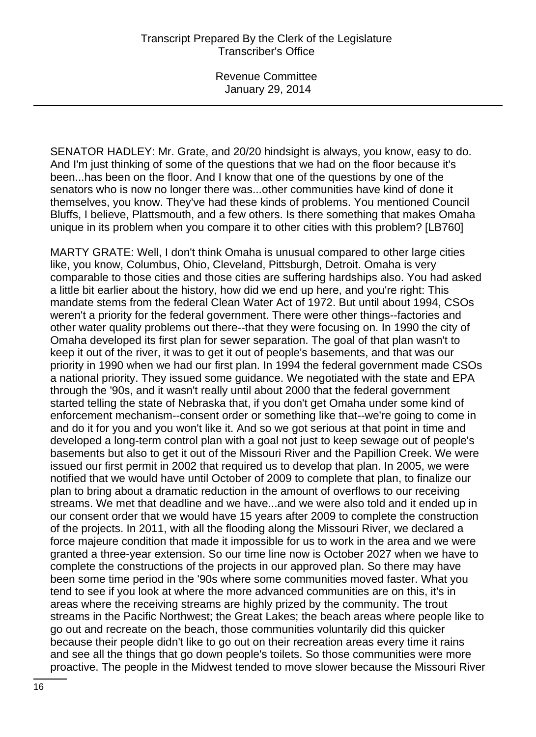SENATOR HADLEY: Mr. Grate, and 20/20 hindsight is always, you know, easy to do. And I'm just thinking of some of the questions that we had on the floor because it's been...has been on the floor. And I know that one of the questions by one of the senators who is now no longer there was...other communities have kind of done it themselves, you know. They've had these kinds of problems. You mentioned Council Bluffs, I believe, Plattsmouth, and a few others. Is there something that makes Omaha unique in its problem when you compare it to other cities with this problem? [LB760]

MARTY GRATE: Well, I don't think Omaha is unusual compared to other large cities like, you know, Columbus, Ohio, Cleveland, Pittsburgh, Detroit. Omaha is very comparable to those cities and those cities are suffering hardships also. You had asked a little bit earlier about the history, how did we end up here, and you're right: This mandate stems from the federal Clean Water Act of 1972. But until about 1994, CSOs weren't a priority for the federal government. There were other things--factories and other water quality problems out there--that they were focusing on. In 1990 the city of Omaha developed its first plan for sewer separation. The goal of that plan wasn't to keep it out of the river, it was to get it out of people's basements, and that was our priority in 1990 when we had our first plan. In 1994 the federal government made CSOs a national priority. They issued some guidance. We negotiated with the state and EPA through the '90s, and it wasn't really until about 2000 that the federal government started telling the state of Nebraska that, if you don't get Omaha under some kind of enforcement mechanism--consent order or something like that--we're going to come in and do it for you and you won't like it. And so we got serious at that point in time and developed a long-term control plan with a goal not just to keep sewage out of people's basements but also to get it out of the Missouri River and the Papillion Creek. We were issued our first permit in 2002 that required us to develop that plan. In 2005, we were notified that we would have until October of 2009 to complete that plan, to finalize our plan to bring about a dramatic reduction in the amount of overflows to our receiving streams. We met that deadline and we have...and we were also told and it ended up in our consent order that we would have 15 years after 2009 to complete the construction of the projects. In 2011, with all the flooding along the Missouri River, we declared a force majeure condition that made it impossible for us to work in the area and we were granted a three-year extension. So our time line now is October 2027 when we have to complete the constructions of the projects in our approved plan. So there may have been some time period in the '90s where some communities moved faster. What you tend to see if you look at where the more advanced communities are on this, it's in areas where the receiving streams are highly prized by the community. The trout streams in the Pacific Northwest; the Great Lakes; the beach areas where people like to go out and recreate on the beach, those communities voluntarily did this quicker because their people didn't like to go out on their recreation areas every time it rains and see all the things that go down people's toilets. So those communities were more proactive. The people in the Midwest tended to move slower because the Missouri River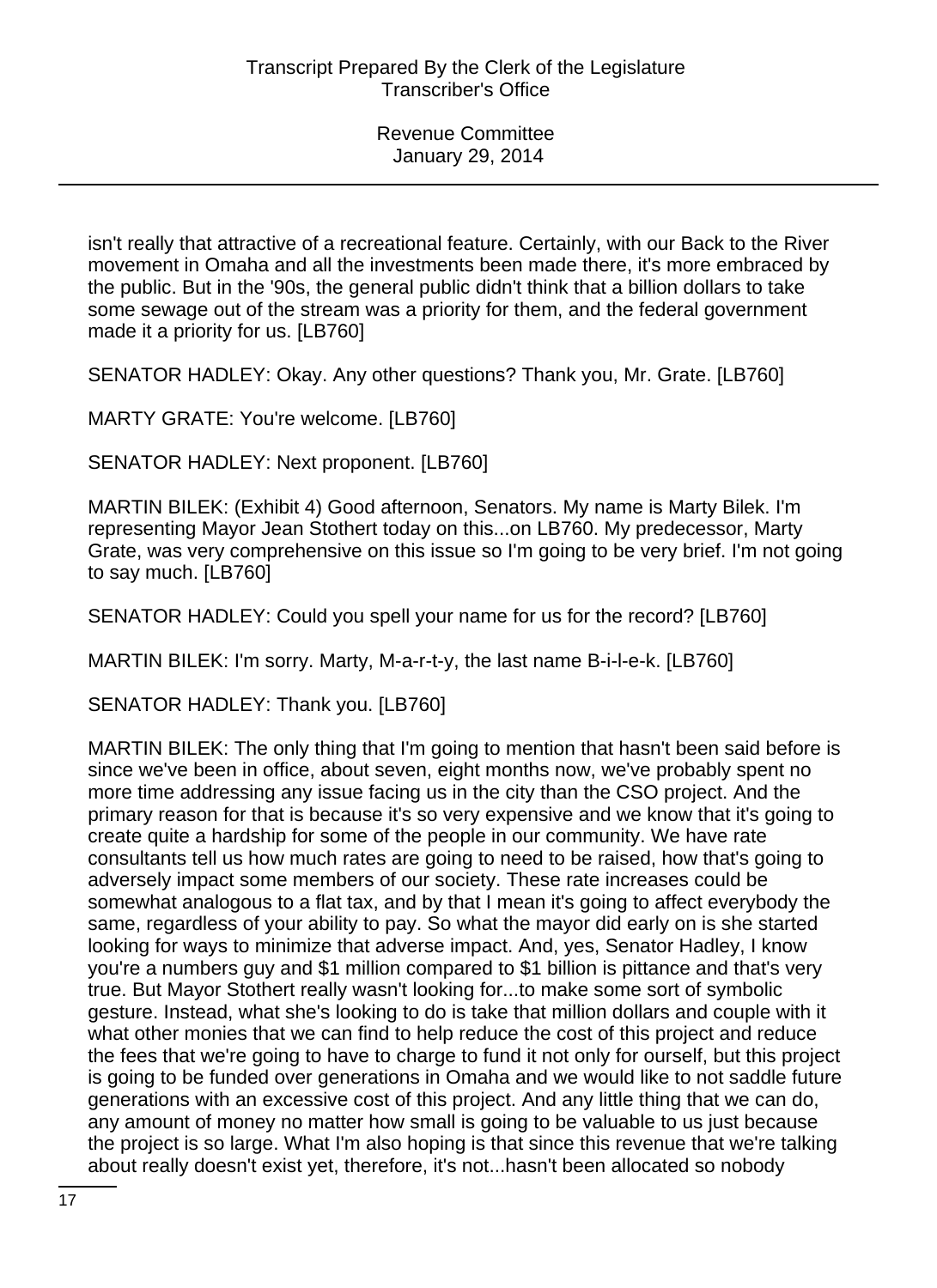isn't really that attractive of a recreational feature. Certainly, with our Back to the River movement in Omaha and all the investments been made there, it's more embraced by the public. But in the '90s, the general public didn't think that a billion dollars to take some sewage out of the stream was a priority for them, and the federal government made it a priority for us. [LB760]

SENATOR HADLEY: Okay. Any other questions? Thank you, Mr. Grate. [LB760]

MARTY GRATE: You're welcome. [LB760]

SENATOR HADLEY: Next proponent. [LB760]

MARTIN BILEK: (Exhibit 4) Good afternoon, Senators. My name is Marty Bilek. I'm representing Mayor Jean Stothert today on this...on LB760. My predecessor, Marty Grate, was very comprehensive on this issue so I'm going to be very brief. I'm not going to say much. [LB760]

SENATOR HADLEY: Could you spell your name for us for the record? [LB760]

MARTIN BILEK: I'm sorry. Marty, M-a-r-t-y, the last name B-i-l-e-k. [LB760]

SENATOR HADLEY: Thank you. [LB760]

MARTIN BILEK: The only thing that I'm going to mention that hasn't been said before is since we've been in office, about seven, eight months now, we've probably spent no more time addressing any issue facing us in the city than the CSO project. And the primary reason for that is because it's so very expensive and we know that it's going to create quite a hardship for some of the people in our community. We have rate consultants tell us how much rates are going to need to be raised, how that's going to adversely impact some members of our society. These rate increases could be somewhat analogous to a flat tax, and by that I mean it's going to affect everybody the same, regardless of your ability to pay. So what the mayor did early on is she started looking for ways to minimize that adverse impact. And, yes, Senator Hadley, I know you're a numbers guy and $1 million compared to $1 billion is pittance and that's very true. But Mayor Stothert really wasn't looking for...to make some sort of symbolic gesture. Instead, what she's looking to do is take that million dollars and couple with it what other monies that we can find to help reduce the cost of this project and reduce the fees that we're going to have to charge to fund it not only for ourself, but this project is going to be funded over generations in Omaha and we would like to not saddle future generations with an excessive cost of this project. And any little thing that we can do, any amount of money no matter how small is going to be valuable to us just because the project is so large. What I'm also hoping is that since this revenue that we're talking about really doesn't exist yet, therefore, it's not...hasn't been allocated so nobody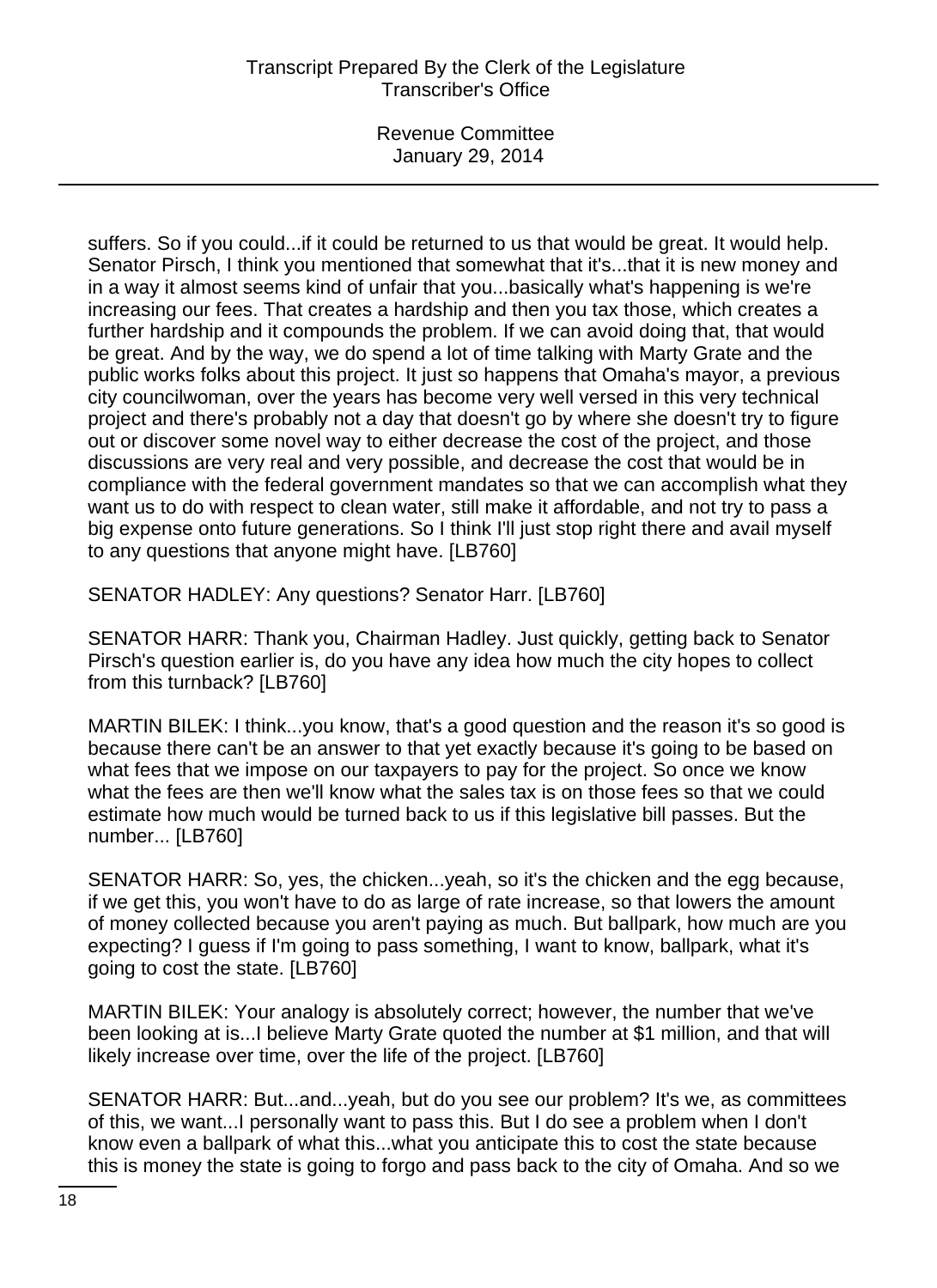suffers. So if you could...if it could be returned to us that would be great. It would help. Senator Pirsch, I think you mentioned that somewhat that it's...that it is new money and in a way it almost seems kind of unfair that you...basically what's happening is we're increasing our fees. That creates a hardship and then you tax those, which creates a further hardship and it compounds the problem. If we can avoid doing that, that would be great. And by the way, we do spend a lot of time talking with Marty Grate and the public works folks about this project. It just so happens that Omaha's mayor, a previous city councilwoman, over the years has become very well versed in this very technical project and there's probably not a day that doesn't go by where she doesn't try to figure out or discover some novel way to either decrease the cost of the project, and those discussions are very real and very possible, and decrease the cost that would be in compliance with the federal government mandates so that we can accomplish what they want us to do with respect to clean water, still make it affordable, and not try to pass a big expense onto future generations. So I think I'll just stop right there and avail myself to any questions that anyone might have. [LB760]

SENATOR HADLEY: Any questions? Senator Harr. [LB760]

SENATOR HARR: Thank you, Chairman Hadley. Just quickly, getting back to Senator Pirsch's question earlier is, do you have any idea how much the city hopes to collect from this turnback? [LB760]

MARTIN BILEK: I think...you know, that's a good question and the reason it's so good is because there can't be an answer to that yet exactly because it's going to be based on what fees that we impose on our taxpayers to pay for the project. So once we know what the fees are then we'll know what the sales tax is on those fees so that we could estimate how much would be turned back to us if this legislative bill passes. But the number... [LB760]

SENATOR HARR: So, yes, the chicken...yeah, so it's the chicken and the egg because, if we get this, you won't have to do as large of rate increase, so that lowers the amount of money collected because you aren't paying as much. But ballpark, how much are you expecting? I guess if I'm going to pass something, I want to know, ballpark, what it's going to cost the state. [LB760]

MARTIN BILEK: Your analogy is absolutely correct; however, the number that we've been looking at is...I believe Marty Grate quoted the number at $1 million, and that will likely increase over time, over the life of the project. [LB760]

SENATOR HARR: But...and...yeah, but do you see our problem? It's we, as committees of this, we want...I personally want to pass this. But I do see a problem when I don't know even a ballpark of what this...what you anticipate this to cost the state because this is money the state is going to forgo and pass back to the city of Omaha. And so we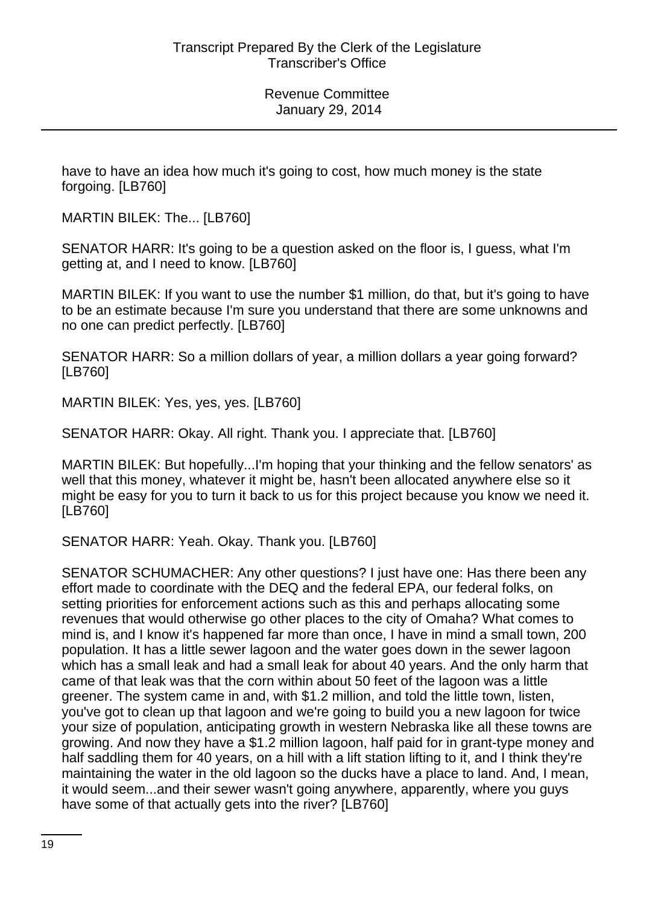have to have an idea how much it's going to cost, how much money is the state forgoing. [LB760]

MARTIN BILEK: The... [LB760]

SENATOR HARR: It's going to be a question asked on the floor is, I guess, what I'm getting at, and I need to know. [LB760]

MARTIN BILEK: If you want to use the number $1 million, do that, but it's going to have to be an estimate because I'm sure you understand that there are some unknowns and no one can predict perfectly. [LB760]

SENATOR HARR: So a million dollars of year, a million dollars a year going forward? [LB760]

MARTIN BILEK: Yes, yes, yes. [LB760]

SENATOR HARR: Okay. All right. Thank you. I appreciate that. [LB760]

MARTIN BILEK: But hopefully...I'm hoping that your thinking and the fellow senators' as well that this money, whatever it might be, hasn't been allocated anywhere else so it might be easy for you to turn it back to us for this project because you know we need it. [LB760]

SENATOR HARR: Yeah. Okay. Thank you. [LB760]

SENATOR SCHUMACHER: Any other questions? I just have one: Has there been any effort made to coordinate with the DEQ and the federal EPA, our federal folks, on setting priorities for enforcement actions such as this and perhaps allocating some revenues that would otherwise go other places to the city of Omaha? What comes to mind is, and I know it's happened far more than once, I have in mind a small town, 200 population. It has a little sewer lagoon and the water goes down in the sewer lagoon which has a small leak and had a small leak for about 40 years. And the only harm that came of that leak was that the corn within about 50 feet of the lagoon was a little greener. The system came in and, with $1.2 million, and told the little town, listen, you've got to clean up that lagoon and we're going to build you a new lagoon for twice your size of population, anticipating growth in western Nebraska like all these towns are growing. And now they have a $1.2 million lagoon, half paid for in grant-type money and half saddling them for 40 years, on a hill with a lift station lifting to it, and I think they're maintaining the water in the old lagoon so the ducks have a place to land. And, I mean, it would seem...and their sewer wasn't going anywhere, apparently, where you guys have some of that actually gets into the river? [LB760]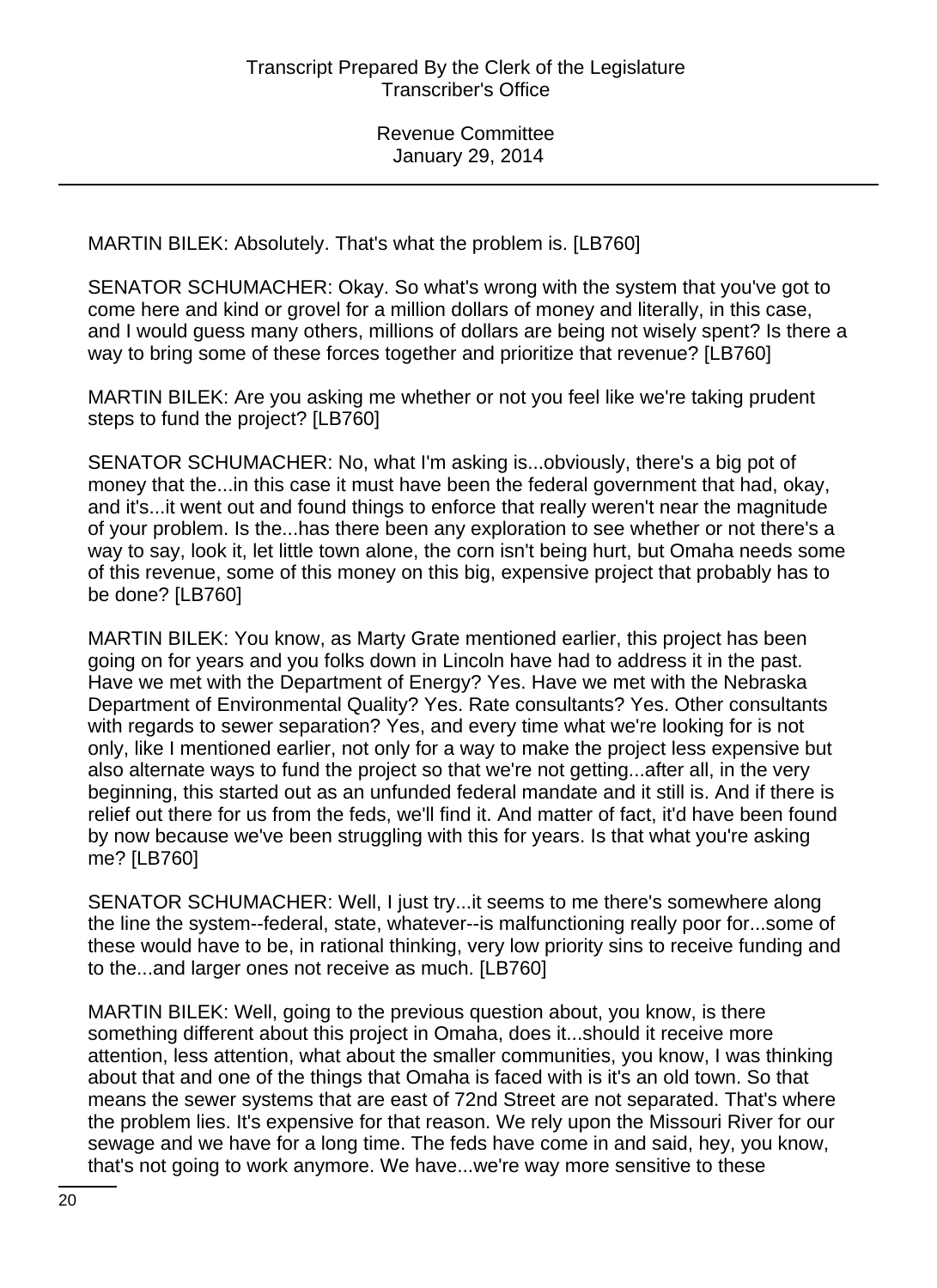MARTIN BILEK: Absolutely. That's what the problem is. [LB760]

SENATOR SCHUMACHER: Okay. So what's wrong with the system that you've got to come here and kind or grovel for a million dollars of money and literally, in this case, and I would guess many others, millions of dollars are being not wisely spent? Is there a way to bring some of these forces together and prioritize that revenue? [LB760]

MARTIN BILEK: Are you asking me whether or not you feel like we're taking prudent steps to fund the project? [LB760]

SENATOR SCHUMACHER: No, what I'm asking is...obviously, there's a big pot of money that the...in this case it must have been the federal government that had, okay, and it's...it went out and found things to enforce that really weren't near the magnitude of your problem. Is the...has there been any exploration to see whether or not there's a way to say, look it, let little town alone, the corn isn't being hurt, but Omaha needs some of this revenue, some of this money on this big, expensive project that probably has to be done? [LB760]

MARTIN BILEK: You know, as Marty Grate mentioned earlier, this project has been going on for years and you folks down in Lincoln have had to address it in the past. Have we met with the Department of Energy? Yes. Have we met with the Nebraska Department of Environmental Quality? Yes. Rate consultants? Yes. Other consultants with regards to sewer separation? Yes, and every time what we're looking for is not only, like I mentioned earlier, not only for a way to make the project less expensive but also alternate ways to fund the project so that we're not getting...after all, in the very beginning, this started out as an unfunded federal mandate and it still is. And if there is relief out there for us from the feds, we'll find it. And matter of fact, it'd have been found by now because we've been struggling with this for years. Is that what you're asking me? [LB760]

SENATOR SCHUMACHER: Well, I just try...it seems to me there's somewhere along the line the system--federal, state, whatever--is malfunctioning really poor for...some of these would have to be, in rational thinking, very low priority sins to receive funding and to the...and larger ones not receive as much. [LB760]

MARTIN BILEK: Well, going to the previous question about, you know, is there something different about this project in Omaha, does it...should it receive more attention, less attention, what about the smaller communities, you know, I was thinking about that and one of the things that Omaha is faced with is it's an old town. So that means the sewer systems that are east of 72nd Street are not separated. That's where the problem lies. It's expensive for that reason. We rely upon the Missouri River for our sewage and we have for a long time. The feds have come in and said, hey, you know, that's not going to work anymore. We have...we're way more sensitive to these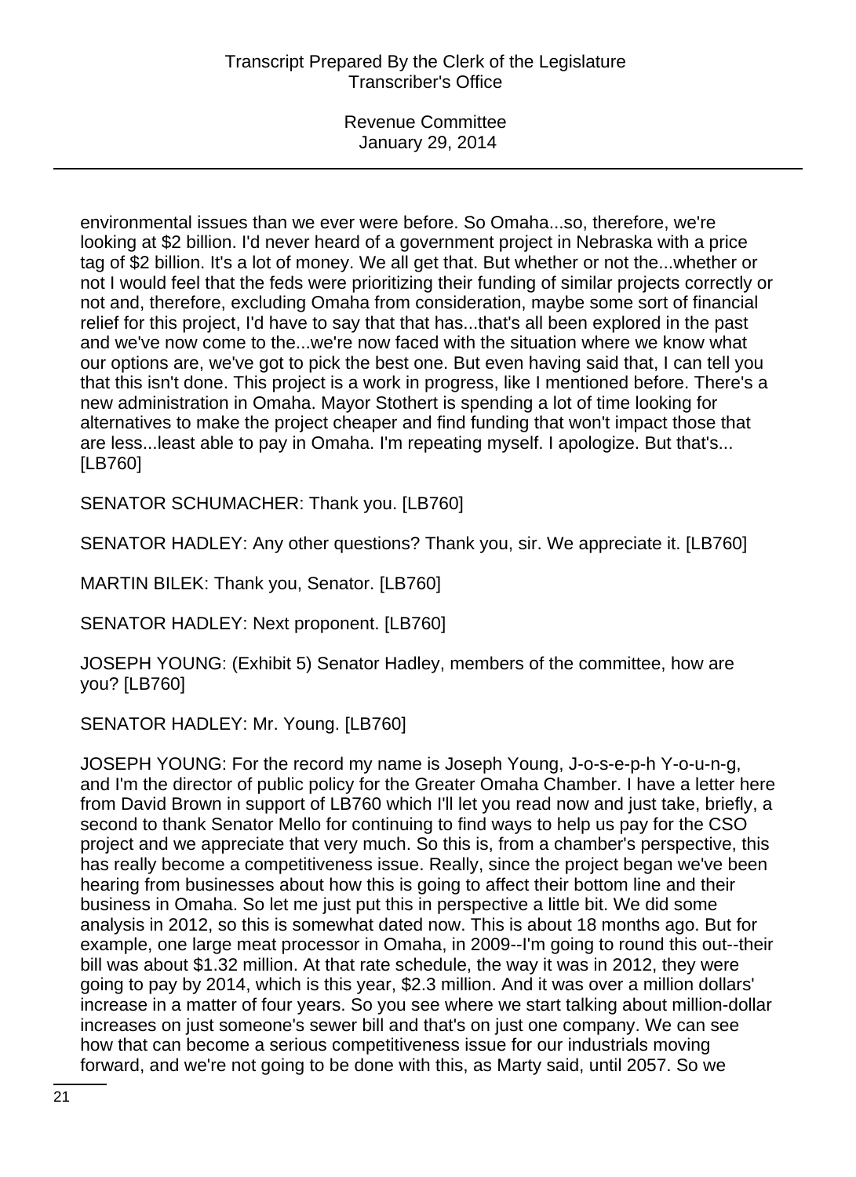environmental issues than we ever were before. So Omaha...so, therefore, we're looking at $2 billion. I'd never heard of a government project in Nebraska with a price tag of $2 billion. It's a lot of money. We all get that. But whether or not the...whether or not I would feel that the feds were prioritizing their funding of similar projects correctly or not and, therefore, excluding Omaha from consideration, maybe some sort of financial relief for this project, I'd have to say that that has...that's all been explored in the past and we've now come to the...we're now faced with the situation where we know what our options are, we've got to pick the best one. But even having said that, I can tell you that this isn't done. This project is a work in progress, like I mentioned before. There's a new administration in Omaha. Mayor Stothert is spending a lot of time looking for alternatives to make the project cheaper and find funding that won't impact those that are less...least able to pay in Omaha. I'm repeating myself. I apologize. But that's... [LB760]

SENATOR SCHUMACHER: Thank you. [LB760]

SENATOR HADLEY: Any other questions? Thank you, sir. We appreciate it. [LB760]

MARTIN BILEK: Thank you, Senator. [LB760]

SENATOR HADLEY: Next proponent. [LB760]

JOSEPH YOUNG: (Exhibit 5) Senator Hadley, members of the committee, how are you? [LB760]

SENATOR HADLEY: Mr. Young. [LB760]

JOSEPH YOUNG: For the record my name is Joseph Young, J-o-s-e-p-h Y-o-u-n-g, and I'm the director of public policy for the Greater Omaha Chamber. I have a letter here from David Brown in support of LB760 which I'll let you read now and just take, briefly, a second to thank Senator Mello for continuing to find ways to help us pay for the CSO project and we appreciate that very much. So this is, from a chamber's perspective, this has really become a competitiveness issue. Really, since the project began we've been hearing from businesses about how this is going to affect their bottom line and their business in Omaha. So let me just put this in perspective a little bit. We did some analysis in 2012, so this is somewhat dated now. This is about 18 months ago. But for example, one large meat processor in Omaha, in 2009--I'm going to round this out--their bill was about $1.32 million. At that rate schedule, the way it was in 2012, they were going to pay by 2014, which is this year, $2.3 million. And it was over a million dollars' increase in a matter of four years. So you see where we start talking about million-dollar increases on just someone's sewer bill and that's on just one company. We can see how that can become a serious competitiveness issue for our industrials moving forward, and we're not going to be done with this, as Marty said, until 2057. So we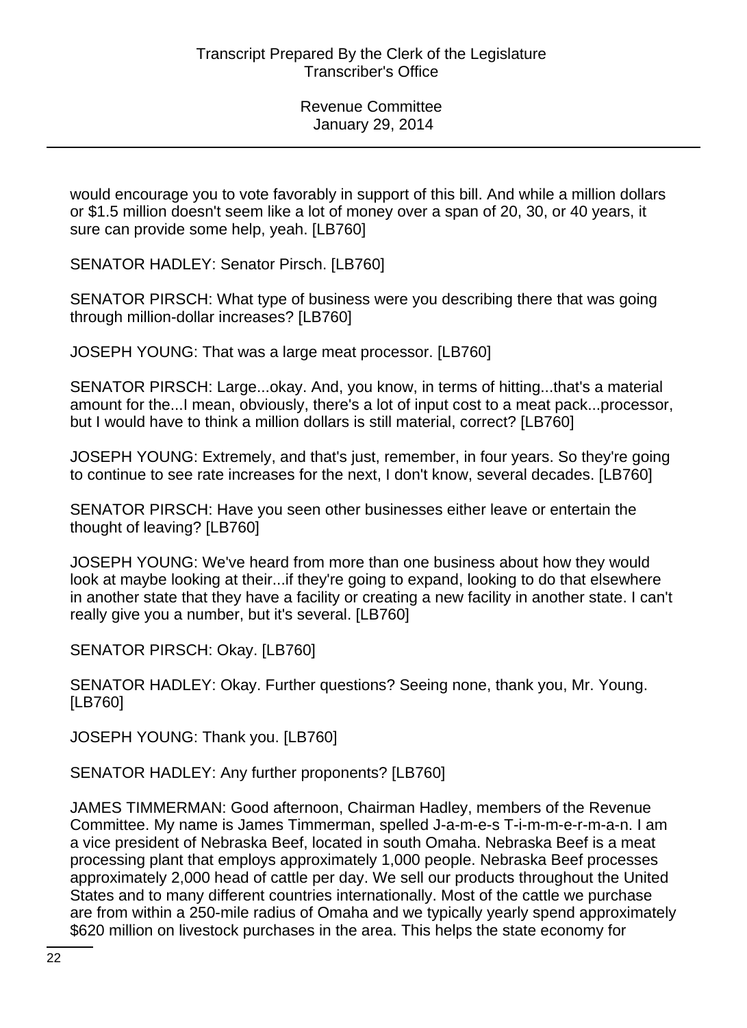would encourage you to vote favorably in support of this bill. And while a million dollars or $1.5 million doesn't seem like a lot of money over a span of 20, 30, or 40 years, it sure can provide some help, yeah. [LB760]

SENATOR HADLEY: Senator Pirsch. [LB760]

SENATOR PIRSCH: What type of business were you describing there that was going through million-dollar increases? [LB760]

JOSEPH YOUNG: That was a large meat processor. [LB760]

SENATOR PIRSCH: Large...okay. And, you know, in terms of hitting...that's a material amount for the...I mean, obviously, there's a lot of input cost to a meat pack...processor, but I would have to think a million dollars is still material, correct? [LB760]

JOSEPH YOUNG: Extremely, and that's just, remember, in four years. So they're going to continue to see rate increases for the next, I don't know, several decades. [LB760]

SENATOR PIRSCH: Have you seen other businesses either leave or entertain the thought of leaving? [LB760]

JOSEPH YOUNG: We've heard from more than one business about how they would look at maybe looking at their...if they're going to expand, looking to do that elsewhere in another state that they have a facility or creating a new facility in another state. I can't really give you a number, but it's several. [LB760]

SENATOR PIRSCH: Okay. [LB760]

SENATOR HADLEY: Okay. Further questions? Seeing none, thank you, Mr. Young. [LB760]

JOSEPH YOUNG: Thank you. [LB760]

SENATOR HADLEY: Any further proponents? [LB760]

JAMES TIMMERMAN: Good afternoon, Chairman Hadley, members of the Revenue Committee. My name is James Timmerman, spelled J-a-m-e-s T-i-m-m-e-r-m-a-n. I am a vice president of Nebraska Beef, located in south Omaha. Nebraska Beef is a meat processing plant that employs approximately 1,000 people. Nebraska Beef processes approximately 2,000 head of cattle per day. We sell our products throughout the United States and to many different countries internationally. Most of the cattle we purchase are from within a 250-mile radius of Omaha and we typically yearly spend approximately $620 million on livestock purchases in the area. This helps the state economy for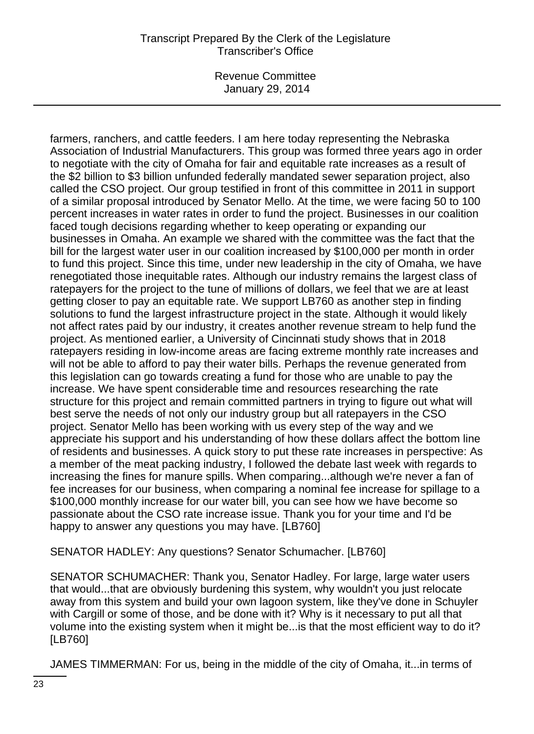farmers, ranchers, and cattle feeders. I am here today representing the Nebraska Association of Industrial Manufacturers. This group was formed three years ago in order to negotiate with the city of Omaha for fair and equitable rate increases as a result of the $2 billion to $3 billion unfunded federally mandated sewer separation project, also called the CSO project. Our group testified in front of this committee in 2011 in support of a similar proposal introduced by Senator Mello. At the time, we were facing 50 to 100 percent increases in water rates in order to fund the project. Businesses in our coalition faced tough decisions regarding whether to keep operating or expanding our businesses in Omaha. An example we shared with the committee was the fact that the bill for the largest water user in our coalition increased by $100,000 per month in order to fund this project. Since this time, under new leadership in the city of Omaha, we have renegotiated those inequitable rates. Although our industry remains the largest class of ratepayers for the project to the tune of millions of dollars, we feel that we are at least getting closer to pay an equitable rate. We support LB760 as another step in finding solutions to fund the largest infrastructure project in the state. Although it would likely not affect rates paid by our industry, it creates another revenue stream to help fund the project. As mentioned earlier, a University of Cincinnati study shows that in 2018 ratepayers residing in low-income areas are facing extreme monthly rate increases and will not be able to afford to pay their water bills. Perhaps the revenue generated from this legislation can go towards creating a fund for those who are unable to pay the increase. We have spent considerable time and resources researching the rate structure for this project and remain committed partners in trying to figure out what will best serve the needs of not only our industry group but all ratepayers in the CSO project. Senator Mello has been working with us every step of the way and we appreciate his support and his understanding of how these dollars affect the bottom line of residents and businesses. A quick story to put these rate increases in perspective: As a member of the meat packing industry, I followed the debate last week with regards to increasing the fines for manure spills. When comparing...although we're never a fan of fee increases for our business, when comparing a nominal fee increase for spillage to a $100,000 monthly increase for our water bill, you can see how we have become so passionate about the CSO rate increase issue. Thank you for your time and I'd be happy to answer any questions you may have. [LB760]

SENATOR HADLEY: Any questions? Senator Schumacher. [LB760]

SENATOR SCHUMACHER: Thank you, Senator Hadley. For large, large water users that would...that are obviously burdening this system, why wouldn't you just relocate away from this system and build your own lagoon system, like they've done in Schuyler with Cargill or some of those, and be done with it? Why is it necessary to put all that volume into the existing system when it might be...is that the most efficient way to do it? [LB760]

JAMES TIMMERMAN: For us, being in the middle of the city of Omaha, it...in terms of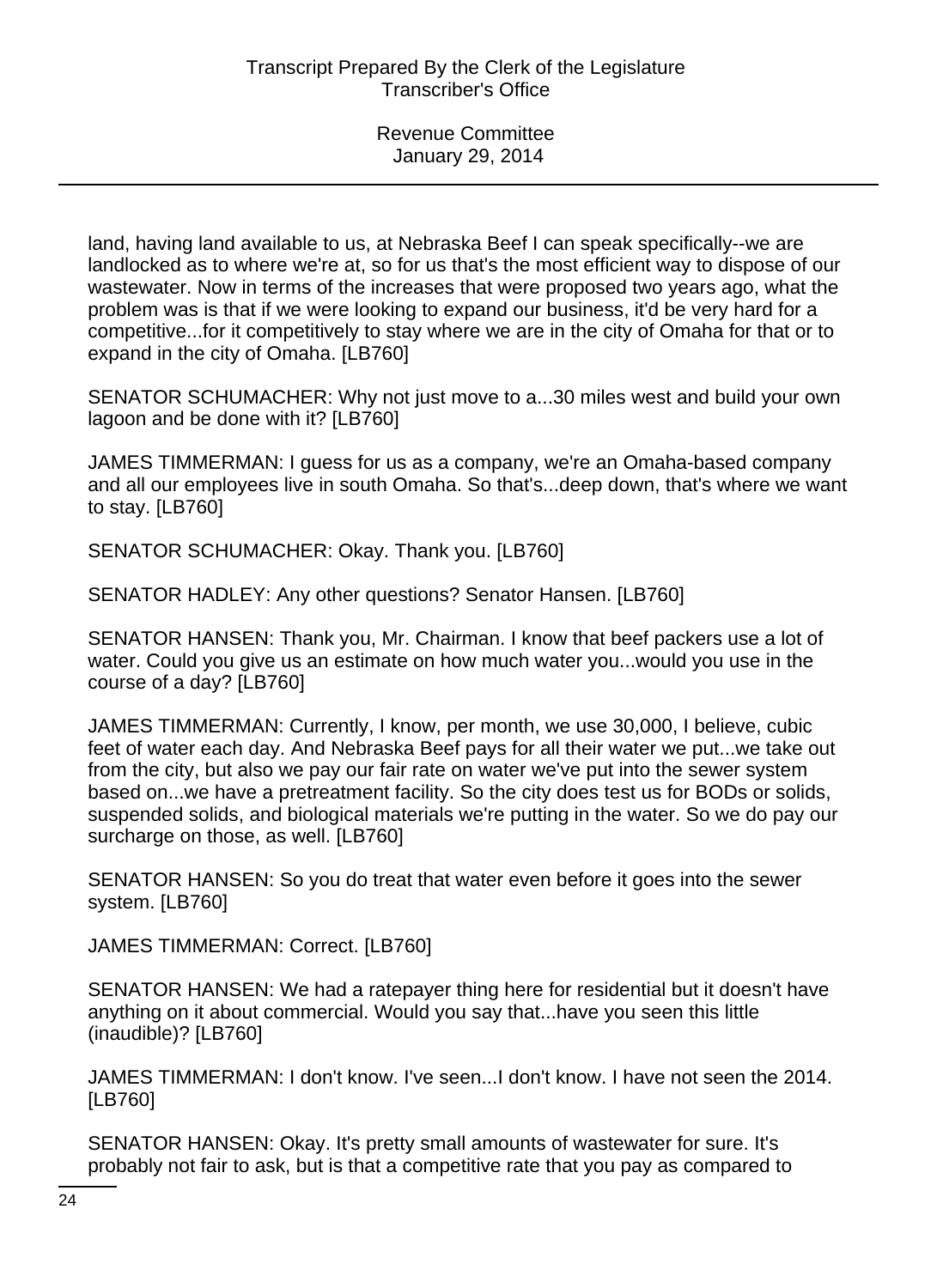land, having land available to us, at Nebraska Beef I can speak specifically--we are landlocked as to where we're at, so for us that's the most efficient way to dispose of our wastewater. Now in terms of the increases that were proposed two years ago, what the problem was is that if we were looking to expand our business, it'd be very hard for a competitive...for it competitively to stay where we are in the city of Omaha for that or to expand in the city of Omaha. [LB760]

SENATOR SCHUMACHER: Why not just move to a...30 miles west and build your own lagoon and be done with it? [LB760]

JAMES TIMMERMAN: I guess for us as a company, we're an Omaha-based company and all our employees live in south Omaha. So that's...deep down, that's where we want to stay. [LB760]

SENATOR SCHUMACHER: Okay. Thank you. [LB760]

SENATOR HADLEY: Any other questions? Senator Hansen. [LB760]

SENATOR HANSEN: Thank you, Mr. Chairman. I know that beef packers use a lot of water. Could you give us an estimate on how much water you...would you use in the course of a day? [LB760]

JAMES TIMMERMAN: Currently, I know, per month, we use 30,000, I believe, cubic feet of water each day. And Nebraska Beef pays for all their water we put...we take out from the city, but also we pay our fair rate on water we've put into the sewer system based on...we have a pretreatment facility. So the city does test us for BODs or solids, suspended solids, and biological materials we're putting in the water. So we do pay our surcharge on those, as well. [LB760]

SENATOR HANSEN: So you do treat that water even before it goes into the sewer system. [LB760]

JAMES TIMMERMAN: Correct. [LB760]

SENATOR HANSEN: We had a ratepayer thing here for residential but it doesn't have anything on it about commercial. Would you say that...have you seen this little (inaudible)? [LB760]

JAMES TIMMERMAN: I don't know. I've seen...I don't know. I have not seen the 2014. [LB760]

SENATOR HANSEN: Okay. It's pretty small amounts of wastewater for sure. It's probably not fair to ask, but is that a competitive rate that you pay as compared to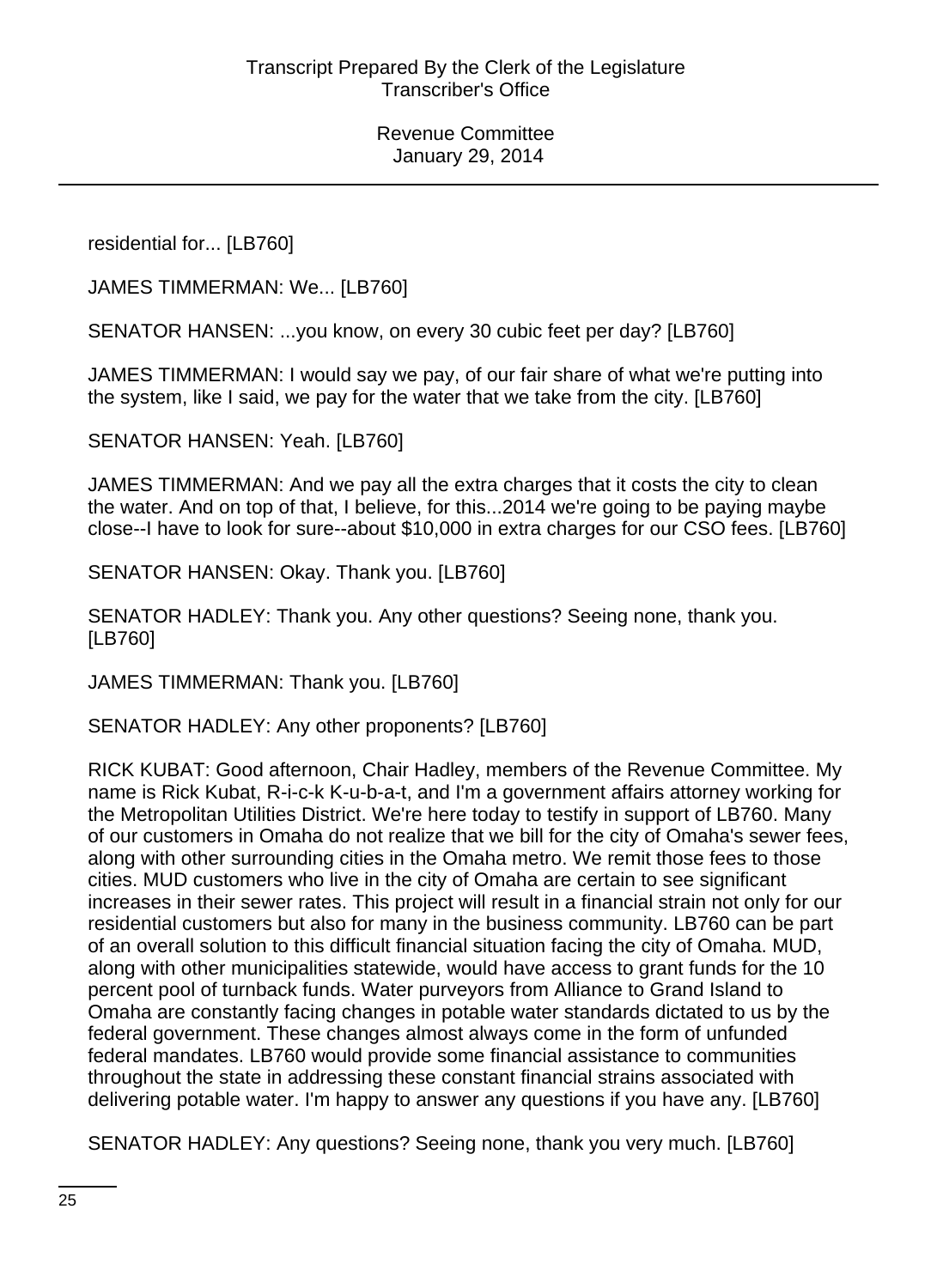residential for... [LB760]

JAMES TIMMERMAN: We... [LB760]

SENATOR HANSEN: ...you know, on every 30 cubic feet per day? [LB760]

JAMES TIMMERMAN: I would say we pay, of our fair share of what we're putting into the system, like I said, we pay for the water that we take from the city. [LB760]

SENATOR HANSEN: Yeah. [LB760]

JAMES TIMMERMAN: And we pay all the extra charges that it costs the city to clean the water. And on top of that, I believe, for this...2014 we're going to be paying maybe close--I have to look for sure--about $10,000 in extra charges for our CSO fees. [LB760]

SENATOR HANSEN: Okay. Thank you. [LB760]

SENATOR HADLEY: Thank you. Any other questions? Seeing none, thank you. [LB760]

JAMES TIMMERMAN: Thank you. [LB760]

SENATOR HADLEY: Any other proponents? [LB760]

RICK KUBAT: Good afternoon, Chair Hadley, members of the Revenue Committee. My name is Rick Kubat, R-i-c-k K-u-b-a-t, and I'm a government affairs attorney working for the Metropolitan Utilities District. We're here today to testify in support of LB760. Many of our customers in Omaha do not realize that we bill for the city of Omaha's sewer fees, along with other surrounding cities in the Omaha metro. We remit those fees to those cities. MUD customers who live in the city of Omaha are certain to see significant increases in their sewer rates. This project will result in a financial strain not only for our residential customers but also for many in the business community. LB760 can be part of an overall solution to this difficult financial situation facing the city of Omaha. MUD, along with other municipalities statewide, would have access to grant funds for the 10 percent pool of turnback funds. Water purveyors from Alliance to Grand Island to Omaha are constantly facing changes in potable water standards dictated to us by the federal government. These changes almost always come in the form of unfunded federal mandates. LB760 would provide some financial assistance to communities throughout the state in addressing these constant financial strains associated with delivering potable water. I'm happy to answer any questions if you have any. [LB760]

SENATOR HADLEY: Any questions? Seeing none, thank you very much. [LB760]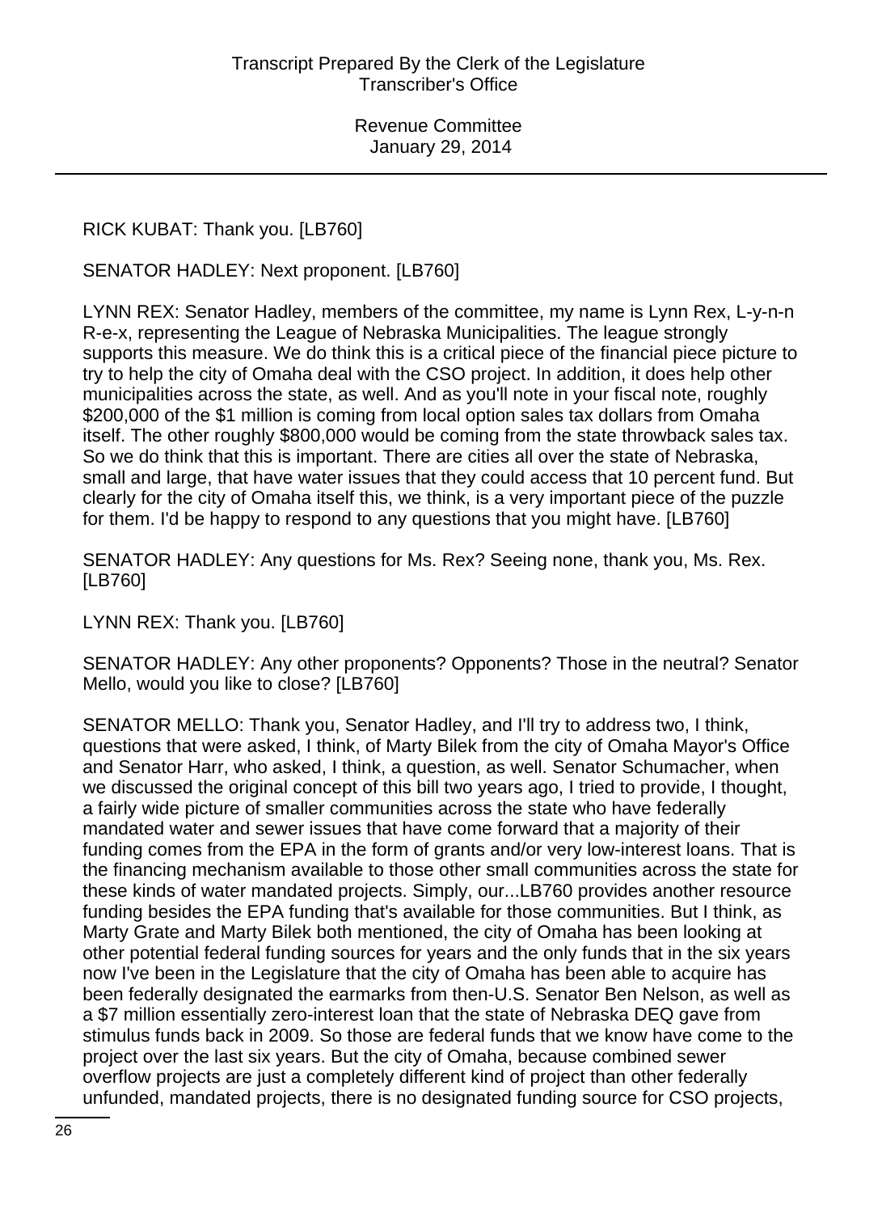RICK KUBAT: Thank you. [LB760]

SENATOR HADLEY: Next proponent. [LB760]

LYNN REX: Senator Hadley, members of the committee, my name is Lynn Rex, L-y-n-n R-e-x, representing the League of Nebraska Municipalities. The league strongly supports this measure. We do think this is a critical piece of the financial piece picture to try to help the city of Omaha deal with the CSO project. In addition, it does help other municipalities across the state, as well. And as you'll note in your fiscal note, roughly $200,000 of the $1 million is coming from local option sales tax dollars from Omaha itself. The other roughly $800,000 would be coming from the state throwback sales tax. So we do think that this is important. There are cities all over the state of Nebraska, small and large, that have water issues that they could access that 10 percent fund. But clearly for the city of Omaha itself this, we think, is a very important piece of the puzzle for them. I'd be happy to respond to any questions that you might have. [LB760]

SENATOR HADLEY: Any questions for Ms. Rex? Seeing none, thank you, Ms. Rex. [LB760]

LYNN REX: Thank you. [LB760]

SENATOR HADLEY: Any other proponents? Opponents? Those in the neutral? Senator Mello, would you like to close? [LB760]

SENATOR MELLO: Thank you, Senator Hadley, and I'll try to address two, I think, questions that were asked, I think, of Marty Bilek from the city of Omaha Mayor's Office and Senator Harr, who asked, I think, a question, as well. Senator Schumacher, when we discussed the original concept of this bill two years ago, I tried to provide, I thought, a fairly wide picture of smaller communities across the state who have federally mandated water and sewer issues that have come forward that a majority of their funding comes from the EPA in the form of grants and/or very low-interest loans. That is the financing mechanism available to those other small communities across the state for these kinds of water mandated projects. Simply, our...LB760 provides another resource funding besides the EPA funding that's available for those communities. But I think, as Marty Grate and Marty Bilek both mentioned, the city of Omaha has been looking at other potential federal funding sources for years and the only funds that in the six years now I've been in the Legislature that the city of Omaha has been able to acquire has been federally designated the earmarks from then-U.S. Senator Ben Nelson, as well as a $7 million essentially zero-interest loan that the state of Nebraska DEQ gave from stimulus funds back in 2009. So those are federal funds that we know have come to the project over the last six years. But the city of Omaha, because combined sewer overflow projects are just a completely different kind of project than other federally unfunded, mandated projects, there is no designated funding source for CSO projects,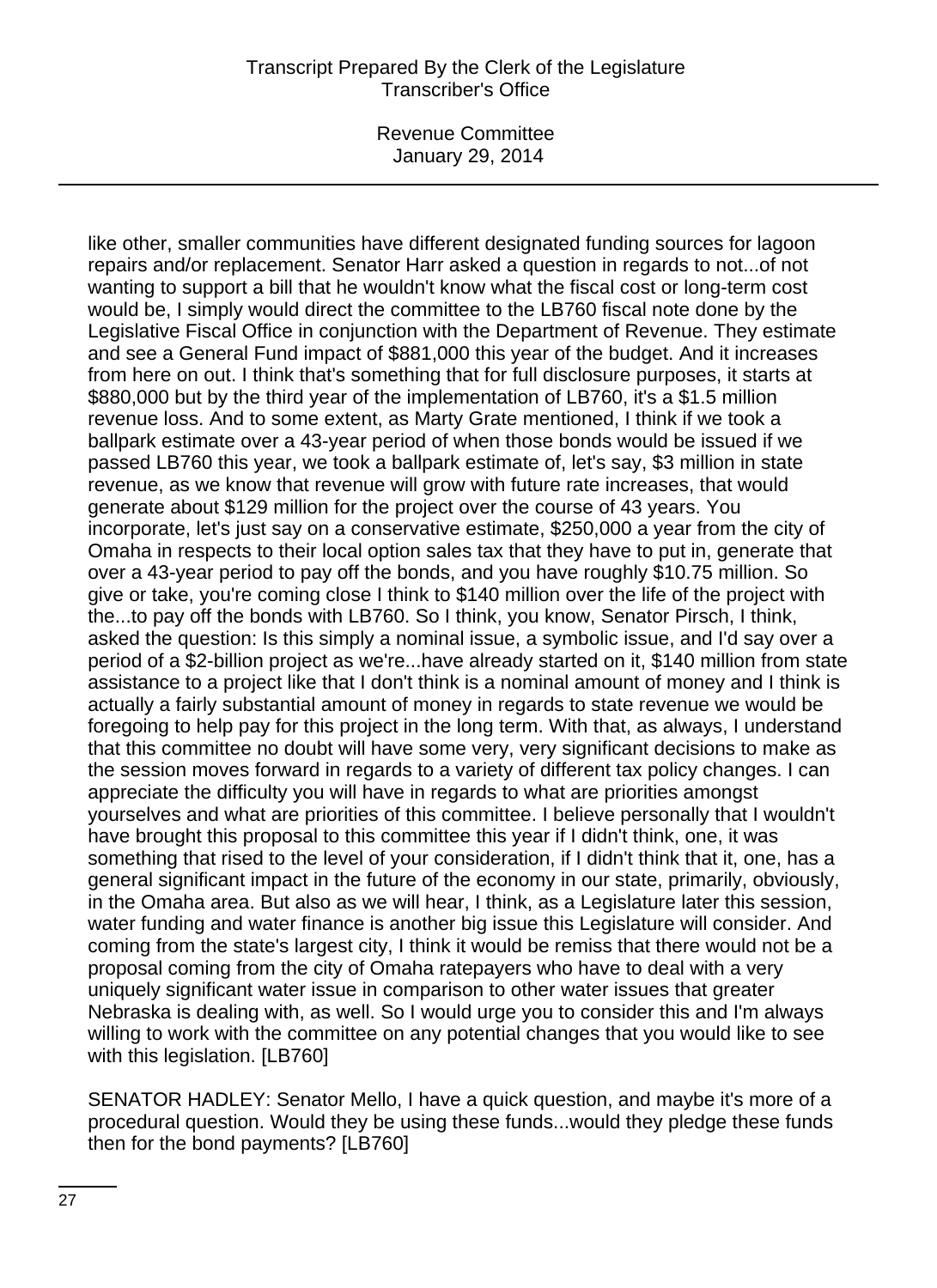like other, smaller communities have different designated funding sources for lagoon repairs and/or replacement. Senator Harr asked a question in regards to not...of not wanting to support a bill that he wouldn't know what the fiscal cost or long-term cost would be, I simply would direct the committee to the LB760 fiscal note done by the Legislative Fiscal Office in conjunction with the Department of Revenue. They estimate and see a General Fund impact of $881,000 this year of the budget. And it increases from here on out. I think that's something that for full disclosure purposes, it starts at $880,000 but by the third year of the implementation of LB760, it's a $1.5 million revenue loss. And to some extent, as Marty Grate mentioned, I think if we took a ballpark estimate over a 43-year period of when those bonds would be issued if we passed LB760 this year, we took a ballpark estimate of, let's say, $3 million in state revenue, as we know that revenue will grow with future rate increases, that would generate about $129 million for the project over the course of 43 years. You incorporate, let's just say on a conservative estimate, $250,000 a year from the city of Omaha in respects to their local option sales tax that they have to put in, generate that over a 43-year period to pay off the bonds, and you have roughly $10.75 million. So give or take, you're coming close I think to $140 million over the life of the project with the...to pay off the bonds with LB760. So I think, you know, Senator Pirsch, I think, asked the question: Is this simply a nominal issue, a symbolic issue, and I'd say over a period of a $2-billion project as we're...have already started on it, $140 million from state assistance to a project like that I don't think is a nominal amount of money and I think is actually a fairly substantial amount of money in regards to state revenue we would be foregoing to help pay for this project in the long term. With that, as always, I understand that this committee no doubt will have some very, very significant decisions to make as the session moves forward in regards to a variety of different tax policy changes. I can appreciate the difficulty you will have in regards to what are priorities amongst yourselves and what are priorities of this committee. I believe personally that I wouldn't have brought this proposal to this committee this year if I didn't think, one, it was something that rised to the level of your consideration, if I didn't think that it, one, has a general significant impact in the future of the economy in our state, primarily, obviously, in the Omaha area. But also as we will hear, I think, as a Legislature later this session, water funding and water finance is another big issue this Legislature will consider. And coming from the state's largest city, I think it would be remiss that there would not be a proposal coming from the city of Omaha ratepayers who have to deal with a very uniquely significant water issue in comparison to other water issues that greater Nebraska is dealing with, as well. So I would urge you to consider this and I'm always willing to work with the committee on any potential changes that you would like to see with this legislation. [LB760]

SENATOR HADLEY: Senator Mello, I have a quick question, and maybe it's more of a procedural question. Would they be using these funds...would they pledge these funds then for the bond payments? [LB760]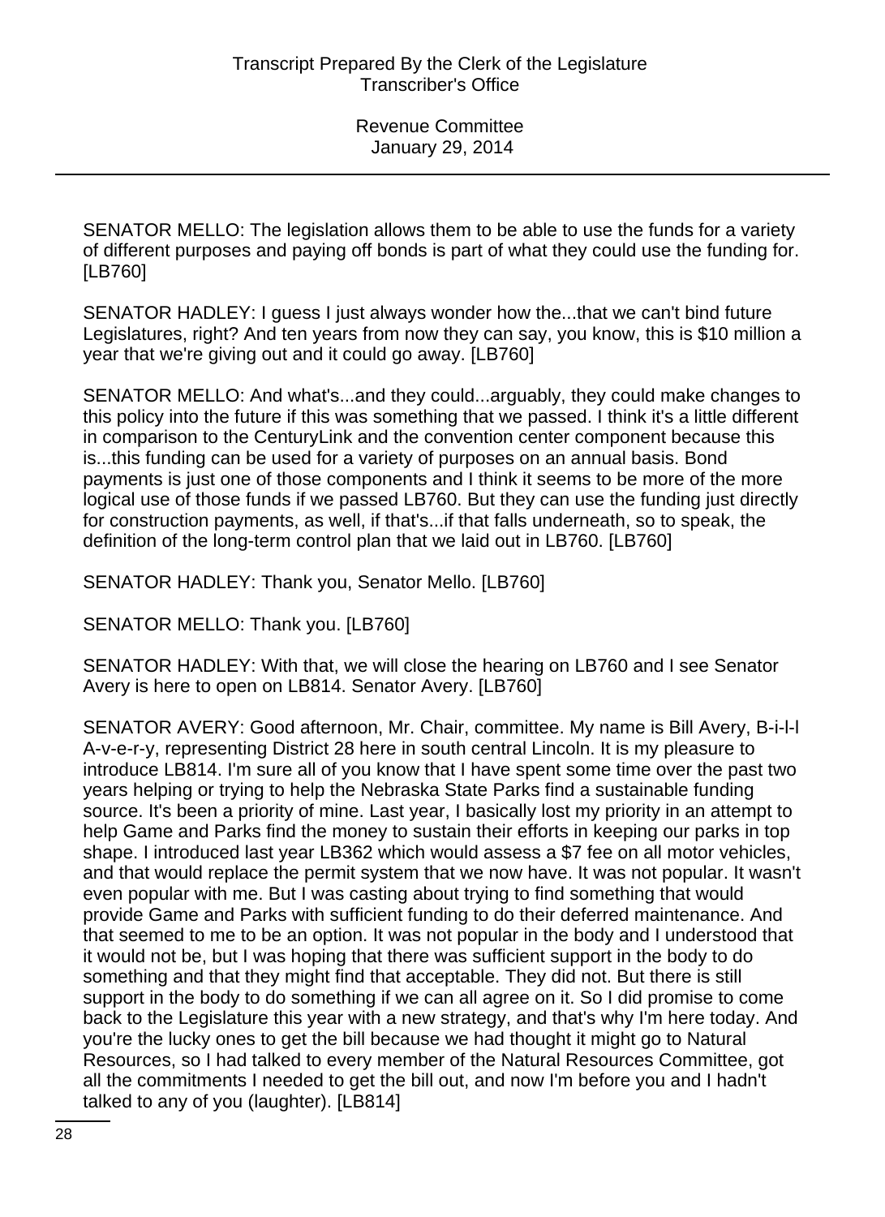SENATOR MELLO: The legislation allows them to be able to use the funds for a variety of different purposes and paying off bonds is part of what they could use the funding for. [LB760]

SENATOR HADLEY: I guess I just always wonder how the...that we can't bind future Legislatures, right? And ten years from now they can say, you know, this is $10 million a year that we're giving out and it could go away. [LB760]

SENATOR MELLO: And what's...and they could...arguably, they could make changes to this policy into the future if this was something that we passed. I think it's a little different in comparison to the CenturyLink and the convention center component because this is...this funding can be used for a variety of purposes on an annual basis. Bond payments is just one of those components and I think it seems to be more of the more logical use of those funds if we passed LB760. But they can use the funding just directly for construction payments, as well, if that's...if that falls underneath, so to speak, the definition of the long-term control plan that we laid out in LB760. [LB760]

SENATOR HADLEY: Thank you, Senator Mello. [LB760]

SENATOR MELLO: Thank you. [LB760]

SENATOR HADLEY: With that, we will close the hearing on LB760 and I see Senator Avery is here to open on LB814. Senator Avery. [LB760]

SENATOR AVERY: Good afternoon, Mr. Chair, committee. My name is Bill Avery, B-i-l-l A-v-e-r-y, representing District 28 here in south central Lincoln. It is my pleasure to introduce LB814. I'm sure all of you know that I have spent some time over the past two years helping or trying to help the Nebraska State Parks find a sustainable funding source. It's been a priority of mine. Last year, I basically lost my priority in an attempt to help Game and Parks find the money to sustain their efforts in keeping our parks in top shape. I introduced last year LB362 which would assess a $7 fee on all motor vehicles, and that would replace the permit system that we now have. It was not popular. It wasn't even popular with me. But I was casting about trying to find something that would provide Game and Parks with sufficient funding to do their deferred maintenance. And that seemed to me to be an option. It was not popular in the body and I understood that it would not be, but I was hoping that there was sufficient support in the body to do something and that they might find that acceptable. They did not. But there is still support in the body to do something if we can all agree on it. So I did promise to come back to the Legislature this year with a new strategy, and that's why I'm here today. And you're the lucky ones to get the bill because we had thought it might go to Natural Resources, so I had talked to every member of the Natural Resources Committee, got all the commitments I needed to get the bill out, and now I'm before you and I hadn't talked to any of you (laughter). [LB814]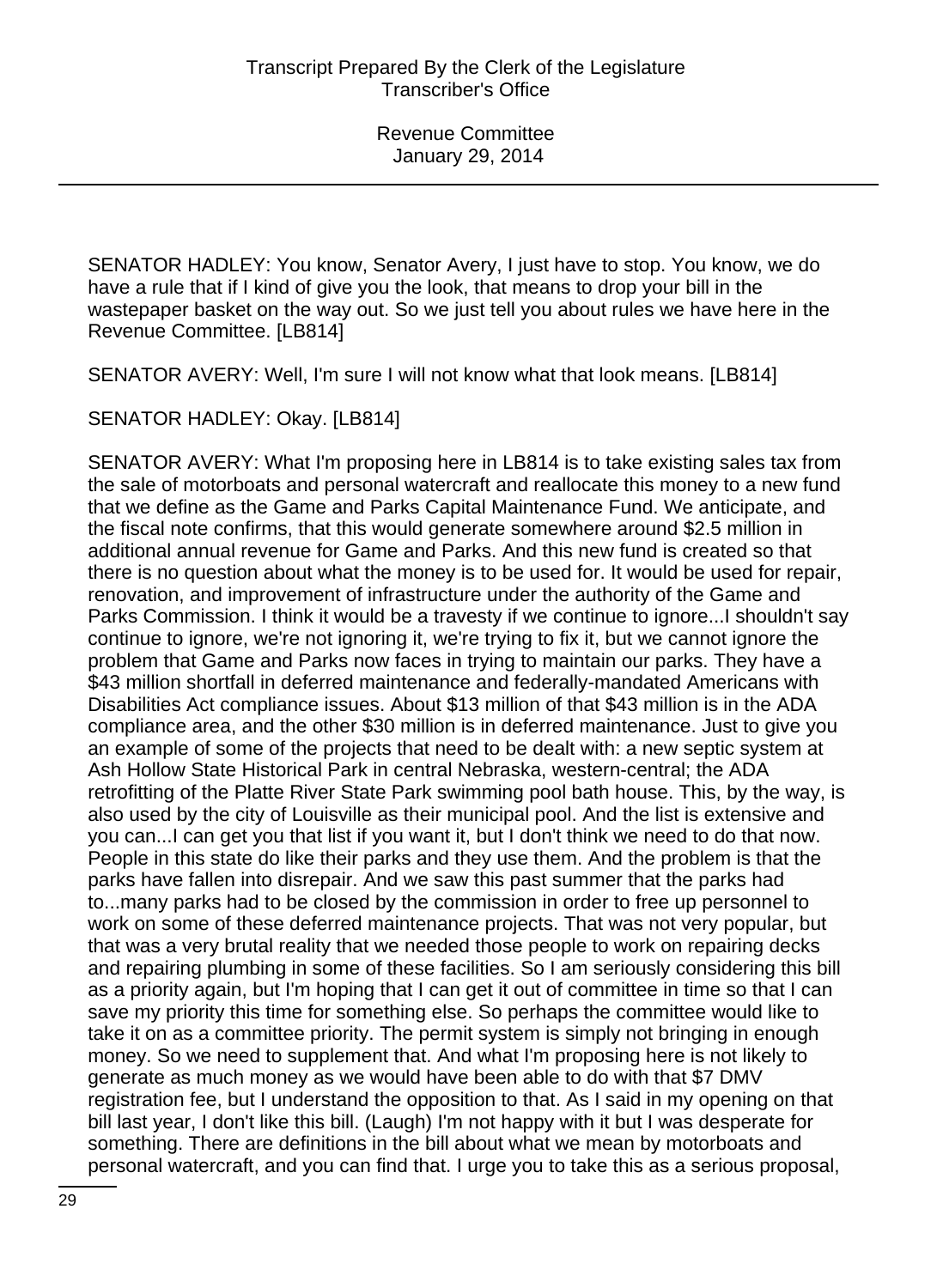SENATOR HADLEY: You know, Senator Avery, I just have to stop. You know, we do have a rule that if I kind of give you the look, that means to drop your bill in the wastepaper basket on the way out. So we just tell you about rules we have here in the Revenue Committee. [LB814]

SENATOR AVERY: Well, I'm sure I will not know what that look means. [LB814]

SENATOR HADLEY: Okay. [LB814]

SENATOR AVERY: What I'm proposing here in LB814 is to take existing sales tax from the sale of motorboats and personal watercraft and reallocate this money to a new fund that we define as the Game and Parks Capital Maintenance Fund. We anticipate, and the fiscal note confirms, that this would generate somewhere around $2.5 million in additional annual revenue for Game and Parks. And this new fund is created so that there is no question about what the money is to be used for. It would be used for repair, renovation, and improvement of infrastructure under the authority of the Game and Parks Commission. I think it would be a travesty if we continue to ignore...I shouldn't say continue to ignore, we're not ignoring it, we're trying to fix it, but we cannot ignore the problem that Game and Parks now faces in trying to maintain our parks. They have a $43 million shortfall in deferred maintenance and federally-mandated Americans with Disabilities Act compliance issues. About $13 million of that $43 million is in the ADA compliance area, and the other $30 million is in deferred maintenance. Just to give you an example of some of the projects that need to be dealt with: a new septic system at Ash Hollow State Historical Park in central Nebraska, western-central; the ADA retrofitting of the Platte River State Park swimming pool bath house. This, by the way, is also used by the city of Louisville as their municipal pool. And the list is extensive and you can...I can get you that list if you want it, but I don't think we need to do that now. People in this state do like their parks and they use them. And the problem is that the parks have fallen into disrepair. And we saw this past summer that the parks had to...many parks had to be closed by the commission in order to free up personnel to work on some of these deferred maintenance projects. That was not very popular, but that was a very brutal reality that we needed those people to work on repairing decks and repairing plumbing in some of these facilities. So I am seriously considering this bill as a priority again, but I'm hoping that I can get it out of committee in time so that I can save my priority this time for something else. So perhaps the committee would like to take it on as a committee priority. The permit system is simply not bringing in enough money. So we need to supplement that. And what I'm proposing here is not likely to generate as much money as we would have been able to do with that $7 DMV registration fee, but I understand the opposition to that. As I said in my opening on that bill last year, I don't like this bill. (Laugh) I'm not happy with it but I was desperate for something. There are definitions in the bill about what we mean by motorboats and personal watercraft, and you can find that. I urge you to take this as a serious proposal,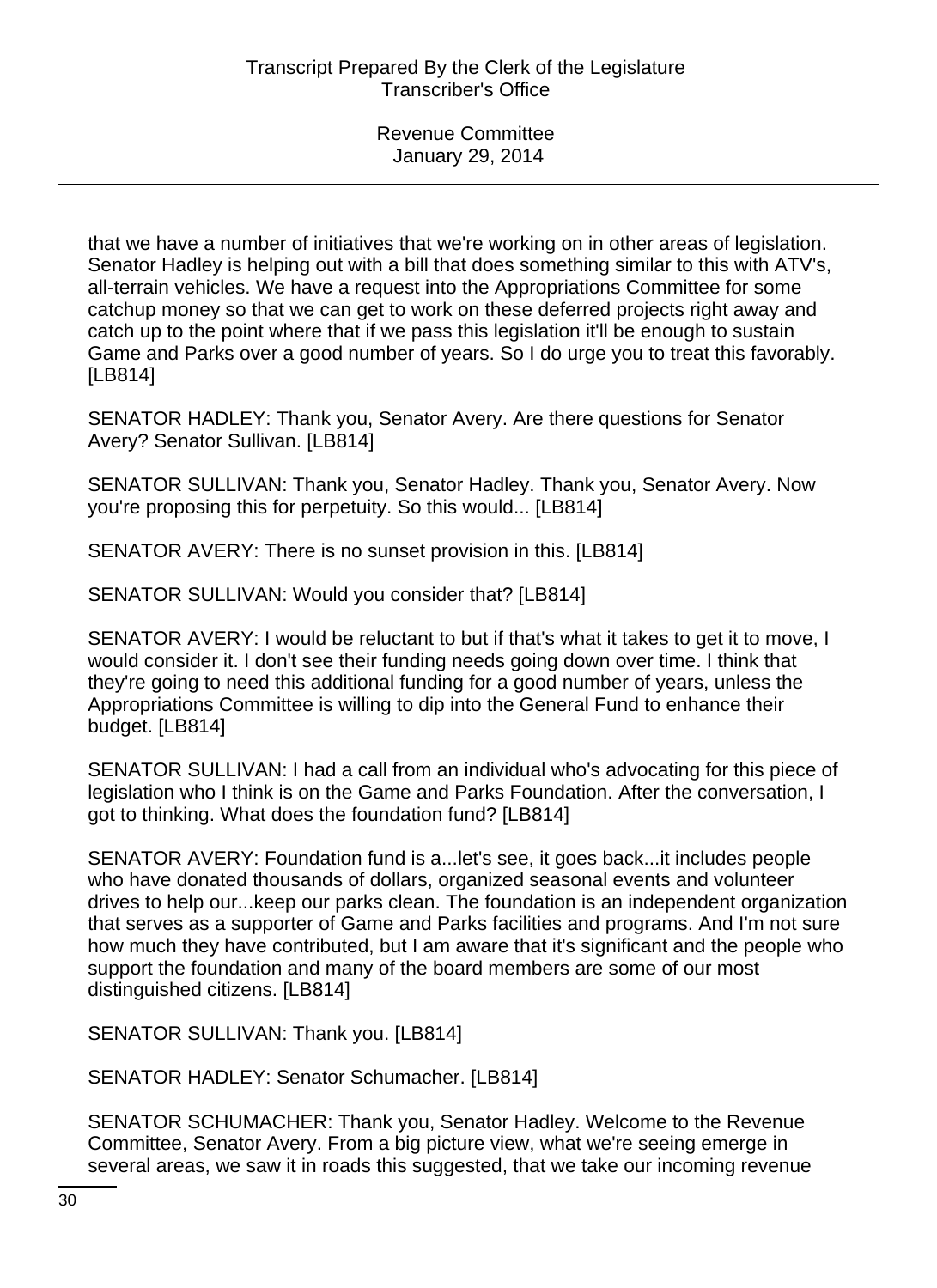that we have a number of initiatives that we're working on in other areas of legislation. Senator Hadley is helping out with a bill that does something similar to this with ATV's, all-terrain vehicles. We have a request into the Appropriations Committee for some catchup money so that we can get to work on these deferred projects right away and catch up to the point where that if we pass this legislation it'll be enough to sustain Game and Parks over a good number of years. So I do urge you to treat this favorably. [LB814]

SENATOR HADLEY: Thank you, Senator Avery. Are there questions for Senator Avery? Senator Sullivan. [LB814]

SENATOR SULLIVAN: Thank you, Senator Hadley. Thank you, Senator Avery. Now you're proposing this for perpetuity. So this would... [LB814]

SENATOR AVERY: There is no sunset provision in this. [LB814]

SENATOR SULLIVAN: Would you consider that? [LB814]

SENATOR AVERY: I would be reluctant to but if that's what it takes to get it to move, I would consider it. I don't see their funding needs going down over time. I think that they're going to need this additional funding for a good number of years, unless the Appropriations Committee is willing to dip into the General Fund to enhance their budget. [LB814]

SENATOR SULLIVAN: I had a call from an individual who's advocating for this piece of legislation who I think is on the Game and Parks Foundation. After the conversation, I got to thinking. What does the foundation fund? [LB814]

SENATOR AVERY: Foundation fund is a...let's see, it goes back...it includes people who have donated thousands of dollars, organized seasonal events and volunteer drives to help our...keep our parks clean. The foundation is an independent organization that serves as a supporter of Game and Parks facilities and programs. And I'm not sure how much they have contributed, but I am aware that it's significant and the people who support the foundation and many of the board members are some of our most distinguished citizens. [LB814]

SENATOR SULLIVAN: Thank you. [LB814]

SENATOR HADLEY: Senator Schumacher. [LB814]

SENATOR SCHUMACHER: Thank you, Senator Hadley. Welcome to the Revenue Committee, Senator Avery. From a big picture view, what we're seeing emerge in several areas, we saw it in roads this suggested, that we take our incoming revenue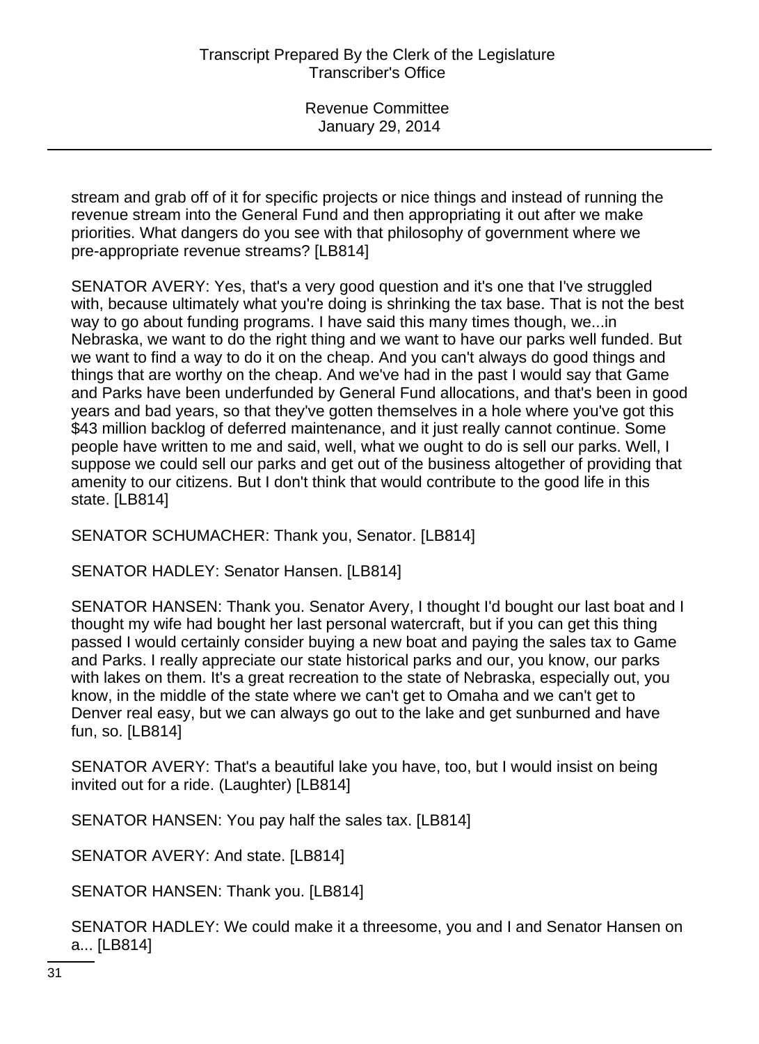stream and grab off of it for specific projects or nice things and instead of running the revenue stream into the General Fund and then appropriating it out after we make priorities. What dangers do you see with that philosophy of government where we pre-appropriate revenue streams? [LB814]

SENATOR AVERY: Yes, that's a very good question and it's one that I've struggled with, because ultimately what you're doing is shrinking the tax base. That is not the best way to go about funding programs. I have said this many times though, we...in Nebraska, we want to do the right thing and we want to have our parks well funded. But we want to find a way to do it on the cheap. And you can't always do good things and things that are worthy on the cheap. And we've had in the past I would say that Game and Parks have been underfunded by General Fund allocations, and that's been in good years and bad years, so that they've gotten themselves in a hole where you've got this $43 million backlog of deferred maintenance, and it just really cannot continue. Some people have written to me and said, well, what we ought to do is sell our parks. Well, I suppose we could sell our parks and get out of the business altogether of providing that amenity to our citizens. But I don't think that would contribute to the good life in this state. [LB814]

SENATOR SCHUMACHER: Thank you, Senator. [LB814]

SENATOR HADLEY: Senator Hansen. [LB814]

SENATOR HANSEN: Thank you. Senator Avery, I thought I'd bought our last boat and I thought my wife had bought her last personal watercraft, but if you can get this thing passed I would certainly consider buying a new boat and paying the sales tax to Game and Parks. I really appreciate our state historical parks and our, you know, our parks with lakes on them. It's a great recreation to the state of Nebraska, especially out, you know, in the middle of the state where we can't get to Omaha and we can't get to Denver real easy, but we can always go out to the lake and get sunburned and have fun, so. [LB814]

SENATOR AVERY: That's a beautiful lake you have, too, but I would insist on being invited out for a ride. (Laughter) [LB814]

SENATOR HANSEN: You pay half the sales tax. [LB814]

SENATOR AVERY: And state. [LB814]

SENATOR HANSEN: Thank you. [LB814]

SENATOR HADLEY: We could make it a threesome, you and I and Senator Hansen on a... [LB814]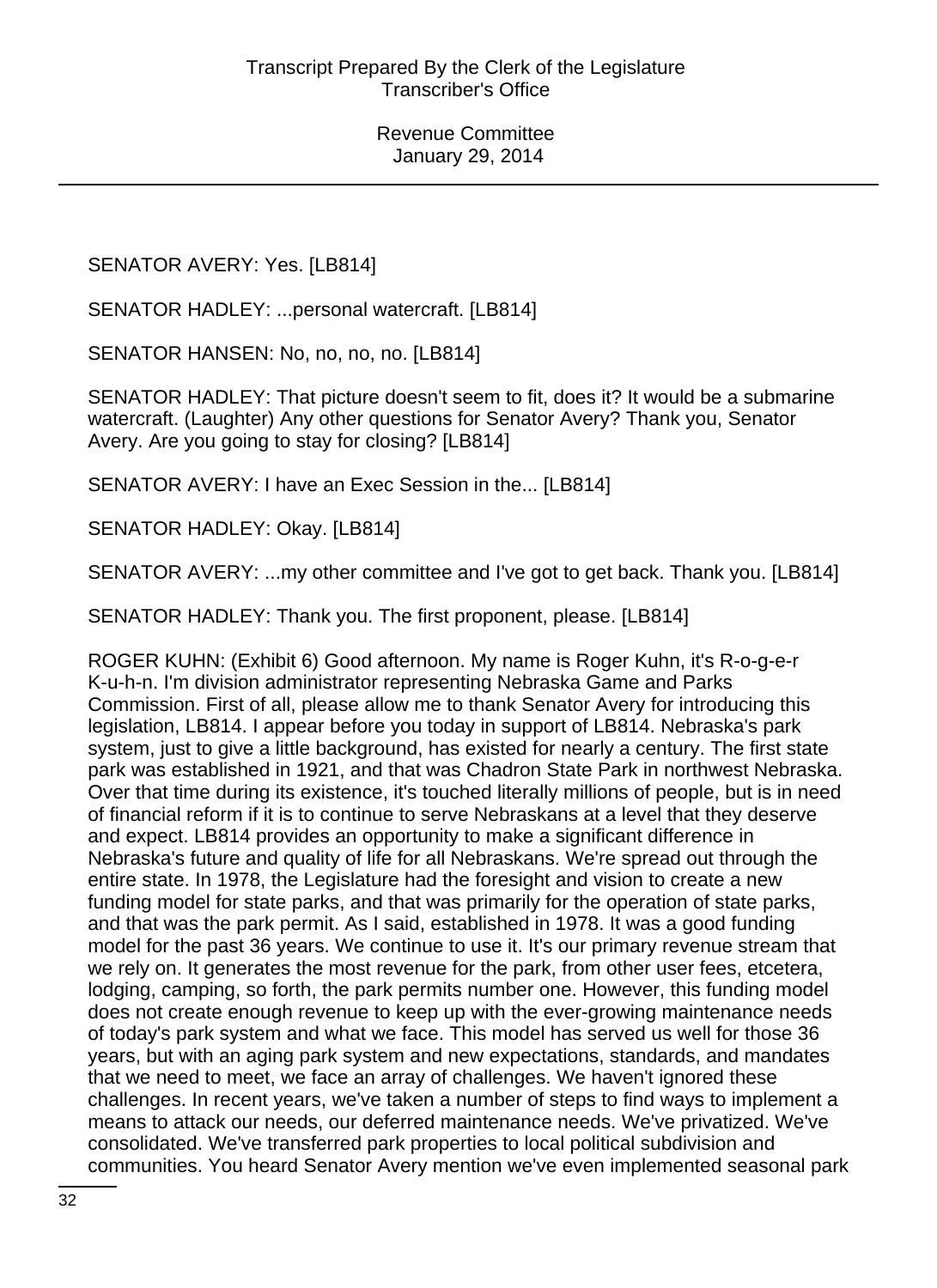SENATOR AVERY: Yes. [LB814]

SENATOR HADLEY: ...personal watercraft. [LB814]

SENATOR HANSEN: No, no, no, no. [LB814]

SENATOR HADLEY: That picture doesn't seem to fit, does it? It would be a submarine watercraft. (Laughter) Any other questions for Senator Avery? Thank you, Senator Avery. Are you going to stay for closing? [LB814]

SENATOR AVERY: I have an Exec Session in the... [LB814]

SENATOR HADLEY: Okay. [LB814]

SENATOR AVERY: ...my other committee and I've got to get back. Thank you. [LB814]

SENATOR HADLEY: Thank you. The first proponent, please. [LB814]

ROGER KUHN: (Exhibit 6) Good afternoon. My name is Roger Kuhn, it's R-o-g-e-r K-u-h-n. I'm division administrator representing Nebraska Game and Parks Commission. First of all, please allow me to thank Senator Avery for introducing this legislation, LB814. I appear before you today in support of LB814. Nebraska's park system, just to give a little background, has existed for nearly a century. The first state park was established in 1921, and that was Chadron State Park in northwest Nebraska. Over that time during its existence, it's touched literally millions of people, but is in need of financial reform if it is to continue to serve Nebraskans at a level that they deserve and expect. LB814 provides an opportunity to make a significant difference in Nebraska's future and quality of life for all Nebraskans. We're spread out through the entire state. In 1978, the Legislature had the foresight and vision to create a new funding model for state parks, and that was primarily for the operation of state parks, and that was the park permit. As I said, established in 1978. It was a good funding model for the past 36 years. We continue to use it. It's our primary revenue stream that we rely on. It generates the most revenue for the park, from other user fees, etcetera, lodging, camping, so forth, the park permits number one. However, this funding model does not create enough revenue to keep up with the ever-growing maintenance needs of today's park system and what we face. This model has served us well for those 36 years, but with an aging park system and new expectations, standards, and mandates that we need to meet, we face an array of challenges. We haven't ignored these challenges. In recent years, we've taken a number of steps to find ways to implement a means to attack our needs, our deferred maintenance needs. We've privatized. We've consolidated. We've transferred park properties to local political subdivision and communities. You heard Senator Avery mention we've even implemented seasonal park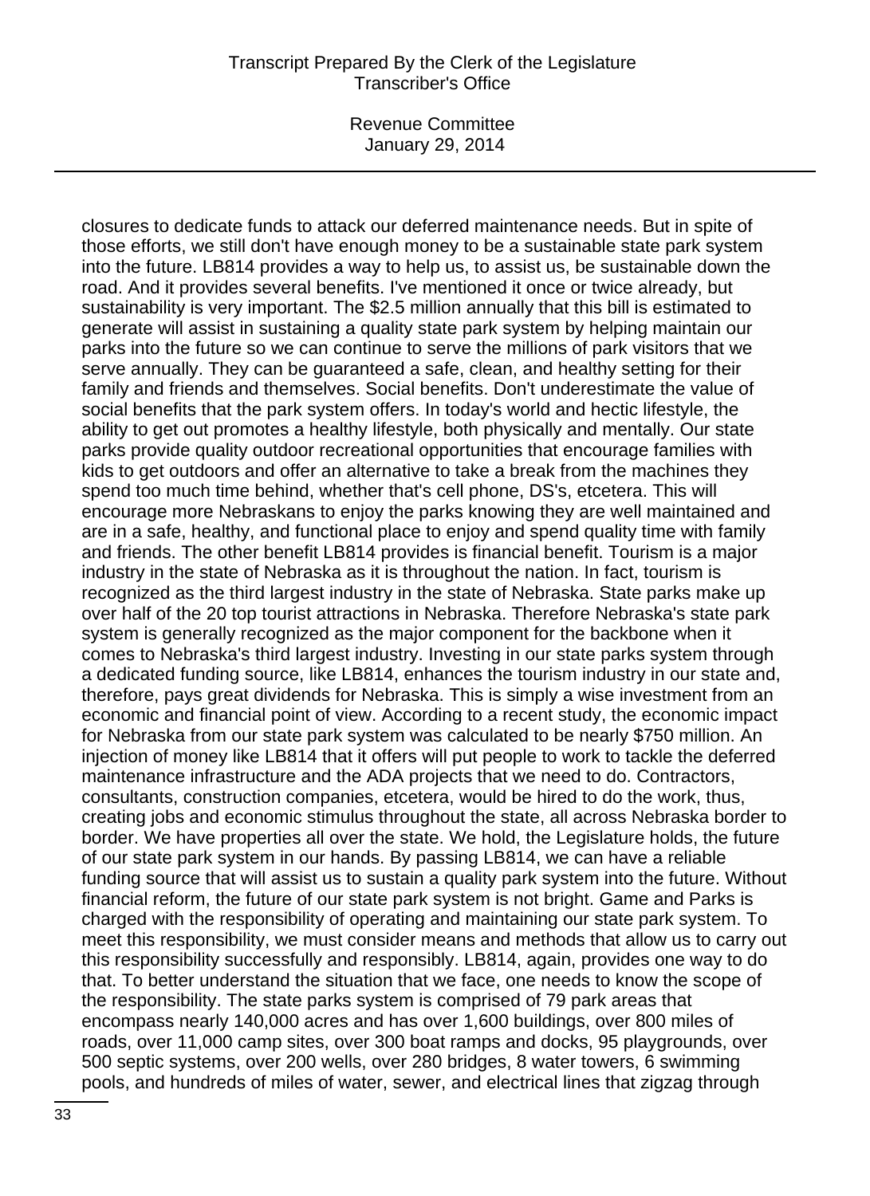closures to dedicate funds to attack our deferred maintenance needs. But in spite of those efforts, we still don't have enough money to be a sustainable state park system into the future. LB814 provides a way to help us, to assist us, be sustainable down the road. And it provides several benefits. I've mentioned it once or twice already, but sustainability is very important. The $2.5 million annually that this bill is estimated to generate will assist in sustaining a quality state park system by helping maintain our parks into the future so we can continue to serve the millions of park visitors that we serve annually. They can be guaranteed a safe, clean, and healthy setting for their family and friends and themselves. Social benefits. Don't underestimate the value of social benefits that the park system offers. In today's world and hectic lifestyle, the ability to get out promotes a healthy lifestyle, both physically and mentally. Our state parks provide quality outdoor recreational opportunities that encourage families with kids to get outdoors and offer an alternative to take a break from the machines they spend too much time behind, whether that's cell phone, DS's, etcetera. This will encourage more Nebraskans to enjoy the parks knowing they are well maintained and are in a safe, healthy, and functional place to enjoy and spend quality time with family and friends. The other benefit LB814 provides is financial benefit. Tourism is a major industry in the state of Nebraska as it is throughout the nation. In fact, tourism is recognized as the third largest industry in the state of Nebraska. State parks make up over half of the 20 top tourist attractions in Nebraska. Therefore Nebraska's state park system is generally recognized as the major component for the backbone when it comes to Nebraska's third largest industry. Investing in our state parks system through a dedicated funding source, like LB814, enhances the tourism industry in our state and, therefore, pays great dividends for Nebraska. This is simply a wise investment from an economic and financial point of view. According to a recent study, the economic impact for Nebraska from our state park system was calculated to be nearly $750 million. An injection of money like LB814 that it offers will put people to work to tackle the deferred maintenance infrastructure and the ADA projects that we need to do. Contractors, consultants, construction companies, etcetera, would be hired to do the work, thus, creating jobs and economic stimulus throughout the state, all across Nebraska border to border. We have properties all over the state. We hold, the Legislature holds, the future of our state park system in our hands. By passing LB814, we can have a reliable funding source that will assist us to sustain a quality park system into the future. Without financial reform, the future of our state park system is not bright. Game and Parks is charged with the responsibility of operating and maintaining our state park system. To meet this responsibility, we must consider means and methods that allow us to carry out this responsibility successfully and responsibly. LB814, again, provides one way to do that. To better understand the situation that we face, one needs to know the scope of the responsibility. The state parks system is comprised of 79 park areas that encompass nearly 140,000 acres and has over 1,600 buildings, over 800 miles of roads, over 11,000 camp sites, over 300 boat ramps and docks, 95 playgrounds, over 500 septic systems, over 200 wells, over 280 bridges, 8 water towers, 6 swimming pools, and hundreds of miles of water, sewer, and electrical lines that zigzag through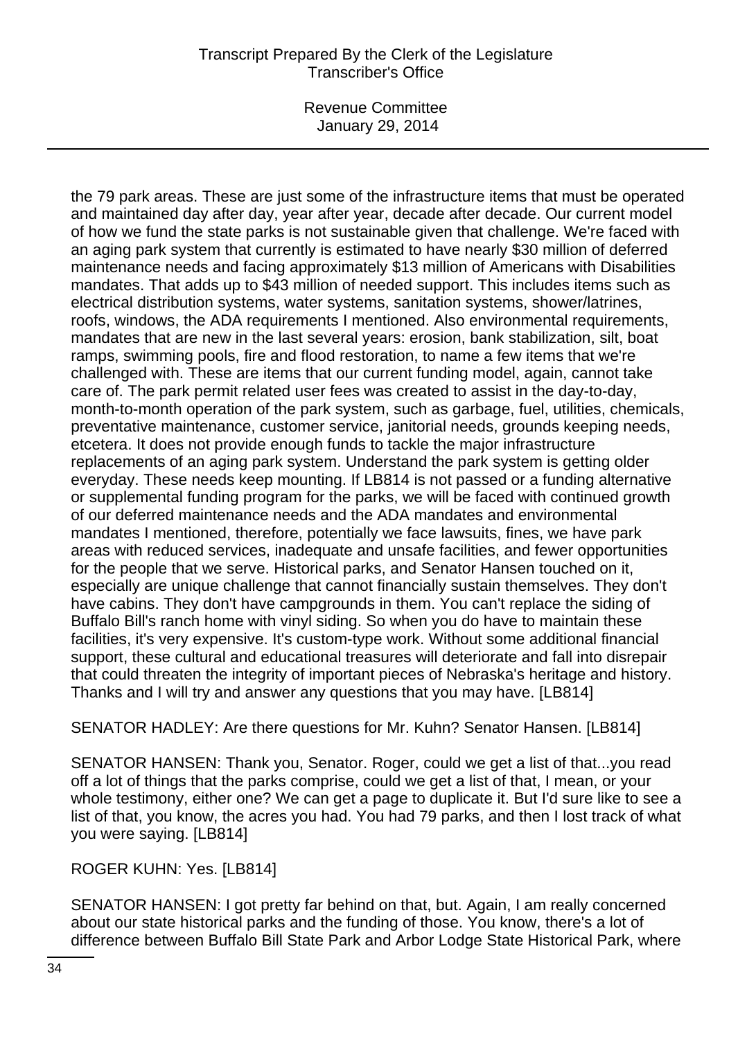the 79 park areas. These are just some of the infrastructure items that must be operated and maintained day after day, year after year, decade after decade. Our current model of how we fund the state parks is not sustainable given that challenge. We're faced with an aging park system that currently is estimated to have nearly $30 million of deferred maintenance needs and facing approximately $13 million of Americans with Disabilities mandates. That adds up to $43 million of needed support. This includes items such as electrical distribution systems, water systems, sanitation systems, shower/latrines, roofs, windows, the ADA requirements I mentioned. Also environmental requirements, mandates that are new in the last several years: erosion, bank stabilization, silt, boat ramps, swimming pools, fire and flood restoration, to name a few items that we're challenged with. These are items that our current funding model, again, cannot take care of. The park permit related user fees was created to assist in the day-to-day, month-to-month operation of the park system, such as garbage, fuel, utilities, chemicals, preventative maintenance, customer service, janitorial needs, grounds keeping needs, etcetera. It does not provide enough funds to tackle the major infrastructure replacements of an aging park system. Understand the park system is getting older everyday. These needs keep mounting. If LB814 is not passed or a funding alternative or supplemental funding program for the parks, we will be faced with continued growth of our deferred maintenance needs and the ADA mandates and environmental mandates I mentioned, therefore, potentially we face lawsuits, fines, we have park areas with reduced services, inadequate and unsafe facilities, and fewer opportunities for the people that we serve. Historical parks, and Senator Hansen touched on it, especially are unique challenge that cannot financially sustain themselves. They don't have cabins. They don't have campgrounds in them. You can't replace the siding of Buffalo Bill's ranch home with vinyl siding. So when you do have to maintain these facilities, it's very expensive. It's custom-type work. Without some additional financial support, these cultural and educational treasures will deteriorate and fall into disrepair that could threaten the integrity of important pieces of Nebraska's heritage and history. Thanks and I will try and answer any questions that you may have. [LB814]

SENATOR HADLEY: Are there questions for Mr. Kuhn? Senator Hansen. [LB814]

SENATOR HANSEN: Thank you, Senator. Roger, could we get a list of that...you read off a lot of things that the parks comprise, could we get a list of that, I mean, or your whole testimony, either one? We can get a page to duplicate it. But I'd sure like to see a list of that, you know, the acres you had. You had 79 parks, and then I lost track of what you were saying. [LB814]

ROGER KUHN: Yes. [LB814]

SENATOR HANSEN: I got pretty far behind on that, but. Again, I am really concerned about our state historical parks and the funding of those. You know, there's a lot of difference between Buffalo Bill State Park and Arbor Lodge State Historical Park, where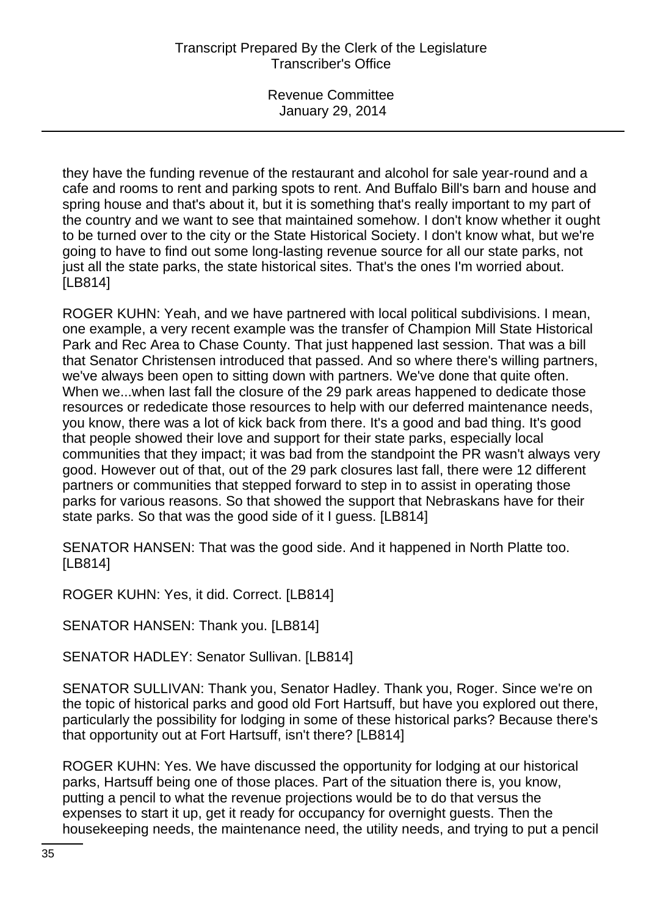they have the funding revenue of the restaurant and alcohol for sale year-round and a cafe and rooms to rent and parking spots to rent. And Buffalo Bill's barn and house and spring house and that's about it, but it is something that's really important to my part of the country and we want to see that maintained somehow. I don't know whether it ought to be turned over to the city or the State Historical Society. I don't know what, but we're going to have to find out some long-lasting revenue source for all our state parks, not just all the state parks, the state historical sites. That's the ones I'm worried about. [LB814]

ROGER KUHN: Yeah, and we have partnered with local political subdivisions. I mean, one example, a very recent example was the transfer of Champion Mill State Historical Park and Rec Area to Chase County. That just happened last session. That was a bill that Senator Christensen introduced that passed. And so where there's willing partners, we've always been open to sitting down with partners. We've done that quite often. When we...when last fall the closure of the 29 park areas happened to dedicate those resources or rededicate those resources to help with our deferred maintenance needs, you know, there was a lot of kick back from there. It's a good and bad thing. It's good that people showed their love and support for their state parks, especially local communities that they impact; it was bad from the standpoint the PR wasn't always very good. However out of that, out of the 29 park closures last fall, there were 12 different partners or communities that stepped forward to step in to assist in operating those parks for various reasons. So that showed the support that Nebraskans have for their state parks. So that was the good side of it I guess. [LB814]

SENATOR HANSEN: That was the good side. And it happened in North Platte too. [LB814]

ROGER KUHN: Yes, it did. Correct. [LB814]

SENATOR HANSEN: Thank you. [LB814]

SENATOR HADLEY: Senator Sullivan. [LB814]

SENATOR SULLIVAN: Thank you, Senator Hadley. Thank you, Roger. Since we're on the topic of historical parks and good old Fort Hartsuff, but have you explored out there, particularly the possibility for lodging in some of these historical parks? Because there's that opportunity out at Fort Hartsuff, isn't there? [LB814]

ROGER KUHN: Yes. We have discussed the opportunity for lodging at our historical parks, Hartsuff being one of those places. Part of the situation there is, you know, putting a pencil to what the revenue projections would be to do that versus the expenses to start it up, get it ready for occupancy for overnight guests. Then the housekeeping needs, the maintenance need, the utility needs, and trying to put a pencil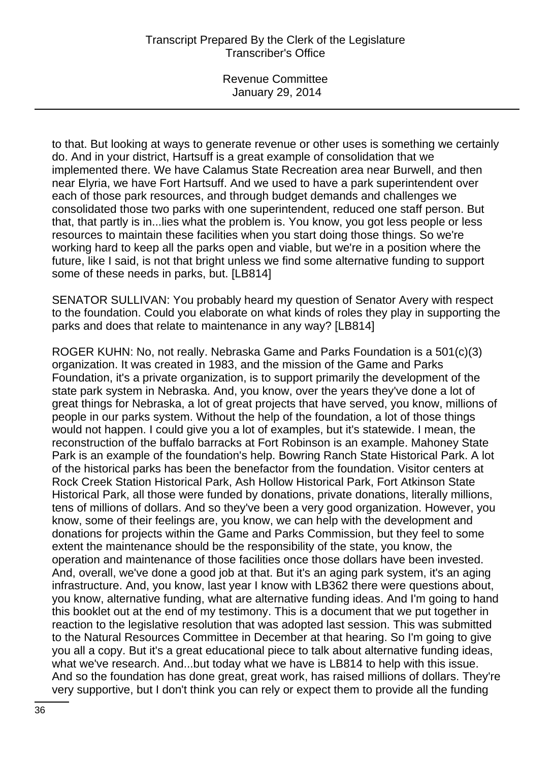to that. But looking at ways to generate revenue or other uses is something we certainly do. And in your district, Hartsuff is a great example of consolidation that we implemented there. We have Calamus State Recreation area near Burwell, and then near Elyria, we have Fort Hartsuff. And we used to have a park superintendent over each of those park resources, and through budget demands and challenges we consolidated those two parks with one superintendent, reduced one staff person. But that, that partly is in...lies what the problem is. You know, you got less people or less resources to maintain these facilities when you start doing those things. So we're working hard to keep all the parks open and viable, but we're in a position where the future, like I said, is not that bright unless we find some alternative funding to support some of these needs in parks, but. [LB814]

SENATOR SULLIVAN: You probably heard my question of Senator Avery with respect to the foundation. Could you elaborate on what kinds of roles they play in supporting the parks and does that relate to maintenance in any way? [LB814]

ROGER KUHN: No, not really. Nebraska Game and Parks Foundation is a 501(c)(3) organization. It was created in 1983, and the mission of the Game and Parks Foundation, it's a private organization, is to support primarily the development of the state park system in Nebraska. And, you know, over the years they've done a lot of great things for Nebraska, a lot of great projects that have served, you know, millions of people in our parks system. Without the help of the foundation, a lot of those things would not happen. I could give you a lot of examples, but it's statewide. I mean, the reconstruction of the buffalo barracks at Fort Robinson is an example. Mahoney State Park is an example of the foundation's help. Bowring Ranch State Historical Park. A lot of the historical parks has been the benefactor from the foundation. Visitor centers at Rock Creek Station Historical Park, Ash Hollow Historical Park, Fort Atkinson State Historical Park, all those were funded by donations, private donations, literally millions, tens of millions of dollars. And so they've been a very good organization. However, you know, some of their feelings are, you know, we can help with the development and donations for projects within the Game and Parks Commission, but they feel to some extent the maintenance should be the responsibility of the state, you know, the operation and maintenance of those facilities once those dollars have been invested. And, overall, we've done a good job at that. But it's an aging park system, it's an aging infrastructure. And, you know, last year I know with LB362 there were questions about, you know, alternative funding, what are alternative funding ideas. And I'm going to hand this booklet out at the end of my testimony. This is a document that we put together in reaction to the legislative resolution that was adopted last session. This was submitted to the Natural Resources Committee in December at that hearing. So I'm going to give you all a copy. But it's a great educational piece to talk about alternative funding ideas, what we've research. And...but today what we have is LB814 to help with this issue. And so the foundation has done great, great work, has raised millions of dollars. They're very supportive, but I don't think you can rely or expect them to provide all the funding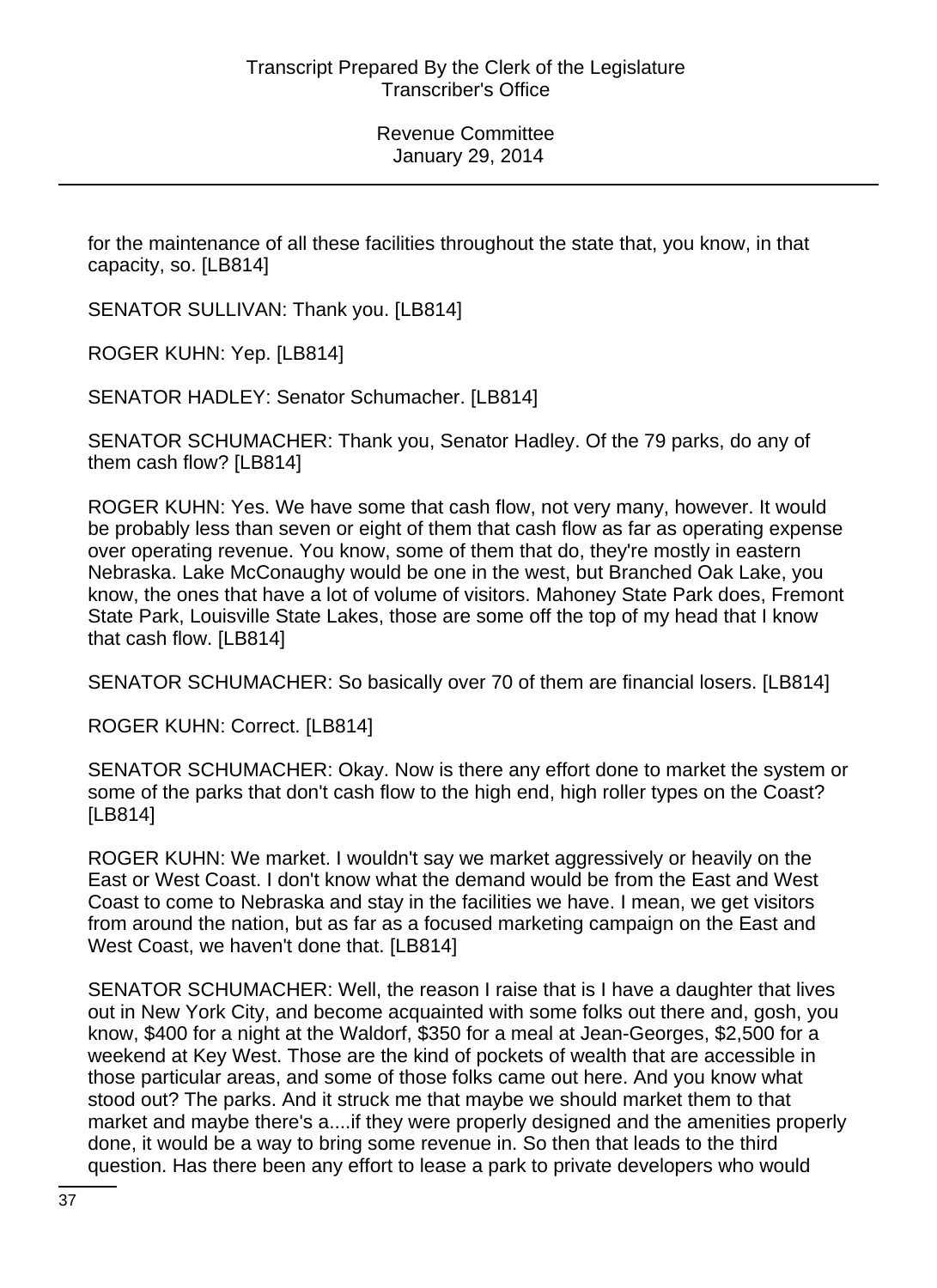for the maintenance of all these facilities throughout the state that, you know, in that capacity, so. [LB814]

SENATOR SULLIVAN: Thank you. [LB814]

ROGER KUHN: Yep. [LB814]

SENATOR HADLEY: Senator Schumacher. [LB814]

SENATOR SCHUMACHER: Thank you, Senator Hadley. Of the 79 parks, do any of them cash flow? [LB814]

ROGER KUHN: Yes. We have some that cash flow, not very many, however. It would be probably less than seven or eight of them that cash flow as far as operating expense over operating revenue. You know, some of them that do, they're mostly in eastern Nebraska. Lake McConaughy would be one in the west, but Branched Oak Lake, you know, the ones that have a lot of volume of visitors. Mahoney State Park does, Fremont State Park, Louisville State Lakes, those are some off the top of my head that I know that cash flow. [LB814]

SENATOR SCHUMACHER: So basically over 70 of them are financial losers. [LB814]

ROGER KUHN: Correct. [LB814]

SENATOR SCHUMACHER: Okay. Now is there any effort done to market the system or some of the parks that don't cash flow to the high end, high roller types on the Coast? [LB814]

ROGER KUHN: We market. I wouldn't say we market aggressively or heavily on the East or West Coast. I don't know what the demand would be from the East and West Coast to come to Nebraska and stay in the facilities we have. I mean, we get visitors from around the nation, but as far as a focused marketing campaign on the East and West Coast, we haven't done that. [LB814]

SENATOR SCHUMACHER: Well, the reason I raise that is I have a daughter that lives out in New York City, and become acquainted with some folks out there and, gosh, you know, $400 for a night at the Waldorf, $350 for a meal at Jean-Georges, $2,500 for a weekend at Key West. Those are the kind of pockets of wealth that are accessible in those particular areas, and some of those folks came out here. And you know what stood out? The parks. And it struck me that maybe we should market them to that market and maybe there's a....if they were properly designed and the amenities properly done, it would be a way to bring some revenue in. So then that leads to the third question. Has there been any effort to lease a park to private developers who would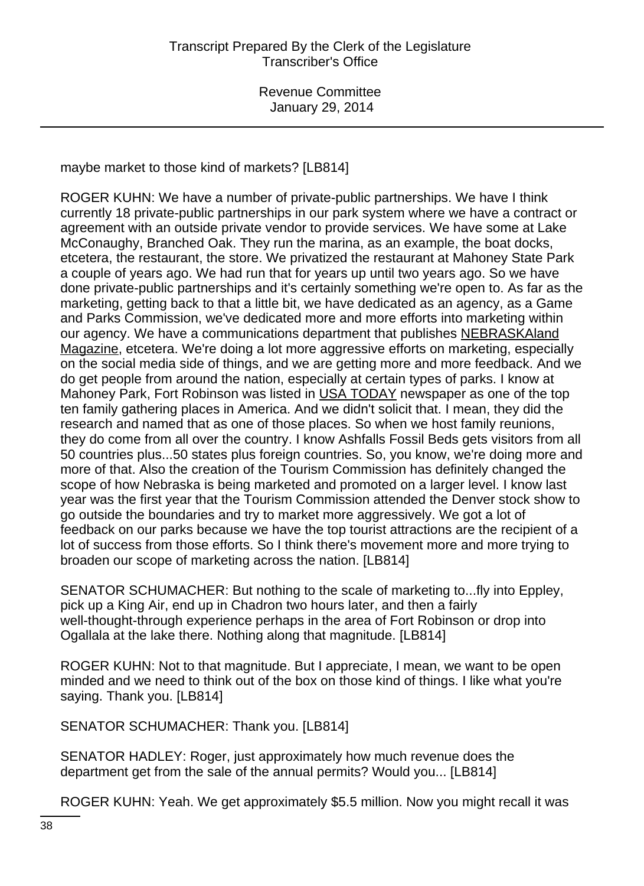maybe market to those kind of markets? [LB814]

ROGER KUHN: We have a number of private-public partnerships. We have I think currently 18 private-public partnerships in our park system where we have a contract or agreement with an outside private vendor to provide services. We have some at Lake McConaughy, Branched Oak. They run the marina, as an example, the boat docks, etcetera, the restaurant, the store. We privatized the restaurant at Mahoney State Park a couple of years ago. We had run that for years up until two years ago. So we have done private-public partnerships and it's certainly something we're open to. As far as the marketing, getting back to that a little bit, we have dedicated as an agency, as a Game and Parks Commission, we've dedicated more and more efforts into marketing within our agency. We have a communications department that publishes NEBRASKAland Magazine, etcetera. We're doing a lot more aggressive efforts on marketing, especially on the social media side of things, and we are getting more and more feedback. And we do get people from around the nation, especially at certain types of parks. I know at Mahoney Park, Fort Robinson was listed in USA TODAY newspaper as one of the top ten family gathering places in America. And we didn't solicit that. I mean, they did the research and named that as one of those places. So when we host family reunions, they do come from all over the country. I know Ashfalls Fossil Beds gets visitors from all 50 countries plus...50 states plus foreign countries. So, you know, we're doing more and more of that. Also the creation of the Tourism Commission has definitely changed the scope of how Nebraska is being marketed and promoted on a larger level. I know last year was the first year that the Tourism Commission attended the Denver stock show to go outside the boundaries and try to market more aggressively. We got a lot of feedback on our parks because we have the top tourist attractions are the recipient of a lot of success from those efforts. So I think there's movement more and more trying to broaden our scope of marketing across the nation. [LB814]

SENATOR SCHUMACHER: But nothing to the scale of marketing to...fly into Eppley, pick up a King Air, end up in Chadron two hours later, and then a fairly well-thought-through experience perhaps in the area of Fort Robinson or drop into Ogallala at the lake there. Nothing along that magnitude. [LB814]

ROGER KUHN: Not to that magnitude. But I appreciate, I mean, we want to be open minded and we need to think out of the box on those kind of things. I like what you're saying. Thank you. [LB814]

SENATOR SCHUMACHER: Thank you. [LB814]

SENATOR HADLEY: Roger, just approximately how much revenue does the department get from the sale of the annual permits? Would you... [LB814]

ROGER KUHN: Yeah. We get approximately $5.5 million. Now you might recall it was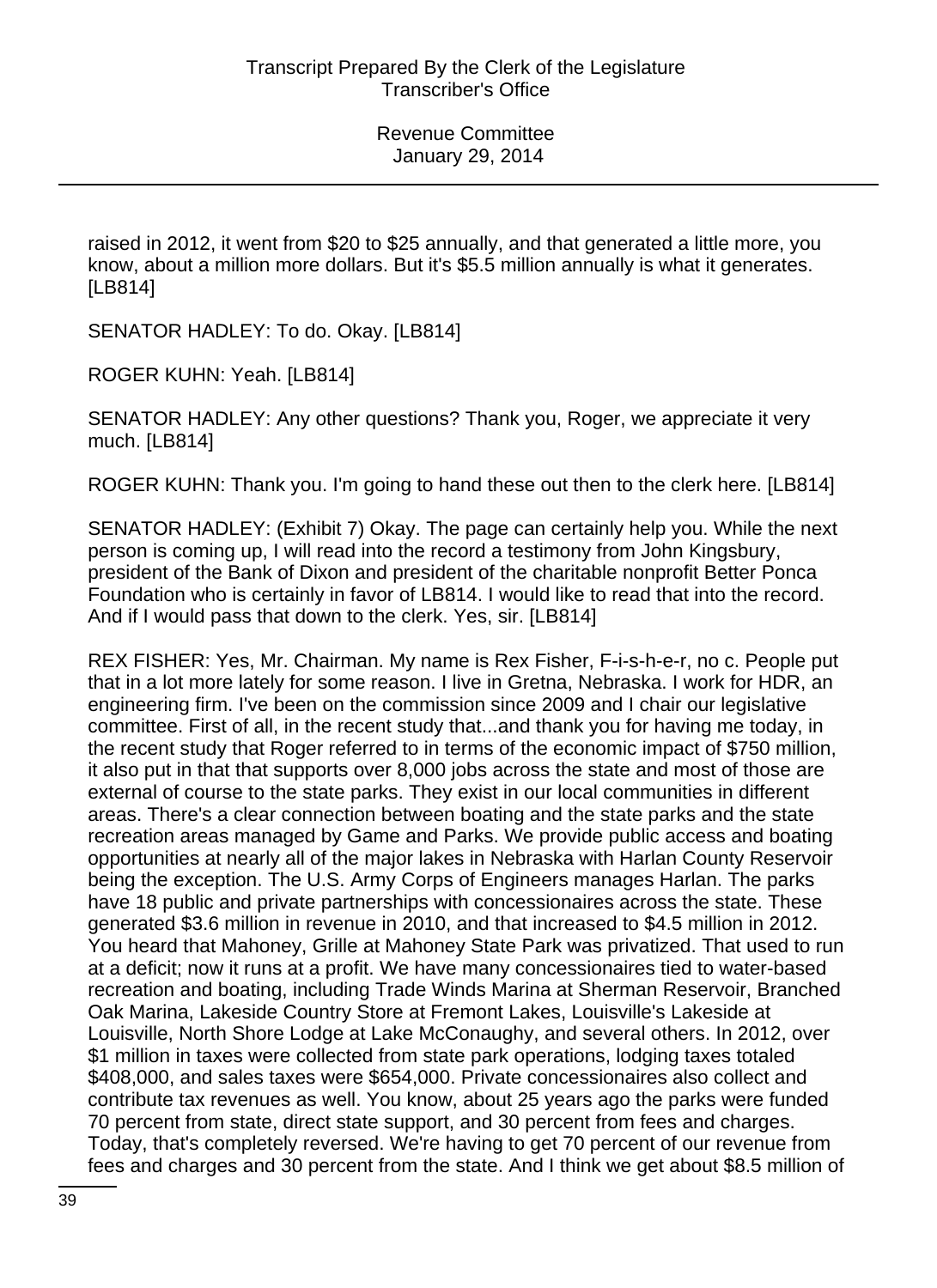raised in 2012, it went from $20 to $25 annually, and that generated a little more, you know, about a million more dollars. But it's $5.5 million annually is what it generates. [LB814]

SENATOR HADLEY: To do. Okay. [LB814]

ROGER KUHN: Yeah. [LB814]

SENATOR HADLEY: Any other questions? Thank you, Roger, we appreciate it very much. [LB814]

ROGER KUHN: Thank you. I'm going to hand these out then to the clerk here. [LB814]

SENATOR HADLEY: (Exhibit 7) Okay. The page can certainly help you. While the next person is coming up, I will read into the record a testimony from John Kingsbury, president of the Bank of Dixon and president of the charitable nonprofit Better Ponca Foundation who is certainly in favor of LB814. I would like to read that into the record. And if I would pass that down to the clerk. Yes, sir. [LB814]

REX FISHER: Yes, Mr. Chairman. My name is Rex Fisher, F-i-s-h-e-r, no c. People put that in a lot more lately for some reason. I live in Gretna, Nebraska. I work for HDR, an engineering firm. I've been on the commission since 2009 and I chair our legislative committee. First of all, in the recent study that...and thank you for having me today, in the recent study that Roger referred to in terms of the economic impact of $750 million, it also put in that that supports over 8,000 jobs across the state and most of those are external of course to the state parks. They exist in our local communities in different areas. There's a clear connection between boating and the state parks and the state recreation areas managed by Game and Parks. We provide public access and boating opportunities at nearly all of the major lakes in Nebraska with Harlan County Reservoir being the exception. The U.S. Army Corps of Engineers manages Harlan. The parks have 18 public and private partnerships with concessionaires across the state. These generated $3.6 million in revenue in 2010, and that increased to $4.5 million in 2012. You heard that Mahoney, Grille at Mahoney State Park was privatized. That used to run at a deficit; now it runs at a profit. We have many concessionaires tied to water-based recreation and boating, including Trade Winds Marina at Sherman Reservoir, Branched Oak Marina, Lakeside Country Store at Fremont Lakes, Louisville's Lakeside at Louisville, North Shore Lodge at Lake McConaughy, and several others. In 2012, over $1 million in taxes were collected from state park operations, lodging taxes totaled $408,000, and sales taxes were $654,000. Private concessionaires also collect and contribute tax revenues as well. You know, about 25 years ago the parks were funded 70 percent from state, direct state support, and 30 percent from fees and charges. Today, that's completely reversed. We're having to get 70 percent of our revenue from fees and charges and 30 percent from the state. And I think we get about $8.5 million of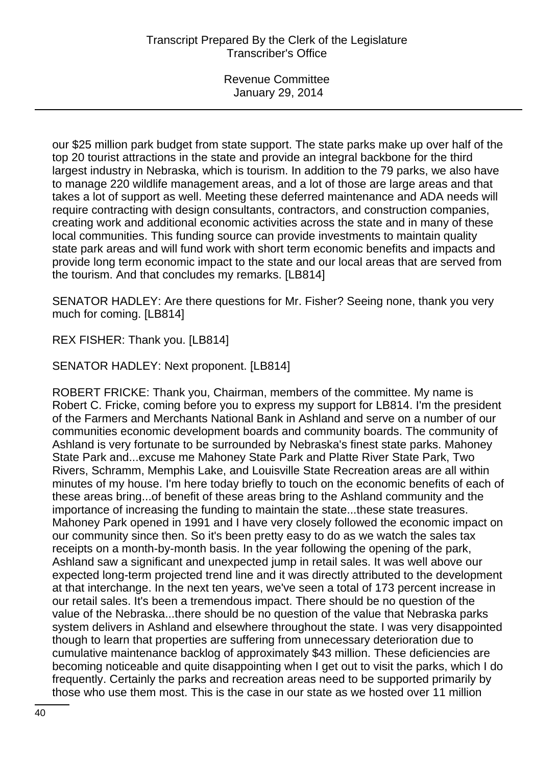our $25 million park budget from state support. The state parks make up over half of the top 20 tourist attractions in the state and provide an integral backbone for the third largest industry in Nebraska, which is tourism. In addition to the 79 parks, we also have to manage 220 wildlife management areas, and a lot of those are large areas and that takes a lot of support as well. Meeting these deferred maintenance and ADA needs will require contracting with design consultants, contractors, and construction companies, creating work and additional economic activities across the state and in many of these local communities. This funding source can provide investments to maintain quality state park areas and will fund work with short term economic benefits and impacts and provide long term economic impact to the state and our local areas that are served from the tourism. And that concludes my remarks. [LB814]

SENATOR HADLEY: Are there questions for Mr. Fisher? Seeing none, thank you very much for coming. [LB814]

REX FISHER: Thank you. [LB814]

SENATOR HADLEY: Next proponent. [LB814]

ROBERT FRICKE: Thank you, Chairman, members of the committee. My name is Robert C. Fricke, coming before you to express my support for LB814. I'm the president of the Farmers and Merchants National Bank in Ashland and serve on a number of our communities economic development boards and community boards. The community of Ashland is very fortunate to be surrounded by Nebraska's finest state parks. Mahoney State Park and...excuse me Mahoney State Park and Platte River State Park, Two Rivers, Schramm, Memphis Lake, and Louisville State Recreation areas are all within minutes of my house. I'm here today briefly to touch on the economic benefits of each of these areas bring...of benefit of these areas bring to the Ashland community and the importance of increasing the funding to maintain the state...these state treasures. Mahoney Park opened in 1991 and I have very closely followed the economic impact on our community since then. So it's been pretty easy to do as we watch the sales tax receipts on a month-by-month basis. In the year following the opening of the park, Ashland saw a significant and unexpected jump in retail sales. It was well above our expected long-term projected trend line and it was directly attributed to the development at that interchange. In the next ten years, we've seen a total of 173 percent increase in our retail sales. It's been a tremendous impact. There should be no question of the value of the Nebraska...there should be no question of the value that Nebraska parks system delivers in Ashland and elsewhere throughout the state. I was very disappointed though to learn that properties are suffering from unnecessary deterioration due to cumulative maintenance backlog of approximately $43 million. These deficiencies are becoming noticeable and quite disappointing when I get out to visit the parks, which I do frequently. Certainly the parks and recreation areas need to be supported primarily by those who use them most. This is the case in our state as we hosted over 11 million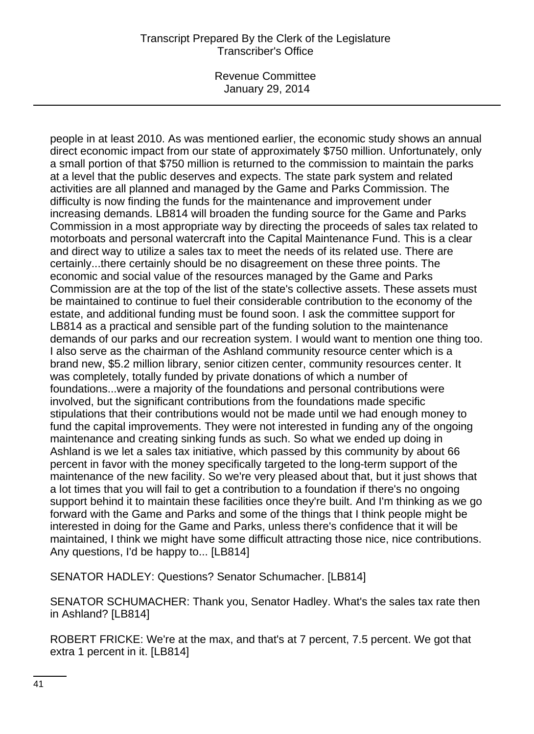people in at least 2010. As was mentioned earlier, the economic study shows an annual direct economic impact from our state of approximately $750 million. Unfortunately, only a small portion of that $750 million is returned to the commission to maintain the parks at a level that the public deserves and expects. The state park system and related activities are all planned and managed by the Game and Parks Commission. The difficulty is now finding the funds for the maintenance and improvement under increasing demands. LB814 will broaden the funding source for the Game and Parks Commission in a most appropriate way by directing the proceeds of sales tax related to motorboats and personal watercraft into the Capital Maintenance Fund. This is a clear and direct way to utilize a sales tax to meet the needs of its related use. There are certainly...there certainly should be no disagreement on these three points. The economic and social value of the resources managed by the Game and Parks Commission are at the top of the list of the state's collective assets. These assets must be maintained to continue to fuel their considerable contribution to the economy of the estate, and additional funding must be found soon. I ask the committee support for LB814 as a practical and sensible part of the funding solution to the maintenance demands of our parks and our recreation system. I would want to mention one thing too. I also serve as the chairman of the Ashland community resource center which is a brand new, $5.2 million library, senior citizen center, community resources center. It was completely, totally funded by private donations of which a number of foundations...were a majority of the foundations and personal contributions were involved, but the significant contributions from the foundations made specific stipulations that their contributions would not be made until we had enough money to fund the capital improvements. They were not interested in funding any of the ongoing maintenance and creating sinking funds as such. So what we ended up doing in Ashland is we let a sales tax initiative, which passed by this community by about 66 percent in favor with the money specifically targeted to the long-term support of the maintenance of the new facility. So we're very pleased about that, but it just shows that a lot times that you will fail to get a contribution to a foundation if there's no ongoing support behind it to maintain these facilities once they're built. And I'm thinking as we go forward with the Game and Parks and some of the things that I think people might be interested in doing for the Game and Parks, unless there's confidence that it will be maintained, I think we might have some difficult attracting those nice, nice contributions. Any questions, I'd be happy to... [LB814]

SENATOR HADLEY: Questions? Senator Schumacher. [LB814]

SENATOR SCHUMACHER: Thank you, Senator Hadley. What's the sales tax rate then in Ashland? [LB814]

ROBERT FRICKE: We're at the max, and that's at 7 percent, 7.5 percent. We got that extra 1 percent in it. [LB814]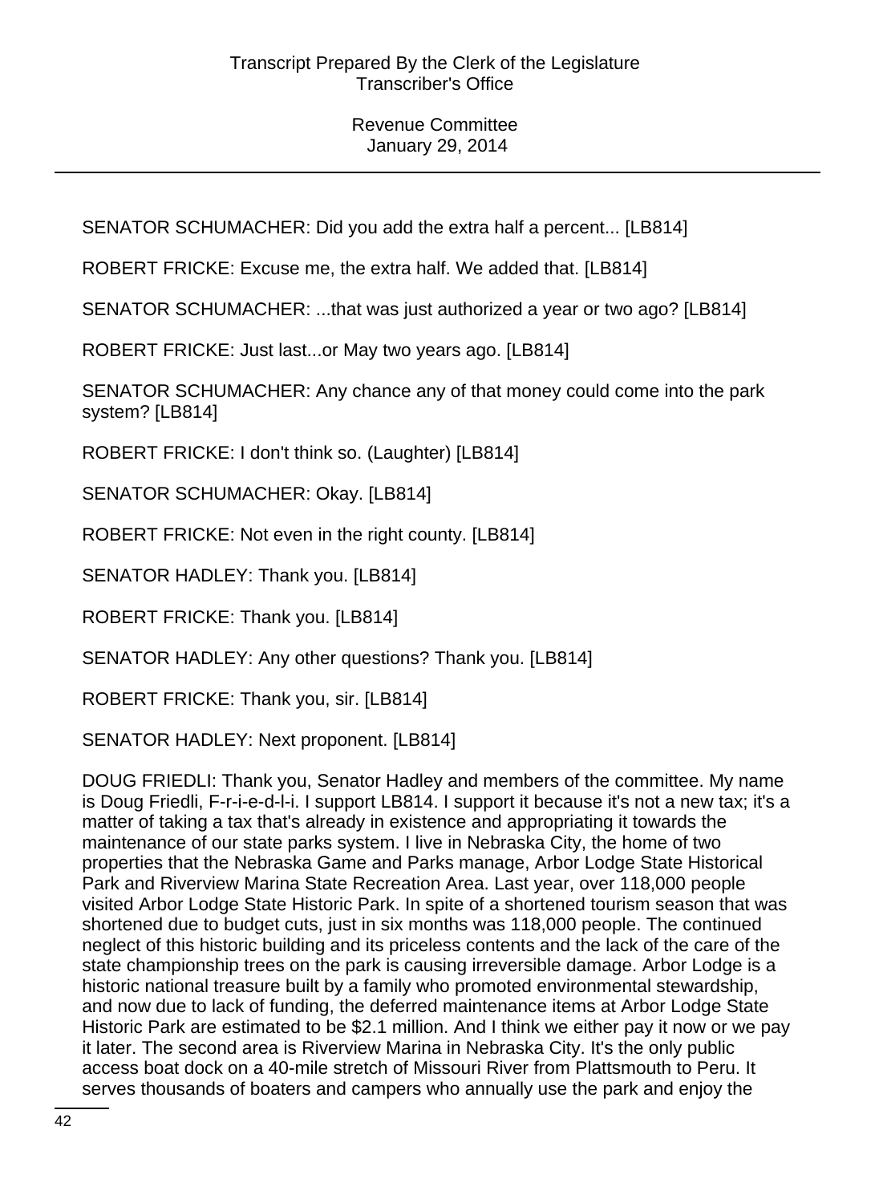SENATOR SCHUMACHER: Did you add the extra half a percent... [LB814]

ROBERT FRICKE: Excuse me, the extra half. We added that. [LB814]

SENATOR SCHUMACHER: ...that was just authorized a year or two ago? [LB814]

ROBERT FRICKE: Just last...or May two years ago. [LB814]

SENATOR SCHUMACHER: Any chance any of that money could come into the park system? [LB814]

ROBERT FRICKE: I don't think so. (Laughter) [LB814]

SENATOR SCHUMACHER: Okay. [LB814]

ROBERT FRICKE: Not even in the right county. [LB814]

SENATOR HADLEY: Thank you. [LB814]

ROBERT FRICKE: Thank you. [LB814]

SENATOR HADLEY: Any other questions? Thank you. [LB814]

ROBERT FRICKE: Thank you, sir. [LB814]

SENATOR HADLEY: Next proponent. [LB814]

DOUG FRIEDLI: Thank you, Senator Hadley and members of the committee. My name is Doug Friedli, F-r-i-e-d-l-i. I support LB814. I support it because it's not a new tax; it's a matter of taking a tax that's already in existence and appropriating it towards the maintenance of our state parks system. I live in Nebraska City, the home of two properties that the Nebraska Game and Parks manage, Arbor Lodge State Historical Park and Riverview Marina State Recreation Area. Last year, over 118,000 people visited Arbor Lodge State Historic Park. In spite of a shortened tourism season that was shortened due to budget cuts, just in six months was 118,000 people. The continued neglect of this historic building and its priceless contents and the lack of the care of the state championship trees on the park is causing irreversible damage. Arbor Lodge is a historic national treasure built by a family who promoted environmental stewardship, and now due to lack of funding, the deferred maintenance items at Arbor Lodge State Historic Park are estimated to be $2.1 million. And I think we either pay it now or we pay it later. The second area is Riverview Marina in Nebraska City. It's the only public access boat dock on a 40-mile stretch of Missouri River from Plattsmouth to Peru. It serves thousands of boaters and campers who annually use the park and enjoy the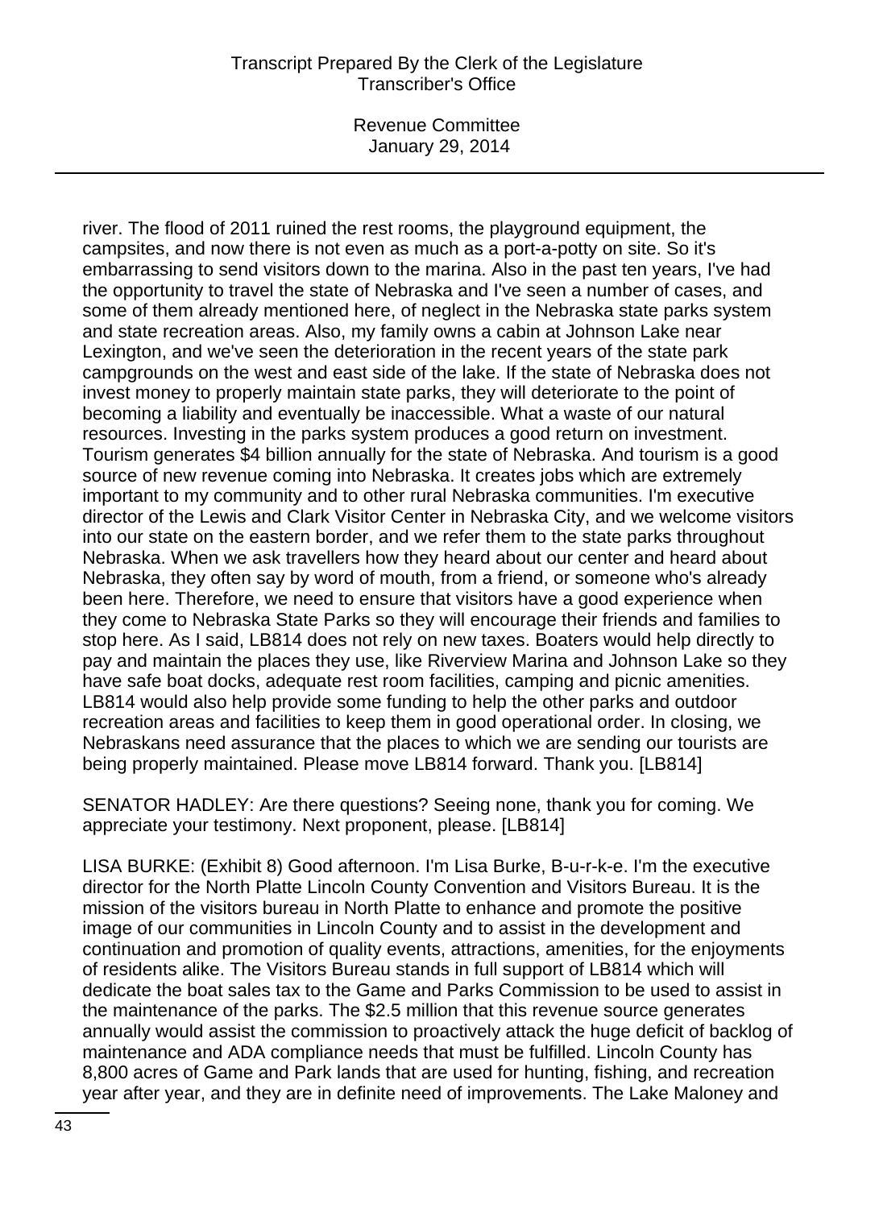river. The flood of 2011 ruined the rest rooms, the playground equipment, the campsites, and now there is not even as much as a port-a-potty on site. So it's embarrassing to send visitors down to the marina. Also in the past ten years, I've had the opportunity to travel the state of Nebraska and I've seen a number of cases, and some of them already mentioned here, of neglect in the Nebraska state parks system and state recreation areas. Also, my family owns a cabin at Johnson Lake near Lexington, and we've seen the deterioration in the recent years of the state park campgrounds on the west and east side of the lake. If the state of Nebraska does not invest money to properly maintain state parks, they will deteriorate to the point of becoming a liability and eventually be inaccessible. What a waste of our natural resources. Investing in the parks system produces a good return on investment. Tourism generates $4 billion annually for the state of Nebraska. And tourism is a good source of new revenue coming into Nebraska. It creates jobs which are extremely important to my community and to other rural Nebraska communities. I'm executive director of the Lewis and Clark Visitor Center in Nebraska City, and we welcome visitors into our state on the eastern border, and we refer them to the state parks throughout Nebraska. When we ask travellers how they heard about our center and heard about Nebraska, they often say by word of mouth, from a friend, or someone who's already been here. Therefore, we need to ensure that visitors have a good experience when they come to Nebraska State Parks so they will encourage their friends and families to stop here. As I said, LB814 does not rely on new taxes. Boaters would help directly to pay and maintain the places they use, like Riverview Marina and Johnson Lake so they have safe boat docks, adequate rest room facilities, camping and picnic amenities. LB814 would also help provide some funding to help the other parks and outdoor recreation areas and facilities to keep them in good operational order. In closing, we Nebraskans need assurance that the places to which we are sending our tourists are being properly maintained. Please move LB814 forward. Thank you. [LB814]

SENATOR HADLEY: Are there questions? Seeing none, thank you for coming. We appreciate your testimony. Next proponent, please. [LB814]

LISA BURKE: (Exhibit 8) Good afternoon. I'm Lisa Burke, B-u-r-k-e. I'm the executive director for the North Platte Lincoln County Convention and Visitors Bureau. It is the mission of the visitors bureau in North Platte to enhance and promote the positive image of our communities in Lincoln County and to assist in the development and continuation and promotion of quality events, attractions, amenities, for the enjoyments of residents alike. The Visitors Bureau stands in full support of LB814 which will dedicate the boat sales tax to the Game and Parks Commission to be used to assist in the maintenance of the parks. The $2.5 million that this revenue source generates annually would assist the commission to proactively attack the huge deficit of backlog of maintenance and ADA compliance needs that must be fulfilled. Lincoln County has 8,800 acres of Game and Park lands that are used for hunting, fishing, and recreation year after year, and they are in definite need of improvements. The Lake Maloney and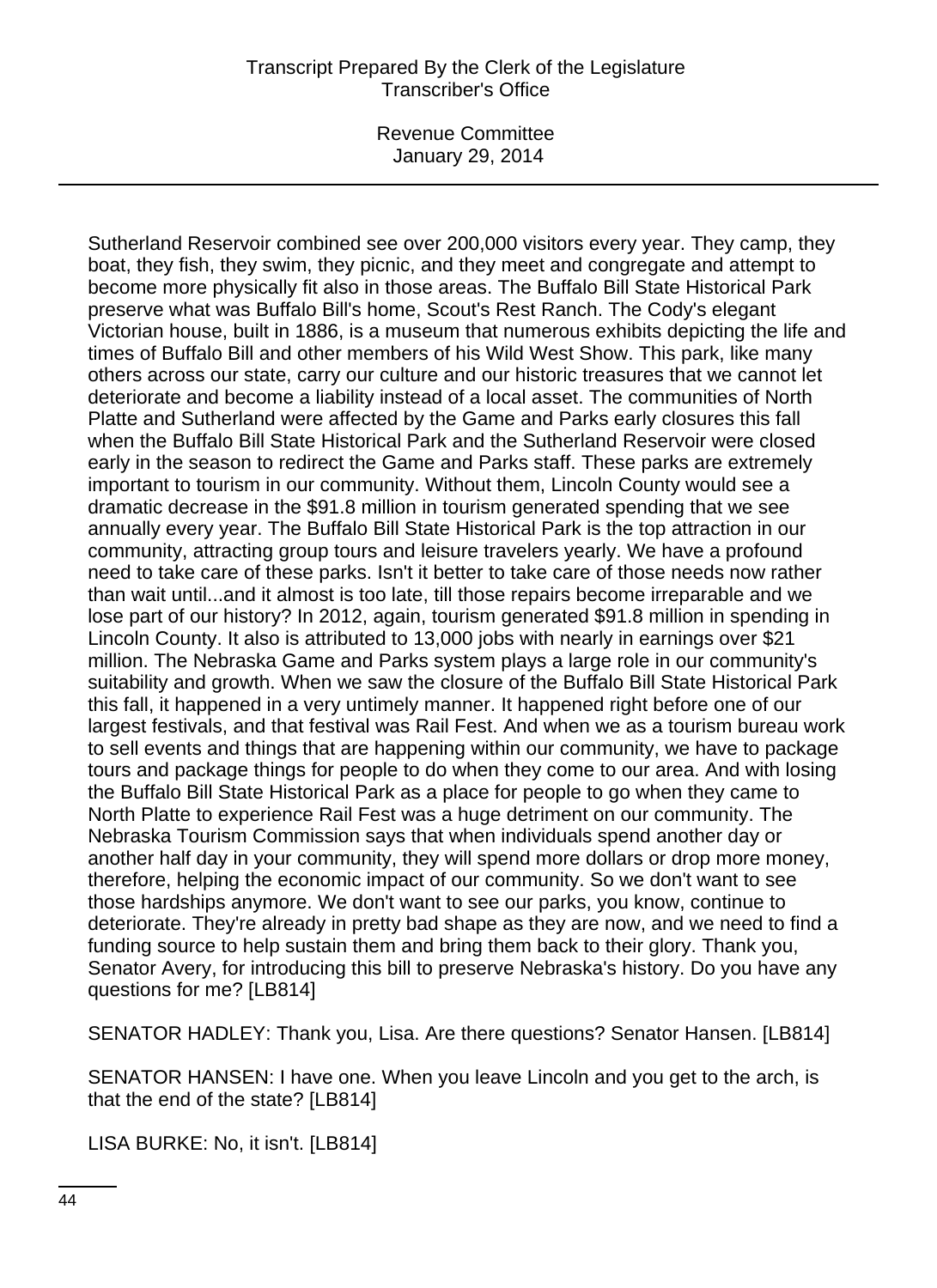Sutherland Reservoir combined see over 200,000 visitors every year. They camp, they boat, they fish, they swim, they picnic, and they meet and congregate and attempt to become more physically fit also in those areas. The Buffalo Bill State Historical Park preserve what was Buffalo Bill's home, Scout's Rest Ranch. The Cody's elegant Victorian house, built in 1886, is a museum that numerous exhibits depicting the life and times of Buffalo Bill and other members of his Wild West Show. This park, like many others across our state, carry our culture and our historic treasures that we cannot let deteriorate and become a liability instead of a local asset. The communities of North Platte and Sutherland were affected by the Game and Parks early closures this fall when the Buffalo Bill State Historical Park and the Sutherland Reservoir were closed early in the season to redirect the Game and Parks staff. These parks are extremely important to tourism in our community. Without them, Lincoln County would see a dramatic decrease in the $91.8 million in tourism generated spending that we see annually every year. The Buffalo Bill State Historical Park is the top attraction in our community, attracting group tours and leisure travelers yearly. We have a profound need to take care of these parks. Isn't it better to take care of those needs now rather than wait until...and it almost is too late, till those repairs become irreparable and we lose part of our history? In 2012, again, tourism generated $91.8 million in spending in Lincoln County. It also is attributed to 13,000 jobs with nearly in earnings over $21 million. The Nebraska Game and Parks system plays a large role in our community's suitability and growth. When we saw the closure of the Buffalo Bill State Historical Park this fall, it happened in a very untimely manner. It happened right before one of our largest festivals, and that festival was Rail Fest. And when we as a tourism bureau work to sell events and things that are happening within our community, we have to package tours and package things for people to do when they come to our area. And with losing the Buffalo Bill State Historical Park as a place for people to go when they came to North Platte to experience Rail Fest was a huge detriment on our community. The Nebraska Tourism Commission says that when individuals spend another day or another half day in your community, they will spend more dollars or drop more money, therefore, helping the economic impact of our community. So we don't want to see those hardships anymore. We don't want to see our parks, you know, continue to deteriorate. They're already in pretty bad shape as they are now, and we need to find a funding source to help sustain them and bring them back to their glory. Thank you, Senator Avery, for introducing this bill to preserve Nebraska's history. Do you have any questions for me? [LB814]

SENATOR HADLEY: Thank you, Lisa. Are there questions? Senator Hansen. [LB814]

SENATOR HANSEN: I have one. When you leave Lincoln and you get to the arch, is that the end of the state? [LB814]

LISA BURKE: No, it isn't. [LB814]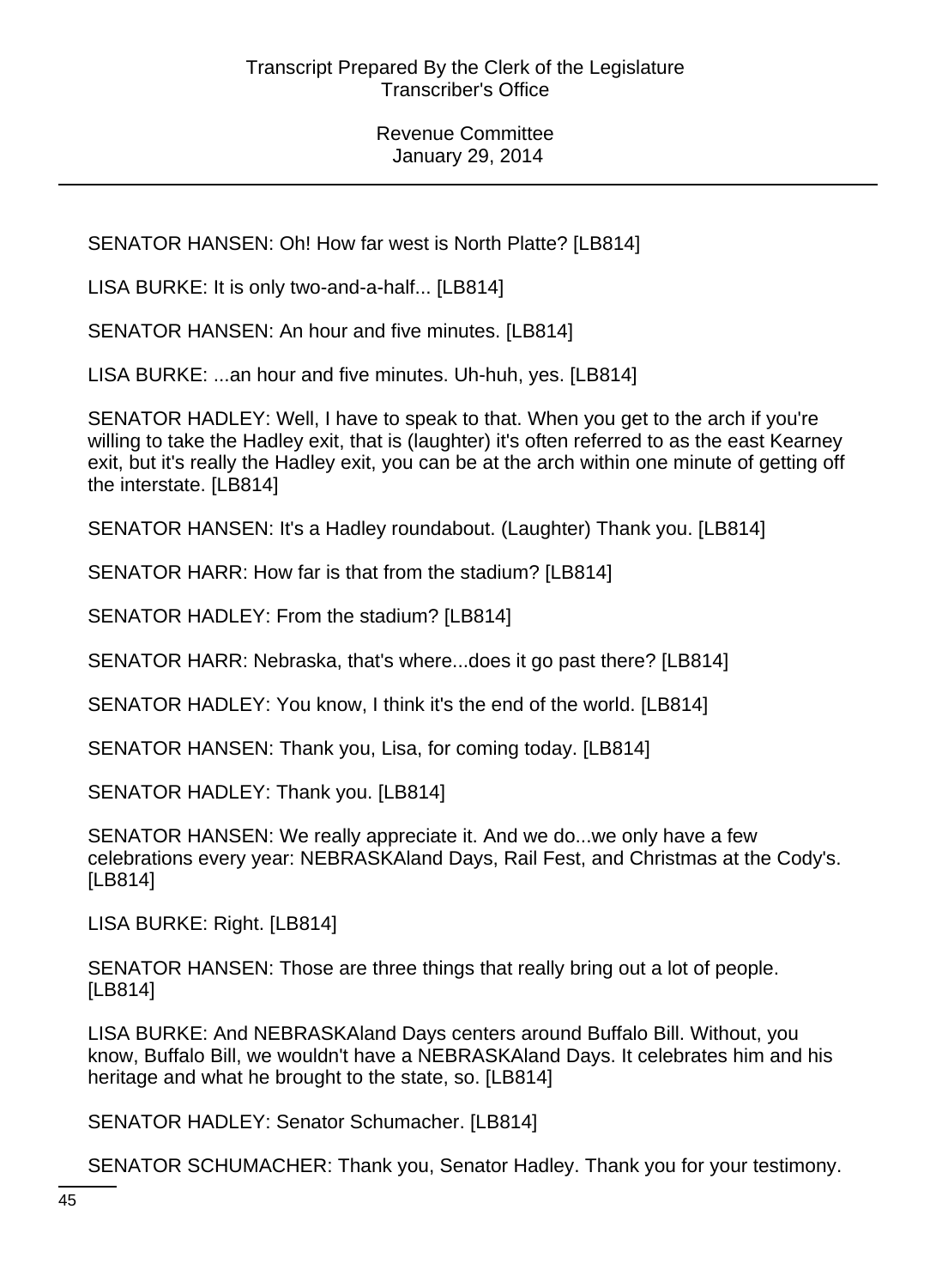SENATOR HANSEN: Oh! How far west is North Platte? [LB814]

LISA BURKE: It is only two-and-a-half... [LB814]

SENATOR HANSEN: An hour and five minutes. [LB814]

LISA BURKE: ...an hour and five minutes. Uh-huh, yes. [LB814]

SENATOR HADLEY: Well, I have to speak to that. When you get to the arch if you're willing to take the Hadley exit, that is (laughter) it's often referred to as the east Kearney exit, but it's really the Hadley exit, you can be at the arch within one minute of getting off the interstate. [LB814]

SENATOR HANSEN: It's a Hadley roundabout. (Laughter) Thank you. [LB814]

SENATOR HARR: How far is that from the stadium? [LB814]

SENATOR HADLEY: From the stadium? [LB814]

SENATOR HARR: Nebraska, that's where...does it go past there? [LB814]

SENATOR HADLEY: You know, I think it's the end of the world. [LB814]

SENATOR HANSEN: Thank you, Lisa, for coming today. [LB814]

SENATOR HADLEY: Thank you. [LB814]

SENATOR HANSEN: We really appreciate it. And we do...we only have a few celebrations every year: NEBRASKAland Days, Rail Fest, and Christmas at the Cody's. [LB814]

LISA BURKE: Right. [LB814]

SENATOR HANSEN: Those are three things that really bring out a lot of people. [LB814]

LISA BURKE: And NEBRASKAland Days centers around Buffalo Bill. Without, you know, Buffalo Bill, we wouldn't have a NEBRASKAland Days. It celebrates him and his heritage and what he brought to the state, so. [LB814]

SENATOR HADLEY: Senator Schumacher. [LB814]

SENATOR SCHUMACHER: Thank you, Senator Hadley. Thank you for your testimony.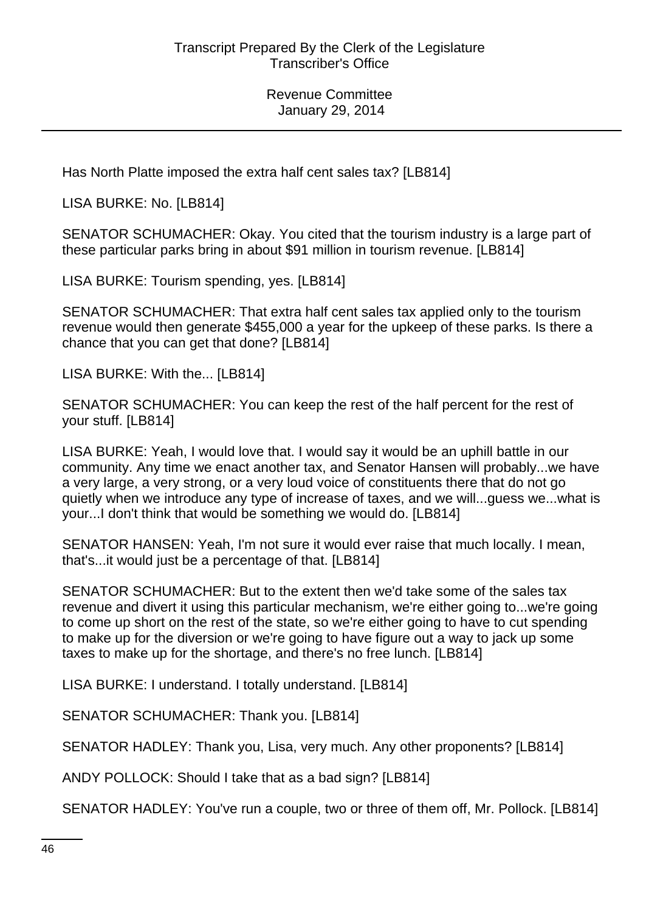Has North Platte imposed the extra half cent sales tax? [LB814]

LISA BURKE: No. [LB814]

SENATOR SCHUMACHER: Okay. You cited that the tourism industry is a large part of these particular parks bring in about $91 million in tourism revenue. [LB814]

LISA BURKE: Tourism spending, yes. [LB814]

SENATOR SCHUMACHER: That extra half cent sales tax applied only to the tourism revenue would then generate $455,000 a year for the upkeep of these parks. Is there a chance that you can get that done? [LB814]

LISA BURKE: With the... [LB814]

SENATOR SCHUMACHER: You can keep the rest of the half percent for the rest of your stuff. [LB814]

LISA BURKE: Yeah, I would love that. I would say it would be an uphill battle in our community. Any time we enact another tax, and Senator Hansen will probably...we have a very large, a very strong, or a very loud voice of constituents there that do not go quietly when we introduce any type of increase of taxes, and we will...guess we...what is your...I don't think that would be something we would do. [LB814]

SENATOR HANSEN: Yeah, I'm not sure it would ever raise that much locally. I mean, that's...it would just be a percentage of that. [LB814]

SENATOR SCHUMACHER: But to the extent then we'd take some of the sales tax revenue and divert it using this particular mechanism, we're either going to...we're going to come up short on the rest of the state, so we're either going to have to cut spending to make up for the diversion or we're going to have figure out a way to jack up some taxes to make up for the shortage, and there's no free lunch. [LB814]

LISA BURKE: I understand. I totally understand. [LB814]

SENATOR SCHUMACHER: Thank you. [LB814]

SENATOR HADLEY: Thank you, Lisa, very much. Any other proponents? [LB814]

ANDY POLLOCK: Should I take that as a bad sign? [LB814]

SENATOR HADLEY: You've run a couple, two or three of them off, Mr. Pollock. [LB814]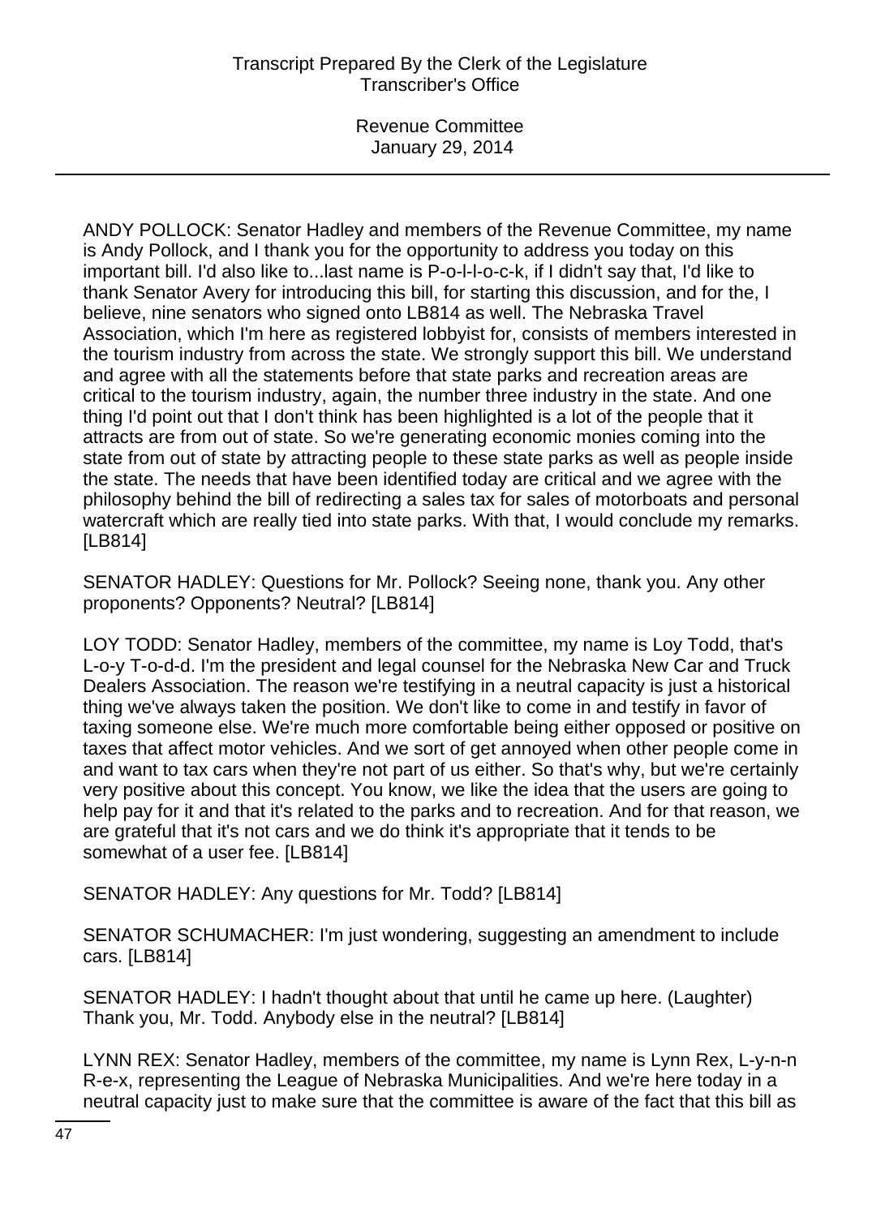ANDY POLLOCK: Senator Hadley and members of the Revenue Committee, my name is Andy Pollock, and I thank you for the opportunity to address you today on this important bill. I'd also like to...last name is P-o-l-l-o-c-k, if I didn't say that, I'd like to thank Senator Avery for introducing this bill, for starting this discussion, and for the, I believe, nine senators who signed onto LB814 as well. The Nebraska Travel Association, which I'm here as registered lobbyist for, consists of members interested in the tourism industry from across the state. We strongly support this bill. We understand and agree with all the statements before that state parks and recreation areas are critical to the tourism industry, again, the number three industry in the state. And one thing I'd point out that I don't think has been highlighted is a lot of the people that it attracts are from out of state. So we're generating economic monies coming into the state from out of state by attracting people to these state parks as well as people inside the state. The needs that have been identified today are critical and we agree with the philosophy behind the bill of redirecting a sales tax for sales of motorboats and personal watercraft which are really tied into state parks. With that, I would conclude my remarks. [LB814]

SENATOR HADLEY: Questions for Mr. Pollock? Seeing none, thank you. Any other proponents? Opponents? Neutral? [LB814]

LOY TODD: Senator Hadley, members of the committee, my name is Loy Todd, that's L-o-y T-o-d-d. I'm the president and legal counsel for the Nebraska New Car and Truck Dealers Association. The reason we're testifying in a neutral capacity is just a historical thing we've always taken the position. We don't like to come in and testify in favor of taxing someone else. We're much more comfortable being either opposed or positive on taxes that affect motor vehicles. And we sort of get annoyed when other people come in and want to tax cars when they're not part of us either. So that's why, but we're certainly very positive about this concept. You know, we like the idea that the users are going to help pay for it and that it's related to the parks and to recreation. And for that reason, we are grateful that it's not cars and we do think it's appropriate that it tends to be somewhat of a user fee. [LB814]

SENATOR HADLEY: Any questions for Mr. Todd? [LB814]

SENATOR SCHUMACHER: I'm just wondering, suggesting an amendment to include cars. [LB814]

SENATOR HADLEY: I hadn't thought about that until he came up here. (Laughter) Thank you, Mr. Todd. Anybody else in the neutral? [LB814]

LYNN REX: Senator Hadley, members of the committee, my name is Lynn Rex, L-y-n-n R-e-x, representing the League of Nebraska Municipalities. And we're here today in a neutral capacity just to make sure that the committee is aware of the fact that this bill as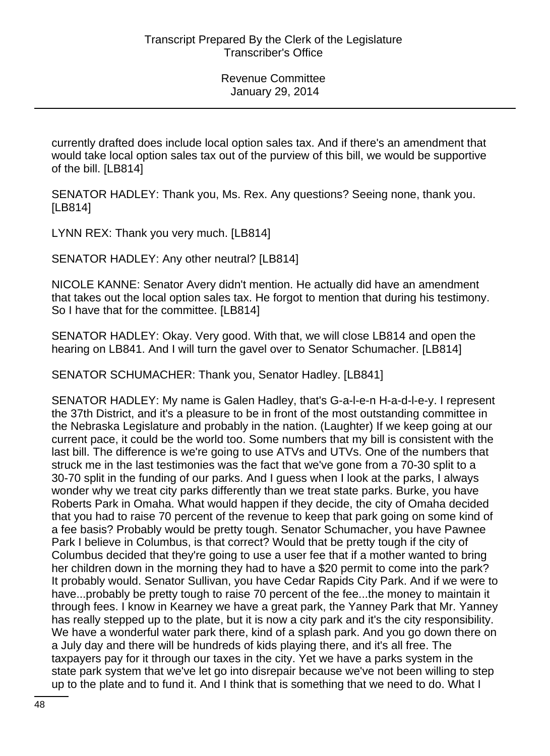currently drafted does include local option sales tax. And if there's an amendment that would take local option sales tax out of the purview of this bill, we would be supportive of the bill. [LB814]

SENATOR HADLEY: Thank you, Ms. Rex. Any questions? Seeing none, thank you. [LB814]

LYNN REX: Thank you very much. [LB814]

SENATOR HADLEY: Any other neutral? [LB814]

NICOLE KANNE: Senator Avery didn't mention. He actually did have an amendment that takes out the local option sales tax. He forgot to mention that during his testimony. So I have that for the committee. [LB814]

SENATOR HADLEY: Okay. Very good. With that, we will close LB814 and open the hearing on LB841. And I will turn the gavel over to Senator Schumacher. [LB814]

SENATOR SCHUMACHER: Thank you, Senator Hadley. [LB841]

SENATOR HADLEY: My name is Galen Hadley, that's G-a-l-e-n H-a-d-l-e-y. I represent the 37th District, and it's a pleasure to be in front of the most outstanding committee in the Nebraska Legislature and probably in the nation. (Laughter) If we keep going at our current pace, it could be the world too. Some numbers that my bill is consistent with the last bill. The difference is we're going to use ATVs and UTVs. One of the numbers that struck me in the last testimonies was the fact that we've gone from a 70-30 split to a 30-70 split in the funding of our parks. And I guess when I look at the parks, I always wonder why we treat city parks differently than we treat state parks. Burke, you have Roberts Park in Omaha. What would happen if they decide, the city of Omaha decided that you had to raise 70 percent of the revenue to keep that park going on some kind of a fee basis? Probably would be pretty tough. Senator Schumacher, you have Pawnee Park I believe in Columbus, is that correct? Would that be pretty tough if the city of Columbus decided that they're going to use a user fee that if a mother wanted to bring her children down in the morning they had to have a $20 permit to come into the park? It probably would. Senator Sullivan, you have Cedar Rapids City Park. And if we were to have...probably be pretty tough to raise 70 percent of the fee...the money to maintain it through fees. I know in Kearney we have a great park, the Yanney Park that Mr. Yanney has really stepped up to the plate, but it is now a city park and it's the city responsibility. We have a wonderful water park there, kind of a splash park. And you go down there on a July day and there will be hundreds of kids playing there, and it's all free. The taxpayers pay for it through our taxes in the city. Yet we have a parks system in the state park system that we've let go into disrepair because we've not been willing to step up to the plate and to fund it. And I think that is something that we need to do. What I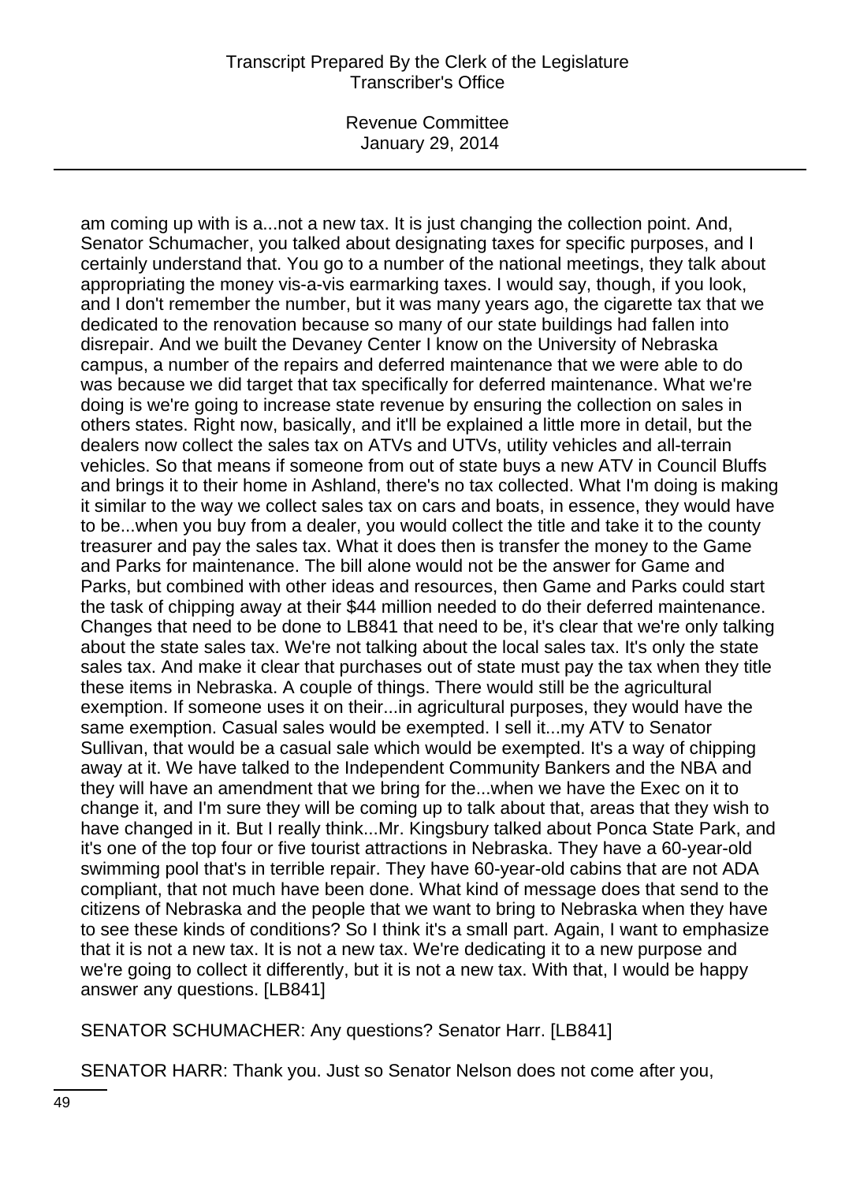am coming up with is a...not a new tax. It is just changing the collection point. And, Senator Schumacher, you talked about designating taxes for specific purposes, and I certainly understand that. You go to a number of the national meetings, they talk about appropriating the money vis-a-vis earmarking taxes. I would say, though, if you look, and I don't remember the number, but it was many years ago, the cigarette tax that we dedicated to the renovation because so many of our state buildings had fallen into disrepair. And we built the Devaney Center I know on the University of Nebraska campus, a number of the repairs and deferred maintenance that we were able to do was because we did target that tax specifically for deferred maintenance. What we're doing is we're going to increase state revenue by ensuring the collection on sales in others states. Right now, basically, and it'll be explained a little more in detail, but the dealers now collect the sales tax on ATVs and UTVs, utility vehicles and all-terrain vehicles. So that means if someone from out of state buys a new ATV in Council Bluffs and brings it to their home in Ashland, there's no tax collected. What I'm doing is making it similar to the way we collect sales tax on cars and boats, in essence, they would have to be...when you buy from a dealer, you would collect the title and take it to the county treasurer and pay the sales tax. What it does then is transfer the money to the Game and Parks for maintenance. The bill alone would not be the answer for Game and Parks, but combined with other ideas and resources, then Game and Parks could start the task of chipping away at their $44 million needed to do their deferred maintenance. Changes that need to be done to LB841 that need to be, it's clear that we're only talking about the state sales tax. We're not talking about the local sales tax. It's only the state sales tax. And make it clear that purchases out of state must pay the tax when they title these items in Nebraska. A couple of things. There would still be the agricultural exemption. If someone uses it on their...in agricultural purposes, they would have the same exemption. Casual sales would be exempted. I sell it...my ATV to Senator Sullivan, that would be a casual sale which would be exempted. It's a way of chipping away at it. We have talked to the Independent Community Bankers and the NBA and they will have an amendment that we bring for the...when we have the Exec on it to change it, and I'm sure they will be coming up to talk about that, areas that they wish to have changed in it. But I really think...Mr. Kingsbury talked about Ponca State Park, and it's one of the top four or five tourist attractions in Nebraska. They have a 60-year-old swimming pool that's in terrible repair. They have 60-year-old cabins that are not ADA compliant, that not much have been done. What kind of message does that send to the citizens of Nebraska and the people that we want to bring to Nebraska when they have to see these kinds of conditions? So I think it's a small part. Again, I want to emphasize that it is not a new tax. It is not a new tax. We're dedicating it to a new purpose and we're going to collect it differently, but it is not a new tax. With that, I would be happy answer any questions. [LB841]

SENATOR SCHUMACHER: Any questions? Senator Harr. [LB841]

SENATOR HARR: Thank you. Just so Senator Nelson does not come after you,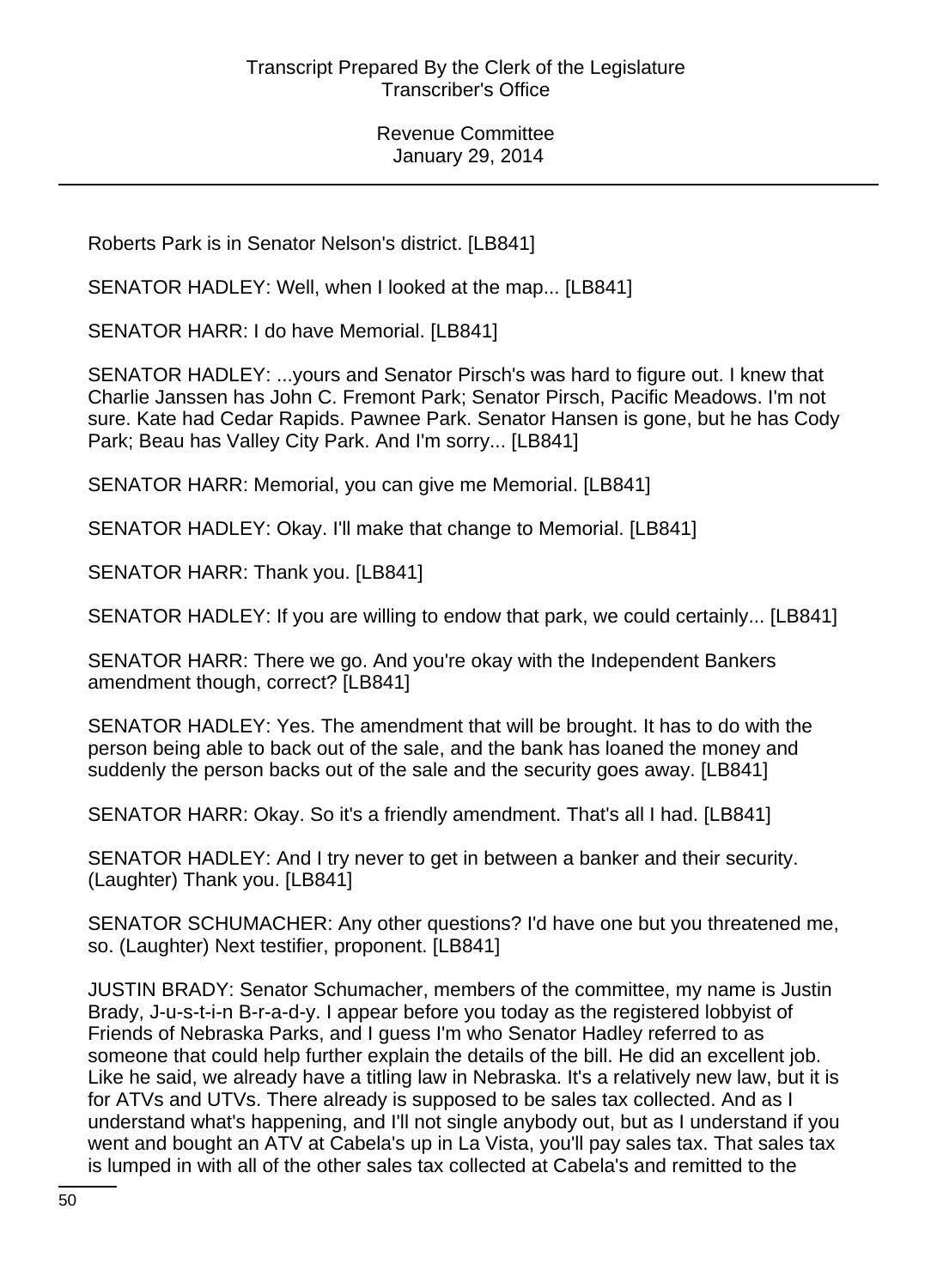Roberts Park is in Senator Nelson's district. [LB841]

SENATOR HADLEY: Well, when I looked at the map... [LB841]

SENATOR HARR: I do have Memorial. [LB841]

SENATOR HADLEY: ...yours and Senator Pirsch's was hard to figure out. I knew that Charlie Janssen has John C. Fremont Park; Senator Pirsch, Pacific Meadows. I'm not sure. Kate had Cedar Rapids. Pawnee Park. Senator Hansen is gone, but he has Cody Park; Beau has Valley City Park. And I'm sorry... [LB841]

SENATOR HARR: Memorial, you can give me Memorial. [LB841]

SENATOR HADLEY: Okay. I'll make that change to Memorial. [LB841]

SENATOR HARR: Thank you. [LB841]

SENATOR HADLEY: If you are willing to endow that park, we could certainly... [LB841]

SENATOR HARR: There we go. And you're okay with the Independent Bankers amendment though, correct? [LB841]

SENATOR HADLEY: Yes. The amendment that will be brought. It has to do with the person being able to back out of the sale, and the bank has loaned the money and suddenly the person backs out of the sale and the security goes away. [LB841]

SENATOR HARR: Okay. So it's a friendly amendment. That's all I had. [LB841]

SENATOR HADLEY: And I try never to get in between a banker and their security. (Laughter) Thank you. [LB841]

SENATOR SCHUMACHER: Any other questions? I'd have one but you threatened me, so. (Laughter) Next testifier, proponent. [LB841]

JUSTIN BRADY: Senator Schumacher, members of the committee, my name is Justin Brady, J-u-s-t-i-n B-r-a-d-y. I appear before you today as the registered lobbyist of Friends of Nebraska Parks, and I guess I'm who Senator Hadley referred to as someone that could help further explain the details of the bill. He did an excellent job. Like he said, we already have a titling law in Nebraska. It's a relatively new law, but it is for ATVs and UTVs. There already is supposed to be sales tax collected. And as I understand what's happening, and I'll not single anybody out, but as I understand if you went and bought an ATV at Cabela's up in La Vista, you'll pay sales tax. That sales tax is lumped in with all of the other sales tax collected at Cabela's and remitted to the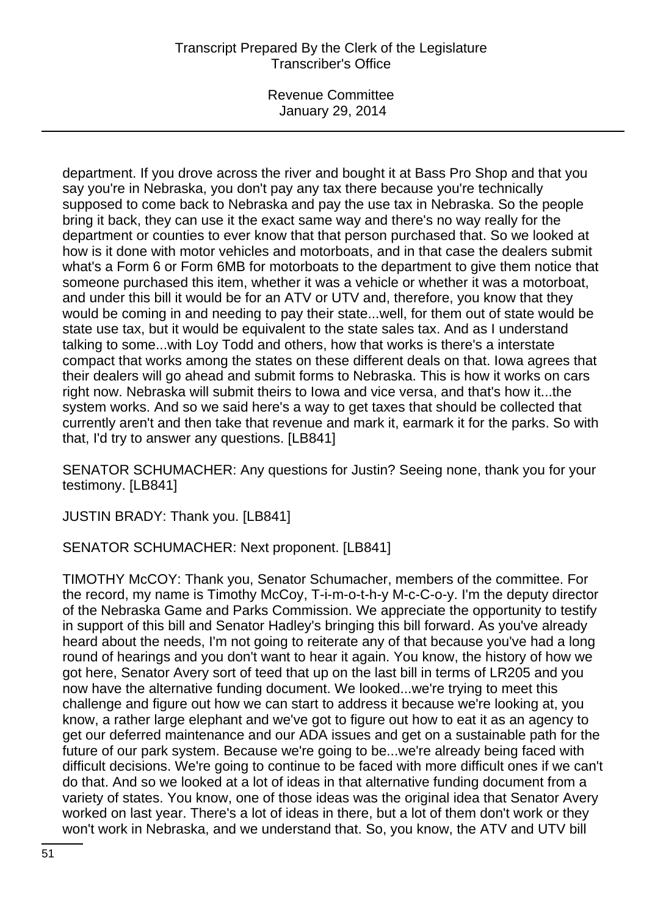department. If you drove across the river and bought it at Bass Pro Shop and that you say you're in Nebraska, you don't pay any tax there because you're technically supposed to come back to Nebraska and pay the use tax in Nebraska. So the people bring it back, they can use it the exact same way and there's no way really for the department or counties to ever know that that person purchased that. So we looked at how is it done with motor vehicles and motorboats, and in that case the dealers submit what's a Form 6 or Form 6MB for motorboats to the department to give them notice that someone purchased this item, whether it was a vehicle or whether it was a motorboat, and under this bill it would be for an ATV or UTV and, therefore, you know that they would be coming in and needing to pay their state...well, for them out of state would be state use tax, but it would be equivalent to the state sales tax. And as I understand talking to some...with Loy Todd and others, how that works is there's a interstate compact that works among the states on these different deals on that. Iowa agrees that their dealers will go ahead and submit forms to Nebraska. This is how it works on cars right now. Nebraska will submit theirs to Iowa and vice versa, and that's how it...the system works. And so we said here's a way to get taxes that should be collected that currently aren't and then take that revenue and mark it, earmark it for the parks. So with that, I'd try to answer any questions. [LB841]

SENATOR SCHUMACHER: Any questions for Justin? Seeing none, thank you for your testimony. [LB841]

JUSTIN BRADY: Thank you. [LB841]

SENATOR SCHUMACHER: Next proponent. [LB841]

TIMOTHY McCOY: Thank you, Senator Schumacher, members of the committee. For the record, my name is Timothy McCoy, T-i-m-o-t-h-y M-c-C-o-y. I'm the deputy director of the Nebraska Game and Parks Commission. We appreciate the opportunity to testify in support of this bill and Senator Hadley's bringing this bill forward. As you've already heard about the needs, I'm not going to reiterate any of that because you've had a long round of hearings and you don't want to hear it again. You know, the history of how we got here, Senator Avery sort of teed that up on the last bill in terms of LR205 and you now have the alternative funding document. We looked...we're trying to meet this challenge and figure out how we can start to address it because we're looking at, you know, a rather large elephant and we've got to figure out how to eat it as an agency to get our deferred maintenance and our ADA issues and get on a sustainable path for the future of our park system. Because we're going to be...we're already being faced with difficult decisions. We're going to continue to be faced with more difficult ones if we can't do that. And so we looked at a lot of ideas in that alternative funding document from a variety of states. You know, one of those ideas was the original idea that Senator Avery worked on last year. There's a lot of ideas in there, but a lot of them don't work or they won't work in Nebraska, and we understand that. So, you know, the ATV and UTV bill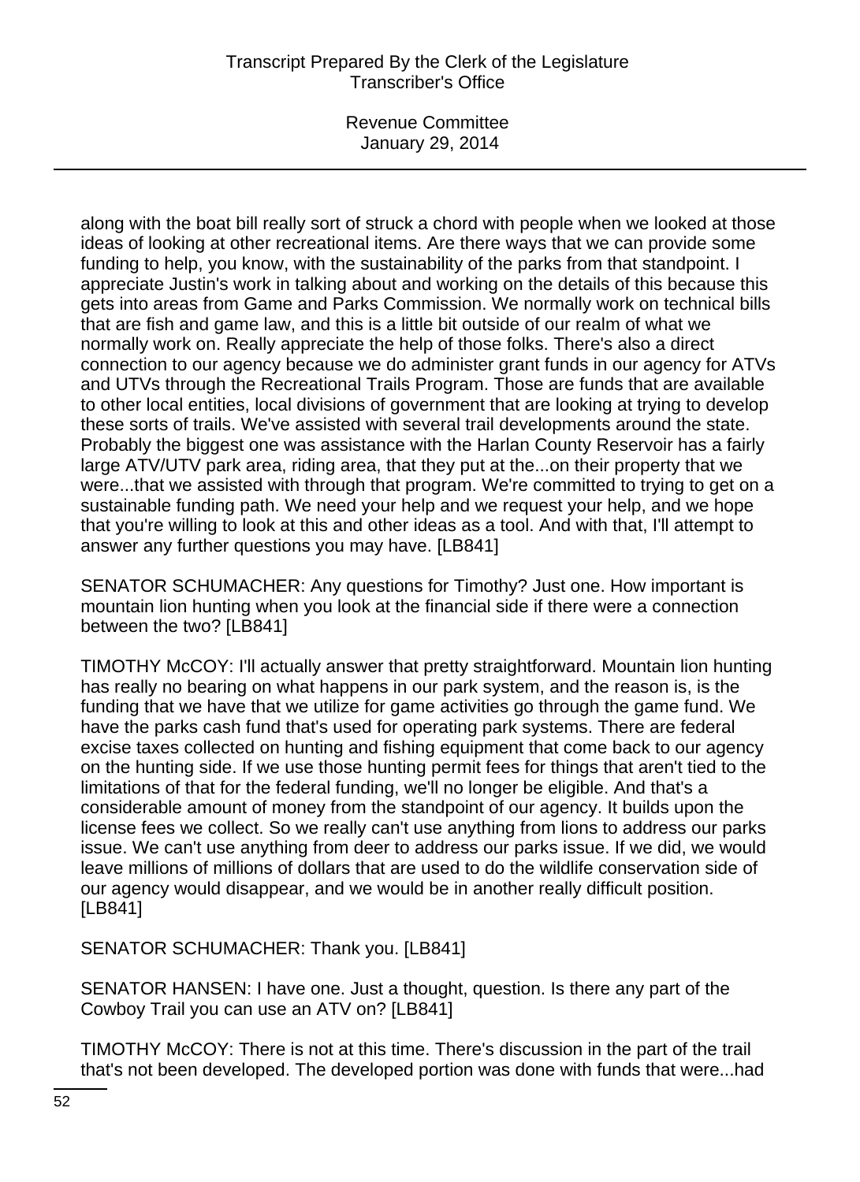along with the boat bill really sort of struck a chord with people when we looked at those ideas of looking at other recreational items. Are there ways that we can provide some funding to help, you know, with the sustainability of the parks from that standpoint. I appreciate Justin's work in talking about and working on the details of this because this gets into areas from Game and Parks Commission. We normally work on technical bills that are fish and game law, and this is a little bit outside of our realm of what we normally work on. Really appreciate the help of those folks. There's also a direct connection to our agency because we do administer grant funds in our agency for ATVs and UTVs through the Recreational Trails Program. Those are funds that are available to other local entities, local divisions of government that are looking at trying to develop these sorts of trails. We've assisted with several trail developments around the state. Probably the biggest one was assistance with the Harlan County Reservoir has a fairly large ATV/UTV park area, riding area, that they put at the...on their property that we were...that we assisted with through that program. We're committed to trying to get on a sustainable funding path. We need your help and we request your help, and we hope that you're willing to look at this and other ideas as a tool. And with that, I'll attempt to answer any further questions you may have. [LB841]

SENATOR SCHUMACHER: Any questions for Timothy? Just one. How important is mountain lion hunting when you look at the financial side if there were a connection between the two? [LB841]

TIMOTHY McCOY: I'll actually answer that pretty straightforward. Mountain lion hunting has really no bearing on what happens in our park system, and the reason is, is the funding that we have that we utilize for game activities go through the game fund. We have the parks cash fund that's used for operating park systems. There are federal excise taxes collected on hunting and fishing equipment that come back to our agency on the hunting side. If we use those hunting permit fees for things that aren't tied to the limitations of that for the federal funding, we'll no longer be eligible. And that's a considerable amount of money from the standpoint of our agency. It builds upon the license fees we collect. So we really can't use anything from lions to address our parks issue. We can't use anything from deer to address our parks issue. If we did, we would leave millions of millions of dollars that are used to do the wildlife conservation side of our agency would disappear, and we would be in another really difficult position. [LB841]

SENATOR SCHUMACHER: Thank you. [LB841]

SENATOR HANSEN: I have one. Just a thought, question. Is there any part of the Cowboy Trail you can use an ATV on? [LB841]

TIMOTHY McCOY: There is not at this time. There's discussion in the part of the trail that's not been developed. The developed portion was done with funds that were...had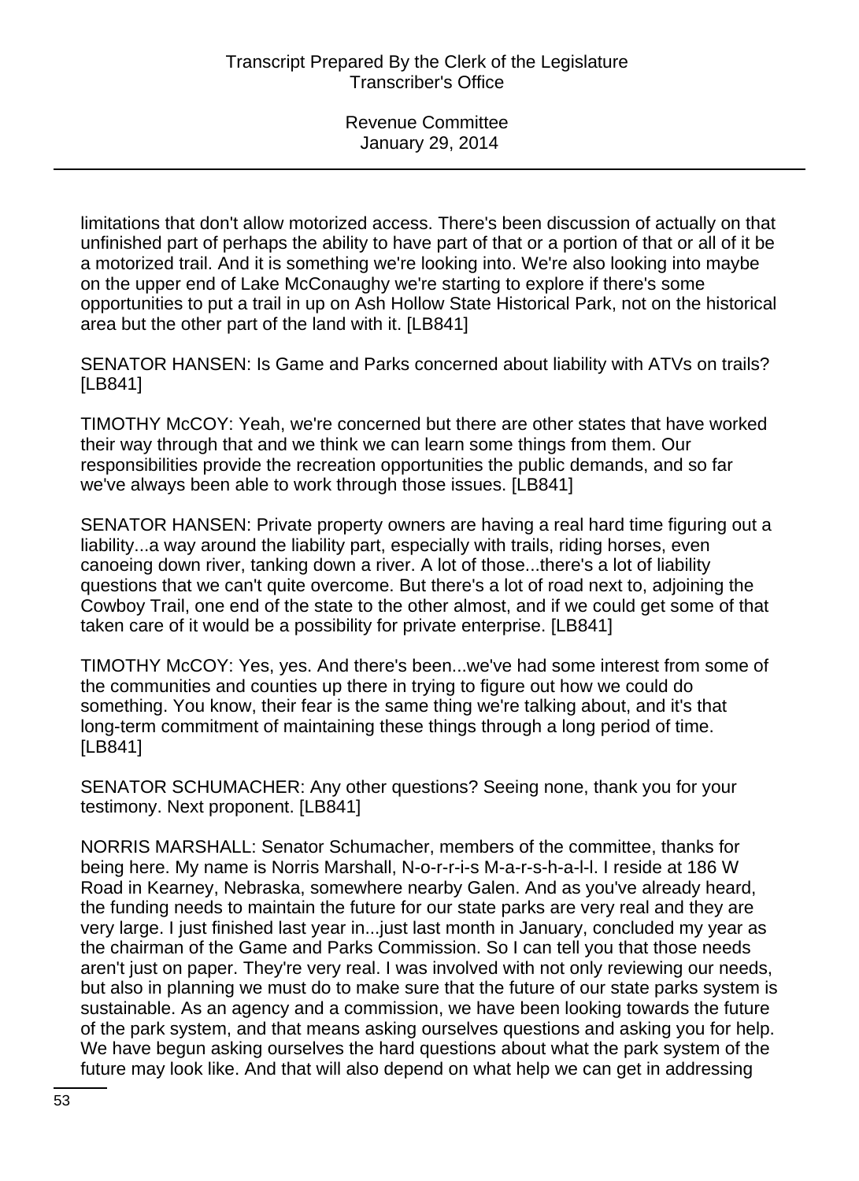limitations that don't allow motorized access. There's been discussion of actually on that unfinished part of perhaps the ability to have part of that or a portion of that or all of it be a motorized trail. And it is something we're looking into. We're also looking into maybe on the upper end of Lake McConaughy we're starting to explore if there's some opportunities to put a trail in up on Ash Hollow State Historical Park, not on the historical area but the other part of the land with it. [LB841]

SENATOR HANSEN: Is Game and Parks concerned about liability with ATVs on trails? [LB841]

TIMOTHY McCOY: Yeah, we're concerned but there are other states that have worked their way through that and we think we can learn some things from them. Our responsibilities provide the recreation opportunities the public demands, and so far we've always been able to work through those issues. [LB841]

SENATOR HANSEN: Private property owners are having a real hard time figuring out a liability...a way around the liability part, especially with trails, riding horses, even canoeing down river, tanking down a river. A lot of those...there's a lot of liability questions that we can't quite overcome. But there's a lot of road next to, adjoining the Cowboy Trail, one end of the state to the other almost, and if we could get some of that taken care of it would be a possibility for private enterprise. [LB841]

TIMOTHY McCOY: Yes, yes. And there's been...we've had some interest from some of the communities and counties up there in trying to figure out how we could do something. You know, their fear is the same thing we're talking about, and it's that long-term commitment of maintaining these things through a long period of time. [LB841]

SENATOR SCHUMACHER: Any other questions? Seeing none, thank you for your testimony. Next proponent. [LB841]

NORRIS MARSHALL: Senator Schumacher, members of the committee, thanks for being here. My name is Norris Marshall, N-o-r-r-i-s M-a-r-s-h-a-l-l. I reside at 186 W Road in Kearney, Nebraska, somewhere nearby Galen. And as you've already heard, the funding needs to maintain the future for our state parks are very real and they are very large. I just finished last year in...just last month in January, concluded my year as the chairman of the Game and Parks Commission. So I can tell you that those needs aren't just on paper. They're very real. I was involved with not only reviewing our needs, but also in planning we must do to make sure that the future of our state parks system is sustainable. As an agency and a commission, we have been looking towards the future of the park system, and that means asking ourselves questions and asking you for help. We have begun asking ourselves the hard questions about what the park system of the future may look like. And that will also depend on what help we can get in addressing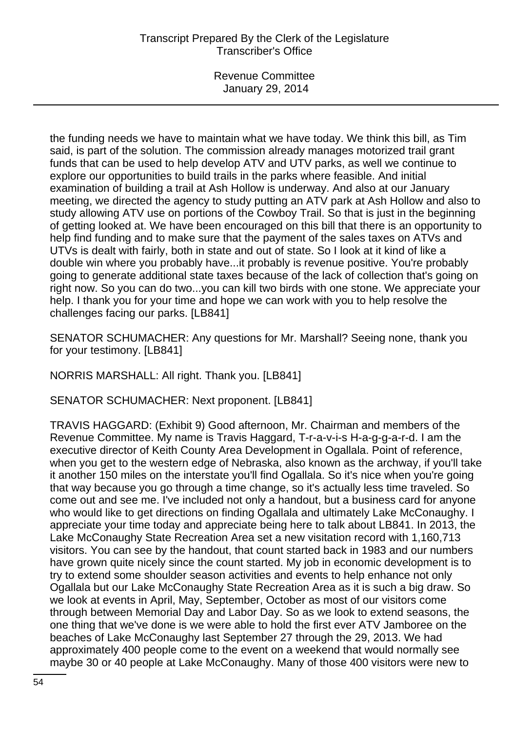the funding needs we have to maintain what we have today. We think this bill, as Tim said, is part of the solution. The commission already manages motorized trail grant funds that can be used to help develop ATV and UTV parks, as well we continue to explore our opportunities to build trails in the parks where feasible. And initial examination of building a trail at Ash Hollow is underway. And also at our January meeting, we directed the agency to study putting an ATV park at Ash Hollow and also to study allowing ATV use on portions of the Cowboy Trail. So that is just in the beginning of getting looked at. We have been encouraged on this bill that there is an opportunity to help find funding and to make sure that the payment of the sales taxes on ATVs and UTVs is dealt with fairly, both in state and out of state. So I look at it kind of like a double win where you probably have...it probably is revenue positive. You're probably going to generate additional state taxes because of the lack of collection that's going on right now. So you can do two...you can kill two birds with one stone. We appreciate your help. I thank you for your time and hope we can work with you to help resolve the challenges facing our parks. [LB841]

SENATOR SCHUMACHER: Any questions for Mr. Marshall? Seeing none, thank you for your testimony. [LB841]

NORRIS MARSHALL: All right. Thank you. [LB841]

SENATOR SCHUMACHER: Next proponent. [LB841]

TRAVIS HAGGARD: (Exhibit 9) Good afternoon, Mr. Chairman and members of the Revenue Committee. My name is Travis Haggard, T-r-a-v-i-s H-a-g-g-a-r-d. I am the executive director of Keith County Area Development in Ogallala. Point of reference, when you get to the western edge of Nebraska, also known as the archway, if you'll take it another 150 miles on the interstate you'll find Ogallala. So it's nice when you're going that way because you go through a time change, so it's actually less time traveled. So come out and see me. I've included not only a handout, but a business card for anyone who would like to get directions on finding Ogallala and ultimately Lake McConaughy. I appreciate your time today and appreciate being here to talk about LB841. In 2013, the Lake McConaughy State Recreation Area set a new visitation record with 1,160,713 visitors. You can see by the handout, that count started back in 1983 and our numbers have grown quite nicely since the count started. My job in economic development is to try to extend some shoulder season activities and events to help enhance not only Ogallala but our Lake McConaughy State Recreation Area as it is such a big draw. So we look at events in April, May, September, October as most of our visitors come through between Memorial Day and Labor Day. So as we look to extend seasons, the one thing that we've done is we were able to hold the first ever ATV Jamboree on the beaches of Lake McConaughy last September 27 through the 29, 2013. We had approximately 400 people come to the event on a weekend that would normally see maybe 30 or 40 people at Lake McConaughy. Many of those 400 visitors were new to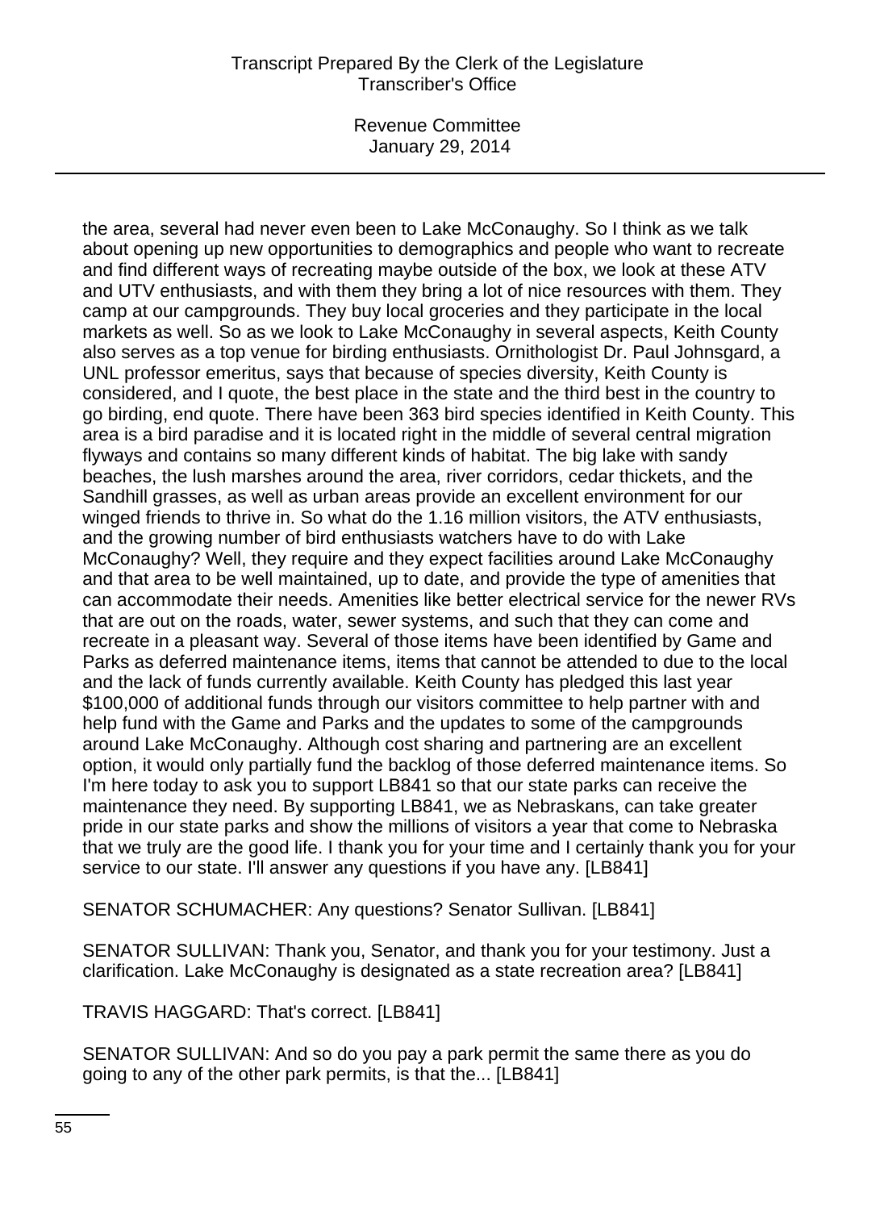the area, several had never even been to Lake McConaughy. So I think as we talk about opening up new opportunities to demographics and people who want to recreate and find different ways of recreating maybe outside of the box, we look at these ATV and UTV enthusiasts, and with them they bring a lot of nice resources with them. They camp at our campgrounds. They buy local groceries and they participate in the local markets as well. So as we look to Lake McConaughy in several aspects, Keith County also serves as a top venue for birding enthusiasts. Ornithologist Dr. Paul Johnsgard, a UNL professor emeritus, says that because of species diversity, Keith County is considered, and I quote, the best place in the state and the third best in the country to go birding, end quote. There have been 363 bird species identified in Keith County. This area is a bird paradise and it is located right in the middle of several central migration flyways and contains so many different kinds of habitat. The big lake with sandy beaches, the lush marshes around the area, river corridors, cedar thickets, and the Sandhill grasses, as well as urban areas provide an excellent environment for our winged friends to thrive in. So what do the 1.16 million visitors, the ATV enthusiasts, and the growing number of bird enthusiasts watchers have to do with Lake McConaughy? Well, they require and they expect facilities around Lake McConaughy and that area to be well maintained, up to date, and provide the type of amenities that can accommodate their needs. Amenities like better electrical service for the newer RVs that are out on the roads, water, sewer systems, and such that they can come and recreate in a pleasant way. Several of those items have been identified by Game and Parks as deferred maintenance items, items that cannot be attended to due to the local and the lack of funds currently available. Keith County has pledged this last year $100,000 of additional funds through our visitors committee to help partner with and help fund with the Game and Parks and the updates to some of the campgrounds around Lake McConaughy. Although cost sharing and partnering are an excellent option, it would only partially fund the backlog of those deferred maintenance items. So I'm here today to ask you to support LB841 so that our state parks can receive the maintenance they need. By supporting LB841, we as Nebraskans, can take greater pride in our state parks and show the millions of visitors a year that come to Nebraska that we truly are the good life. I thank you for your time and I certainly thank you for your service to our state. I'll answer any questions if you have any. [LB841]

SENATOR SCHUMACHER: Any questions? Senator Sullivan. [LB841]

SENATOR SULLIVAN: Thank you, Senator, and thank you for your testimony. Just a clarification. Lake McConaughy is designated as a state recreation area? [LB841]

TRAVIS HAGGARD: That's correct. [LB841]

SENATOR SULLIVAN: And so do you pay a park permit the same there as you do going to any of the other park permits, is that the... [LB841]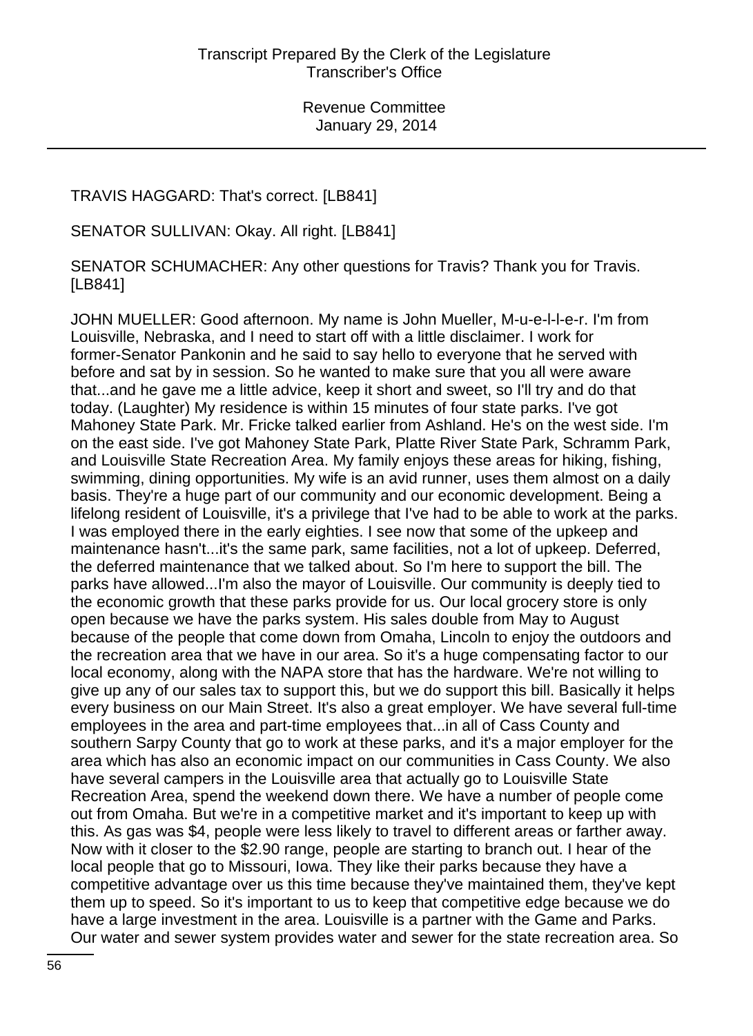TRAVIS HAGGARD: That's correct. [LB841]

SENATOR SULLIVAN: Okay. All right. [LB841]

SENATOR SCHUMACHER: Any other questions for Travis? Thank you for Travis. [LB841]

JOHN MUELLER: Good afternoon. My name is John Mueller, M-u-e-l-l-e-r. I'm from Louisville, Nebraska, and I need to start off with a little disclaimer. I work for former-Senator Pankonin and he said to say hello to everyone that he served with before and sat by in session. So he wanted to make sure that you all were aware that...and he gave me a little advice, keep it short and sweet, so I'll try and do that today. (Laughter) My residence is within 15 minutes of four state parks. I've got Mahoney State Park. Mr. Fricke talked earlier from Ashland. He's on the west side. I'm on the east side. I've got Mahoney State Park, Platte River State Park, Schramm Park, and Louisville State Recreation Area. My family enjoys these areas for hiking, fishing, swimming, dining opportunities. My wife is an avid runner, uses them almost on a daily basis. They're a huge part of our community and our economic development. Being a lifelong resident of Louisville, it's a privilege that I've had to be able to work at the parks. I was employed there in the early eighties. I see now that some of the upkeep and maintenance hasn't...it's the same park, same facilities, not a lot of upkeep. Deferred, the deferred maintenance that we talked about. So I'm here to support the bill. The parks have allowed...I'm also the mayor of Louisville. Our community is deeply tied to the economic growth that these parks provide for us. Our local grocery store is only open because we have the parks system. His sales double from May to August because of the people that come down from Omaha, Lincoln to enjoy the outdoors and the recreation area that we have in our area. So it's a huge compensating factor to our local economy, along with the NAPA store that has the hardware. We're not willing to give up any of our sales tax to support this, but we do support this bill. Basically it helps every business on our Main Street. It's also a great employer. We have several full-time employees in the area and part-time employees that...in all of Cass County and southern Sarpy County that go to work at these parks, and it's a major employer for the area which has also an economic impact on our communities in Cass County. We also have several campers in the Louisville area that actually go to Louisville State Recreation Area, spend the weekend down there. We have a number of people come out from Omaha. But we're in a competitive market and it's important to keep up with this. As gas was $4, people were less likely to travel to different areas or farther away. Now with it closer to the $2.90 range, people are starting to branch out. I hear of the local people that go to Missouri, Iowa. They like their parks because they have a competitive advantage over us this time because they've maintained them, they've kept them up to speed. So it's important to us to keep that competitive edge because we do have a large investment in the area. Louisville is a partner with the Game and Parks. Our water and sewer system provides water and sewer for the state recreation area. So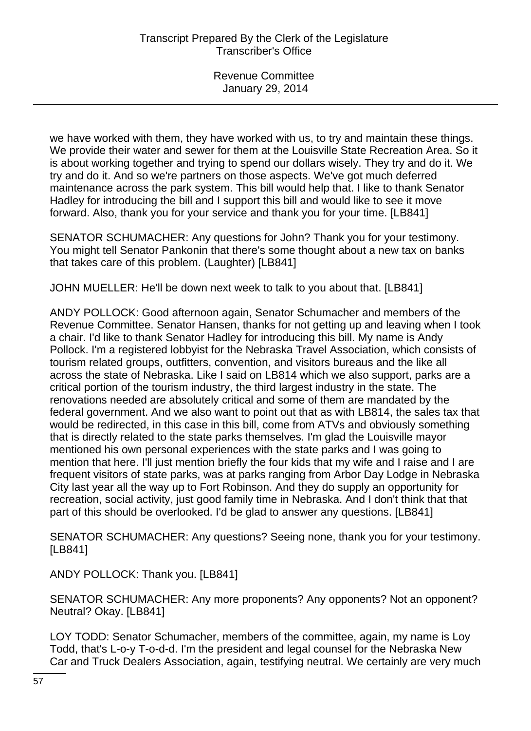we have worked with them, they have worked with us, to try and maintain these things. We provide their water and sewer for them at the Louisville State Recreation Area. So it is about working together and trying to spend our dollars wisely. They try and do it. We try and do it. And so we're partners on those aspects. We've got much deferred maintenance across the park system. This bill would help that. I like to thank Senator Hadley for introducing the bill and I support this bill and would like to see it move forward. Also, thank you for your service and thank you for your time. [LB841]

SENATOR SCHUMACHER: Any questions for John? Thank you for your testimony. You might tell Senator Pankonin that there's some thought about a new tax on banks that takes care of this problem. (Laughter) [LB841]

JOHN MUELLER: He'll be down next week to talk to you about that. [LB841]

ANDY POLLOCK: Good afternoon again, Senator Schumacher and members of the Revenue Committee. Senator Hansen, thanks for not getting up and leaving when I took a chair. I'd like to thank Senator Hadley for introducing this bill. My name is Andy Pollock. I'm a registered lobbyist for the Nebraska Travel Association, which consists of tourism related groups, outfitters, convention, and visitors bureaus and the like all across the state of Nebraska. Like I said on LB814 which we also support, parks are a critical portion of the tourism industry, the third largest industry in the state. The renovations needed are absolutely critical and some of them are mandated by the federal government. And we also want to point out that as with LB814, the sales tax that would be redirected, in this case in this bill, come from ATVs and obviously something that is directly related to the state parks themselves. I'm glad the Louisville mayor mentioned his own personal experiences with the state parks and I was going to mention that here. I'll just mention briefly the four kids that my wife and I raise and I are frequent visitors of state parks, was at parks ranging from Arbor Day Lodge in Nebraska City last year all the way up to Fort Robinson. And they do supply an opportunity for recreation, social activity, just good family time in Nebraska. And I don't think that that part of this should be overlooked. I'd be glad to answer any questions. [LB841]

SENATOR SCHUMACHER: Any questions? Seeing none, thank you for your testimony. [LB841]

ANDY POLLOCK: Thank you. [LB841]

SENATOR SCHUMACHER: Any more proponents? Any opponents? Not an opponent? Neutral? Okay. [LB841]

LOY TODD: Senator Schumacher, members of the committee, again, my name is Loy Todd, that's L-o-y T-o-d-d. I'm the president and legal counsel for the Nebraska New Car and Truck Dealers Association, again, testifying neutral. We certainly are very much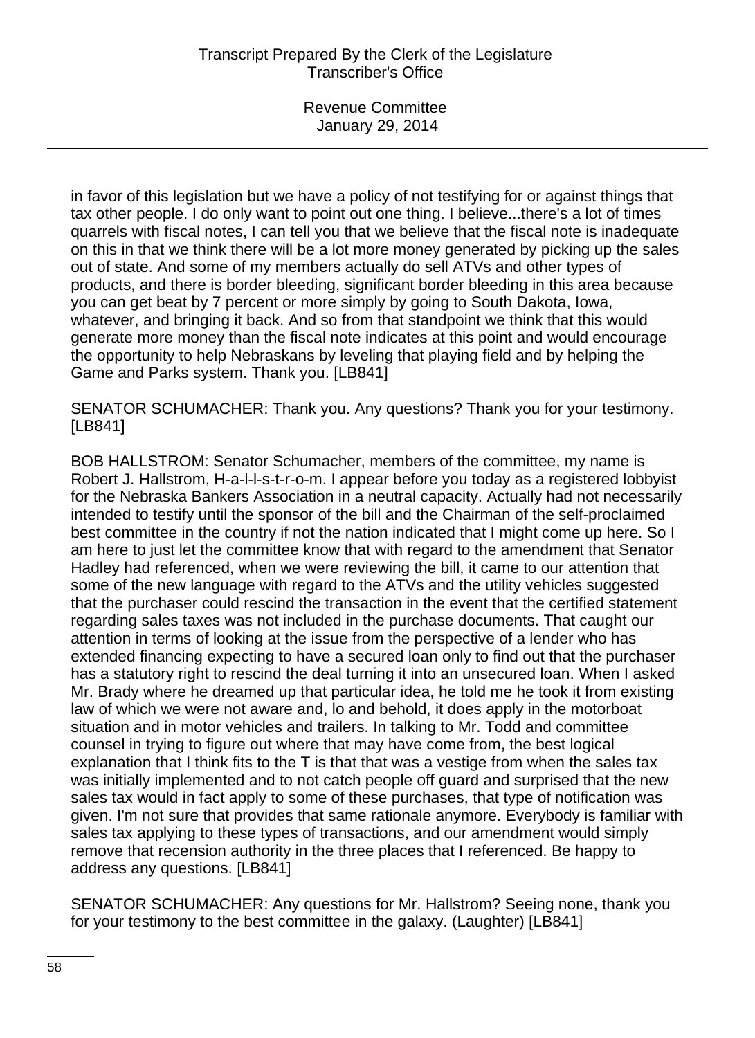in favor of this legislation but we have a policy of not testifying for or against things that tax other people. I do only want to point out one thing. I believe...there's a lot of times quarrels with fiscal notes, I can tell you that we believe that the fiscal note is inadequate on this in that we think there will be a lot more money generated by picking up the sales out of state. And some of my members actually do sell ATVs and other types of products, and there is border bleeding, significant border bleeding in this area because you can get beat by 7 percent or more simply by going to South Dakota, Iowa, whatever, and bringing it back. And so from that standpoint we think that this would generate more money than the fiscal note indicates at this point and would encourage the opportunity to help Nebraskans by leveling that playing field and by helping the Game and Parks system. Thank you. [LB841]

SENATOR SCHUMACHER: Thank you. Any questions? Thank you for your testimony. [LB841]

BOB HALLSTROM: Senator Schumacher, members of the committee, my name is Robert J. Hallstrom, H-a-l-l-s-t-r-o-m. I appear before you today as a registered lobbyist for the Nebraska Bankers Association in a neutral capacity. Actually had not necessarily intended to testify until the sponsor of the bill and the Chairman of the self-proclaimed best committee in the country if not the nation indicated that I might come up here. So I am here to just let the committee know that with regard to the amendment that Senator Hadley had referenced, when we were reviewing the bill, it came to our attention that some of the new language with regard to the ATVs and the utility vehicles suggested that the purchaser could rescind the transaction in the event that the certified statement regarding sales taxes was not included in the purchase documents. That caught our attention in terms of looking at the issue from the perspective of a lender who has extended financing expecting to have a secured loan only to find out that the purchaser has a statutory right to rescind the deal turning it into an unsecured loan. When I asked Mr. Brady where he dreamed up that particular idea, he told me he took it from existing law of which we were not aware and, lo and behold, it does apply in the motorboat situation and in motor vehicles and trailers. In talking to Mr. Todd and committee counsel in trying to figure out where that may have come from, the best logical explanation that I think fits to the T is that that was a vestige from when the sales tax was initially implemented and to not catch people off guard and surprised that the new sales tax would in fact apply to some of these purchases, that type of notification was given. I'm not sure that provides that same rationale anymore. Everybody is familiar with sales tax applying to these types of transactions, and our amendment would simply remove that recension authority in the three places that I referenced. Be happy to address any questions. [LB841]

SENATOR SCHUMACHER: Any questions for Mr. Hallstrom? Seeing none, thank you for your testimony to the best committee in the galaxy. (Laughter) [LB841]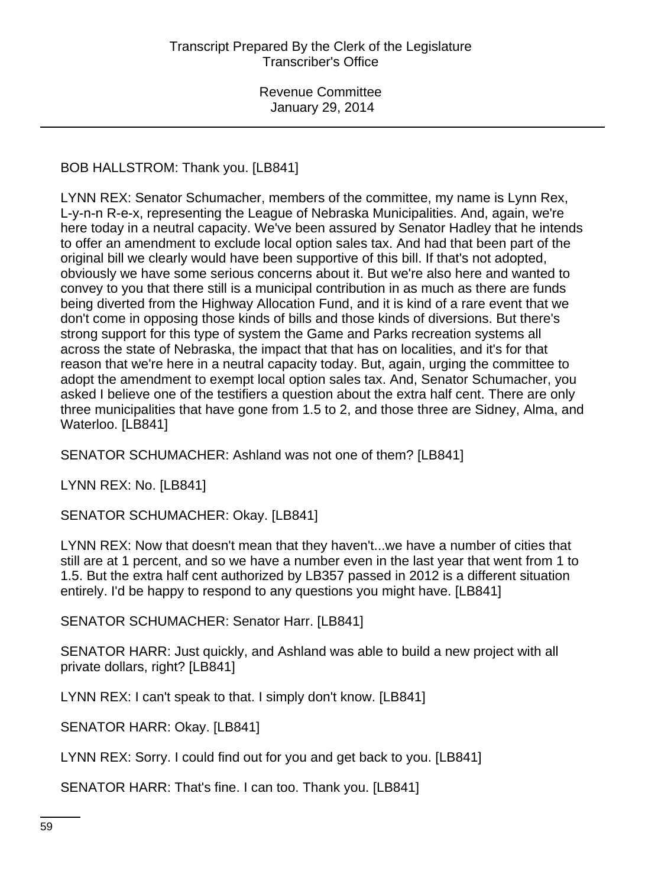BOB HALLSTROM: Thank you. [LB841]

LYNN REX: Senator Schumacher, members of the committee, my name is Lynn Rex, L-y-n-n R-e-x, representing the League of Nebraska Municipalities. And, again, we're here today in a neutral capacity. We've been assured by Senator Hadley that he intends to offer an amendment to exclude local option sales tax. And had that been part of the original bill we clearly would have been supportive of this bill. If that's not adopted, obviously we have some serious concerns about it. But we're also here and wanted to convey to you that there still is a municipal contribution in as much as there are funds being diverted from the Highway Allocation Fund, and it is kind of a rare event that we don't come in opposing those kinds of bills and those kinds of diversions. But there's strong support for this type of system the Game and Parks recreation systems all across the state of Nebraska, the impact that that has on localities, and it's for that reason that we're here in a neutral capacity today. But, again, urging the committee to adopt the amendment to exempt local option sales tax. And, Senator Schumacher, you asked I believe one of the testifiers a question about the extra half cent. There are only three municipalities that have gone from 1.5 to 2, and those three are Sidney, Alma, and Waterloo. [LB841]

SENATOR SCHUMACHER: Ashland was not one of them? [LB841]

LYNN REX: No. [LB841]

SENATOR SCHUMACHER: Okay. [LB841]

LYNN REX: Now that doesn't mean that they haven't...we have a number of cities that still are at 1 percent, and so we have a number even in the last year that went from 1 to 1.5. But the extra half cent authorized by LB357 passed in 2012 is a different situation entirely. I'd be happy to respond to any questions you might have. [LB841]

SENATOR SCHUMACHER: Senator Harr. [LB841]

SENATOR HARR: Just quickly, and Ashland was able to build a new project with all private dollars, right? [LB841]

LYNN REX: I can't speak to that. I simply don't know. [LB841]

SENATOR HARR: Okay. [LB841]

LYNN REX: Sorry. I could find out for you and get back to you. [LB841]

SENATOR HARR: That's fine. I can too. Thank you. [LB841]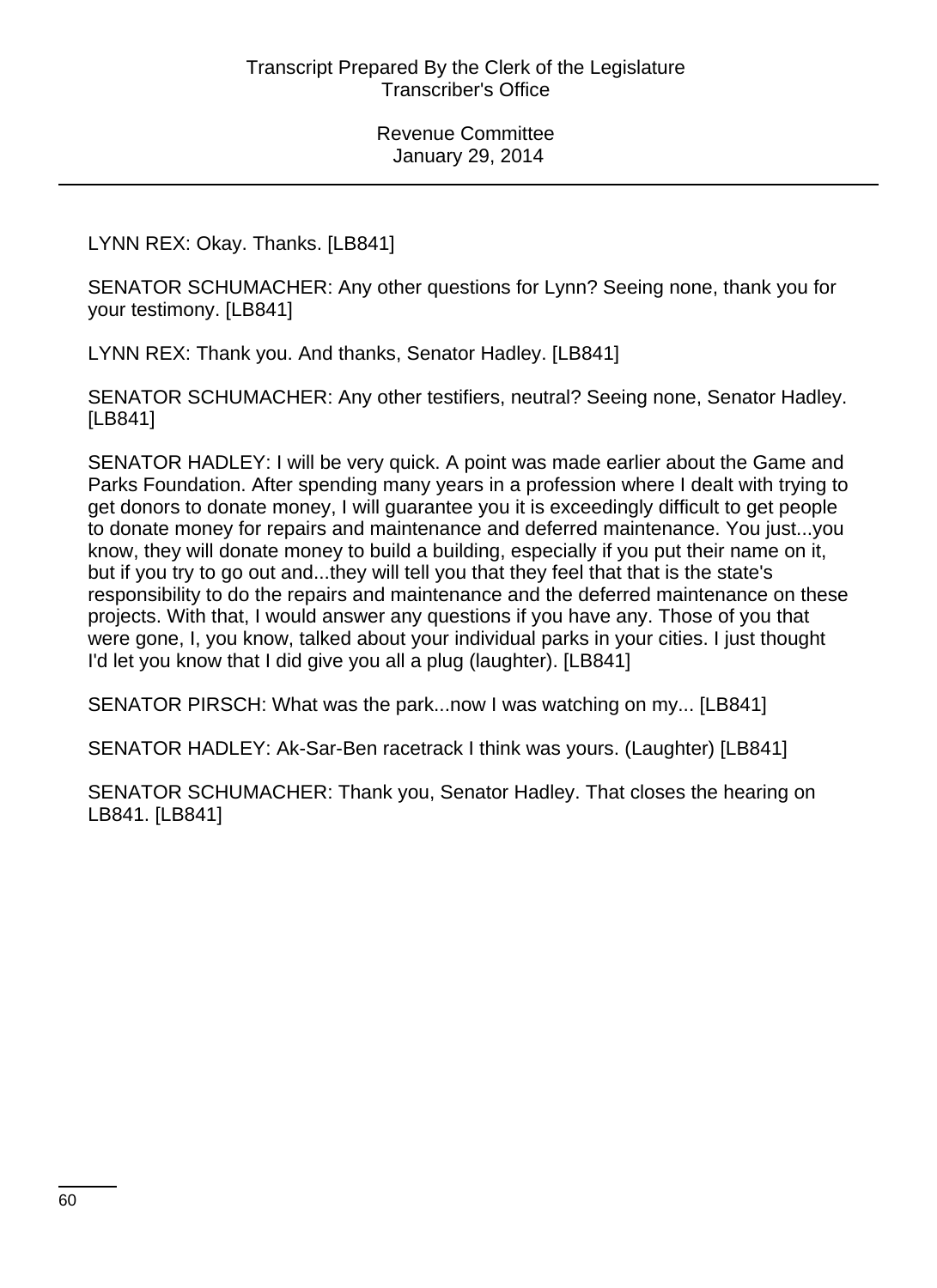LYNN REX: Okay. Thanks. [LB841]

SENATOR SCHUMACHER: Any other questions for Lynn? Seeing none, thank you for your testimony. [LB841]

LYNN REX: Thank you. And thanks, Senator Hadley. [LB841]

SENATOR SCHUMACHER: Any other testifiers, neutral? Seeing none, Senator Hadley. [LB841]

SENATOR HADLEY: I will be very quick. A point was made earlier about the Game and Parks Foundation. After spending many years in a profession where I dealt with trying to get donors to donate money, I will guarantee you it is exceedingly difficult to get people to donate money for repairs and maintenance and deferred maintenance. You just...you know, they will donate money to build a building, especially if you put their name on it, but if you try to go out and...they will tell you that they feel that that is the state's responsibility to do the repairs and maintenance and the deferred maintenance on these projects. With that, I would answer any questions if you have any. Those of you that were gone, I, you know, talked about your individual parks in your cities. I just thought I'd let you know that I did give you all a plug (laughter). [LB841]

SENATOR PIRSCH: What was the park...now I was watching on my... [LB841]

SENATOR HADLEY: Ak-Sar-Ben racetrack I think was yours. (Laughter) [LB841]

SENATOR SCHUMACHER: Thank you, Senator Hadley. That closes the hearing on LB841. [LB841]